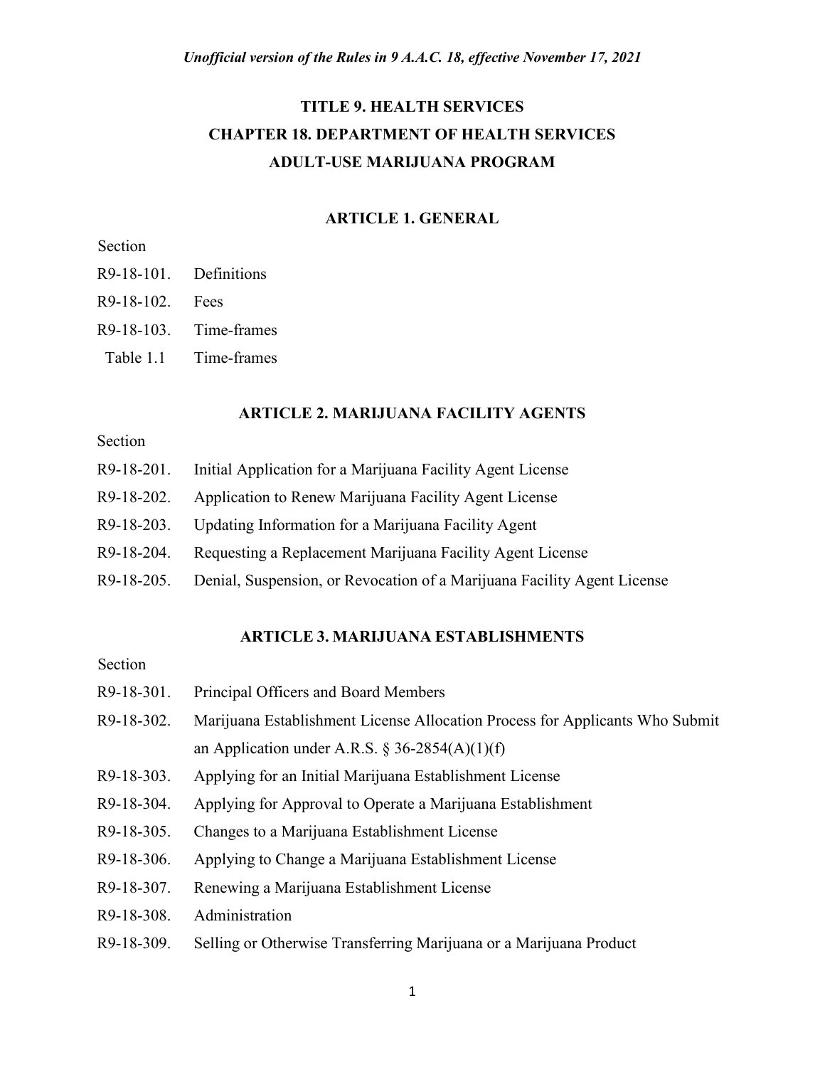*Unofficial version of the Rules in 9 A.A.C. 18, effective November 17, 2021*

# TITLE 9. HEALTH SERVICES
# CHAPTER 18. DEPARTMENT OF HEALTH SERVICES
# ADULT-USE MARIJUANA PROGRAM

## ARTICLE 1. GENERAL

Section

R9-18-101. Definitions

R9-18-102. Fees

R9-18-103. Time-frames

Table 1.1 Time-frames

## ARTICLE 2. MARIJUANA FACILITY AGENTS

Section

R9-18-201. Initial Application for a Marijuana Facility Agent License

R9-18-202. Application to Renew Marijuana Facility Agent License

R9-18-203. Updating Information for a Marijuana Facility Agent

R9-18-204. Requesting a Replacement Marijuana Facility Agent License

R9-18-205. Denial, Suspension, or Revocation of a Marijuana Facility Agent License

## ARTICLE 3. MARIJUANA ESTABLISHMENTS

Section

R9-18-301. Principal Officers and Board Members

R9-18-302. Marijuana Establishment License Allocation Process for Applicants Who Submit an Application under A.R.S. § 36-2854(A)(1)(f)

R9-18-303. Applying for an Initial Marijuana Establishment License

R9-18-304. Applying for Approval to Operate a Marijuana Establishment

R9-18-305. Changes to a Marijuana Establishment License

R9-18-306. Applying to Change a Marijuana Establishment License

R9-18-307. Renewing a Marijuana Establishment License

R9-18-308. Administration

R9-18-309. Selling or Otherwise Transferring Marijuana or a Marijuana Product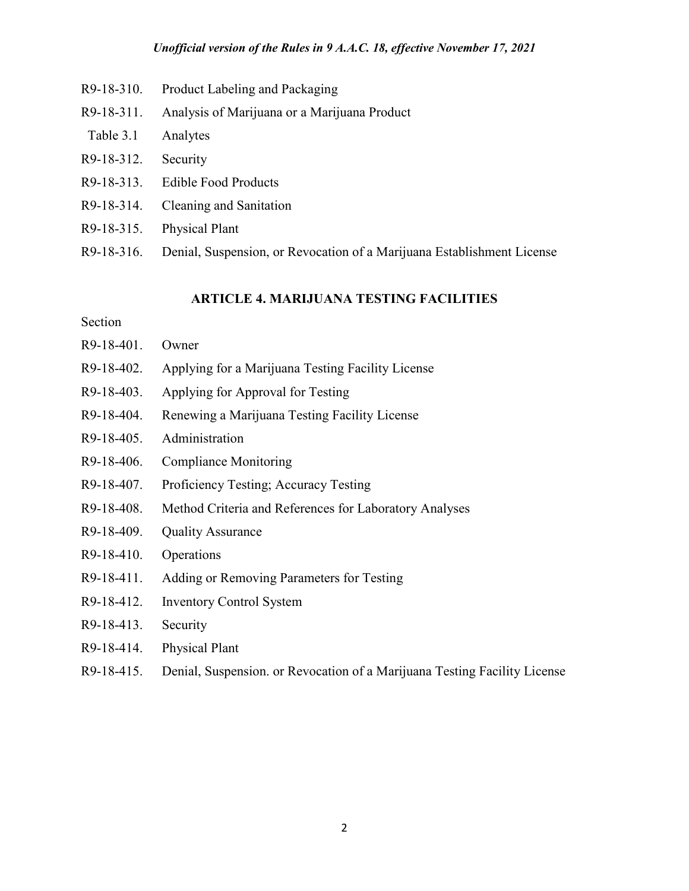R9-18-310. Product Labeling and Packaging

R9-18-311. Analysis of Marijuana or a Marijuana Product

Table 3.1 Analytes

R9-18-312. Security

R9-18-313. Edible Food Products

R9-18-314. Cleaning and Sanitation

R9-18-315. Physical Plant

R9-18-316. Denial, Suspension, or Revocation of a Marijuana Establishment License

## ARTICLE 4. MARIJUANA TESTING FACILITIES

Section

R9-18-401. Owner

R9-18-402. Applying for a Marijuana Testing Facility License

R9-18-403. Applying for Approval for Testing

R9-18-404. Renewing a Marijuana Testing Facility License

R9-18-405. Administration

R9-18-406. Compliance Monitoring

R9-18-407. Proficiency Testing; Accuracy Testing

R9-18-408. Method Criteria and References for Laboratory Analyses

R9-18-409. Quality Assurance

R9-18-410. Operations

R9-18-411. Adding or Removing Parameters for Testing

R9-18-412. Inventory Control System

R9-18-413. Security

R9-18-414. Physical Plant

R9-18-415. Denial, Suspension. or Revocation of a Marijuana Testing Facility License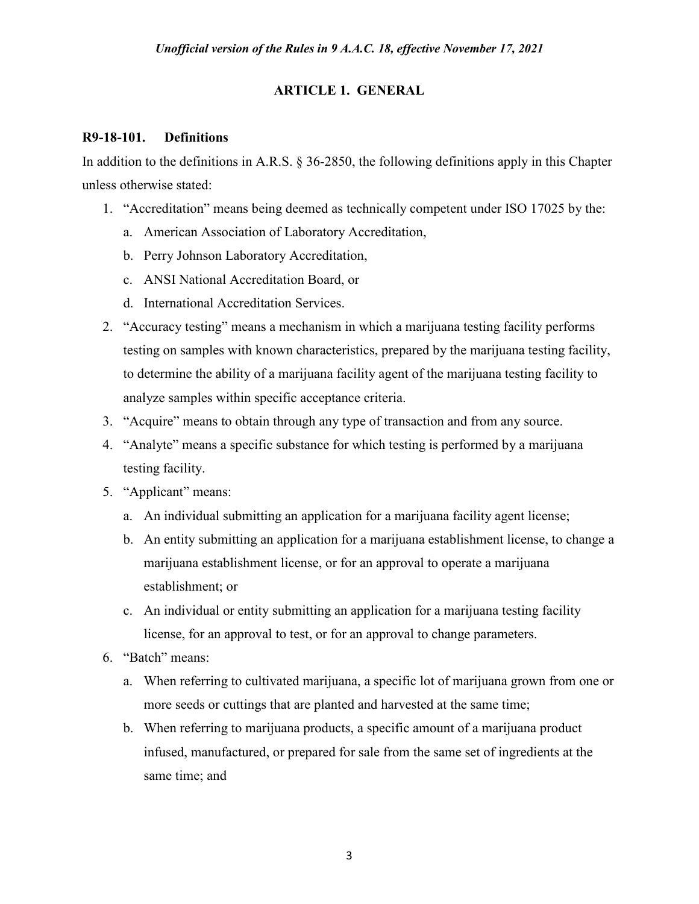## ARTICLE 1. GENERAL

### R9-18-101. Definitions

In addition to the definitions in A.R.S. § 36-2850, the following definitions apply in this Chapter unless otherwise stated:

1. "Accreditation" means being deemed as technically competent under ISO 17025 by the:
   a. American Association of Laboratory Accreditation,
   b. Perry Johnson Laboratory Accreditation,
   c. ANSI National Accreditation Board, or
   d. International Accreditation Services.
2. "Accuracy testing" means a mechanism in which a marijuana testing facility performs testing on samples with known characteristics, prepared by the marijuana testing facility, to determine the ability of a marijuana facility agent of the marijuana testing facility to analyze samples within specific acceptance criteria.
3. "Acquire" means to obtain through any type of transaction and from any source.
4. "Analyte" means a specific substance for which testing is performed by a marijuana testing facility.
5. "Applicant" means:
   a. An individual submitting an application for a marijuana facility agent license;
   b. An entity submitting an application for a marijuana establishment license, to change a marijuana establishment license, or for an approval to operate a marijuana establishment; or
   c. An individual or entity submitting an application for a marijuana testing facility license, for an approval to test, or for an approval to change parameters.
6. "Batch" means:
   a. When referring to cultivated marijuana, a specific lot of marijuana grown from one or more seeds or cuttings that are planted and harvested at the same time;
   b. When referring to marijuana products, a specific amount of a marijuana product infused, manufactured, or prepared for sale from the same set of ingredients at the same time; and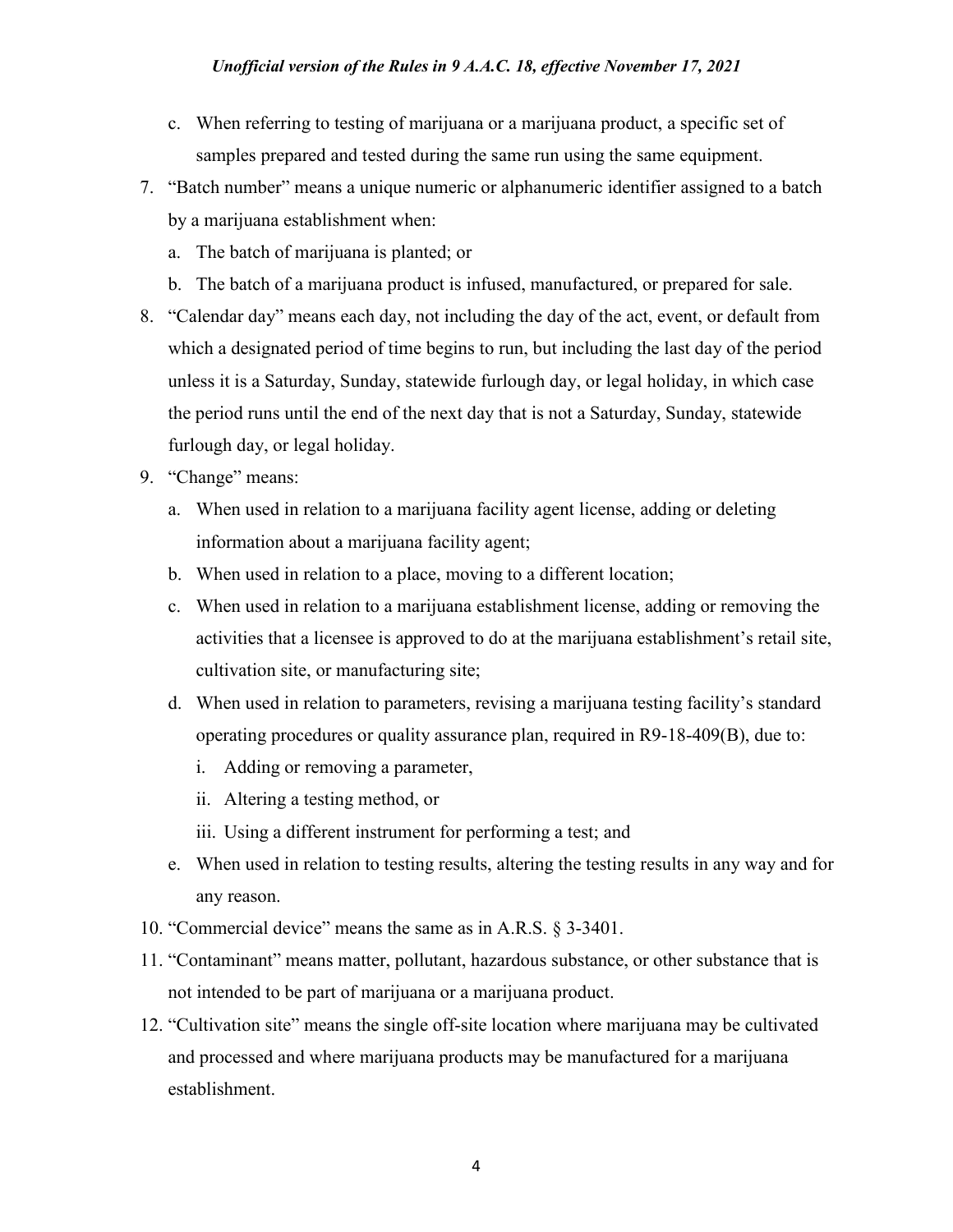c. When referring to testing of marijuana or a marijuana product, a specific set of samples prepared and tested during the same run using the same equipment.

7. "Batch number" means a unique numeric or alphanumeric identifier assigned to a batch by a marijuana establishment when:
   a. The batch of marijuana is planted; or
   b. The batch of a marijuana product is infused, manufactured, or prepared for sale.
8. "Calendar day" means each day, not including the day of the act, event, or default from which a designated period of time begins to run, but including the last day of the period unless it is a Saturday, Sunday, statewide furlough day, or legal holiday, in which case the period runs until the end of the next day that is not a Saturday, Sunday, statewide furlough day, or legal holiday.
9. "Change" means:
   a. When used in relation to a marijuana facility agent license, adding or deleting information about a marijuana facility agent;
   b. When used in relation to a place, moving to a different location;
   c. When used in relation to a marijuana establishment license, adding or removing the activities that a licensee is approved to do at the marijuana establishment's retail site, cultivation site, or manufacturing site;
   d. When used in relation to parameters, revising a marijuana testing facility's standard operating procedures or quality assurance plan, required in R9-18-409(B), due to:
      i. Adding or removing a parameter,
      ii. Altering a testing method, or
      iii. Using a different instrument for performing a test; and
   e. When used in relation to testing results, altering the testing results in any way and for any reason.
10. "Commercial device" means the same as in A.R.S. § 3-3401.
11. "Contaminant" means matter, pollutant, hazardous substance, or other substance that is not intended to be part of marijuana or a marijuana product.
12. "Cultivation site" means the single off-site location where marijuana may be cultivated and processed and where marijuana products may be manufactured for a marijuana establishment.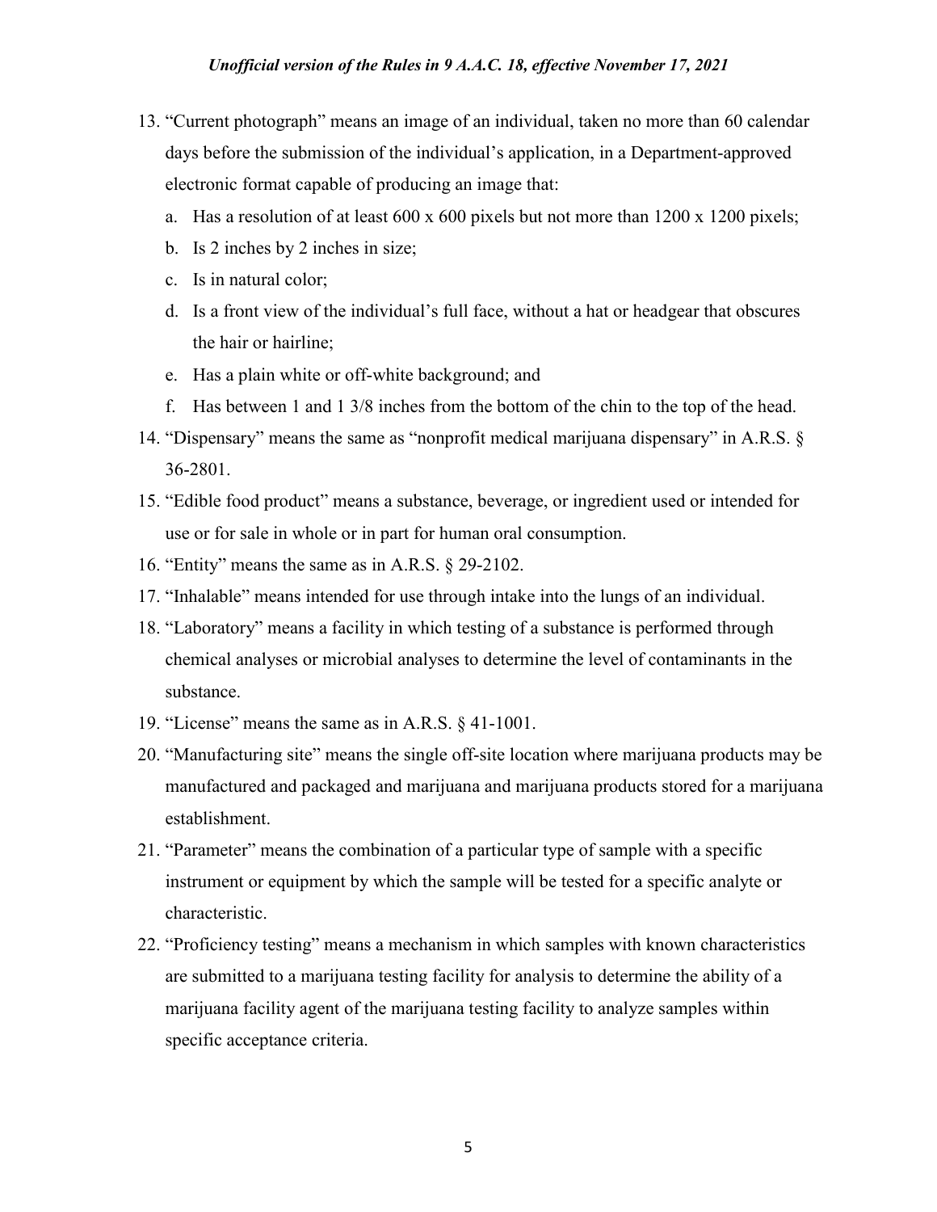13. "Current photograph" means an image of an individual, taken no more than 60 calendar days before the submission of the individual's application, in a Department-approved electronic format capable of producing an image that:
    a. Has a resolution of at least 600 x 600 pixels but not more than 1200 x 1200 pixels;
    b. Is 2 inches by 2 inches in size;
    c. Is in natural color;
    d. Is a front view of the individual's full face, without a hat or headgear that obscures the hair or hairline;
    e. Has a plain white or off-white background; and
    f. Has between 1 and 1 3/8 inches from the bottom of the chin to the top of the head.
14. "Dispensary" means the same as "nonprofit medical marijuana dispensary" in A.R.S. § 36-2801.
15. "Edible food product" means a substance, beverage, or ingredient used or intended for use or for sale in whole or in part for human oral consumption.
16. "Entity" means the same as in A.R.S. § 29-2102.
17. "Inhalable" means intended for use through intake into the lungs of an individual.
18. "Laboratory" means a facility in which testing of a substance is performed through chemical analyses or microbial analyses to determine the level of contaminants in the substance.
19. "License" means the same as in A.R.S. § 41-1001.
20. "Manufacturing site" means the single off-site location where marijuana products may be manufactured and packaged and marijuana and marijuana products stored for a marijuana establishment.
21. "Parameter" means the combination of a particular type of sample with a specific instrument or equipment by which the sample will be tested for a specific analyte or characteristic.
22. "Proficiency testing" means a mechanism in which samples with known characteristics are submitted to a marijuana testing facility for analysis to determine the ability of a marijuana facility agent of the marijuana testing facility to analyze samples within specific acceptance criteria.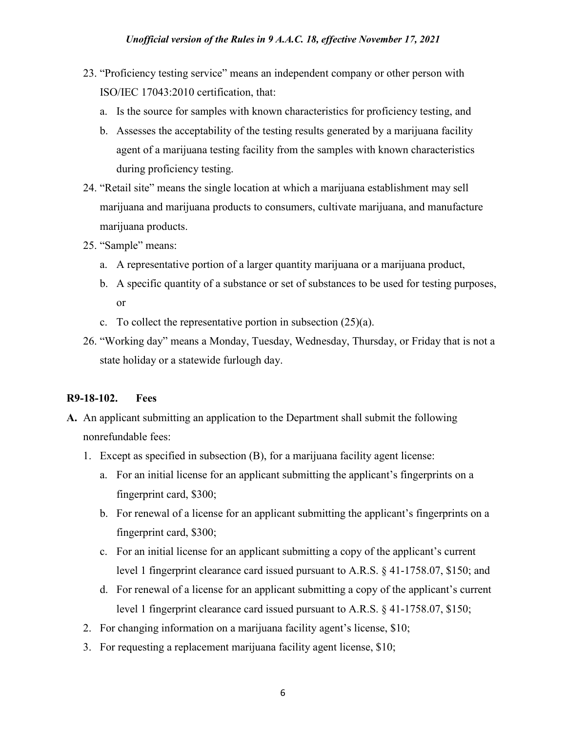23. "Proficiency testing service" means an independent company or other person with ISO/IEC 17043:2010 certification, that:
    a. Is the source for samples with known characteristics for proficiency testing, and
    b. Assesses the acceptability of the testing results generated by a marijuana facility agent of a marijuana testing facility from the samples with known characteristics during proficiency testing.
24. "Retail site" means the single location at which a marijuana establishment may sell marijuana and marijuana products to consumers, cultivate marijuana, and manufacture marijuana products.
25. "Sample" means:
    a. A representative portion of a larger quantity marijuana or a marijuana product,
    b. A specific quantity of a substance or set of substances to be used for testing purposes, or
    c. To collect the representative portion in subsection (25)(a).
26. "Working day" means a Monday, Tuesday, Wednesday, Thursday, or Friday that is not a state holiday or a statewide furlough day.

**R9-18-102. Fees**

**A.** An applicant submitting an application to the Department shall submit the following nonrefundable fees:

1. Except as specified in subsection (B), for a marijuana facility agent license:
    a. For an initial license for an applicant submitting the applicant's fingerprints on a fingerprint card, $300;
    b. For renewal of a license for an applicant submitting the applicant's fingerprints on a fingerprint card, $300;
    c. For an initial license for an applicant submitting a copy of the applicant's current level 1 fingerprint clearance card issued pursuant to A.R.S. § 41-1758.07, $150; and
    d. For renewal of a license for an applicant submitting a copy of the applicant's current level 1 fingerprint clearance card issued pursuant to A.R.S. § 41-1758.07, $150;
2. For changing information on a marijuana facility agent's license, $10;
3. For requesting a replacement marijuana facility agent license, $10;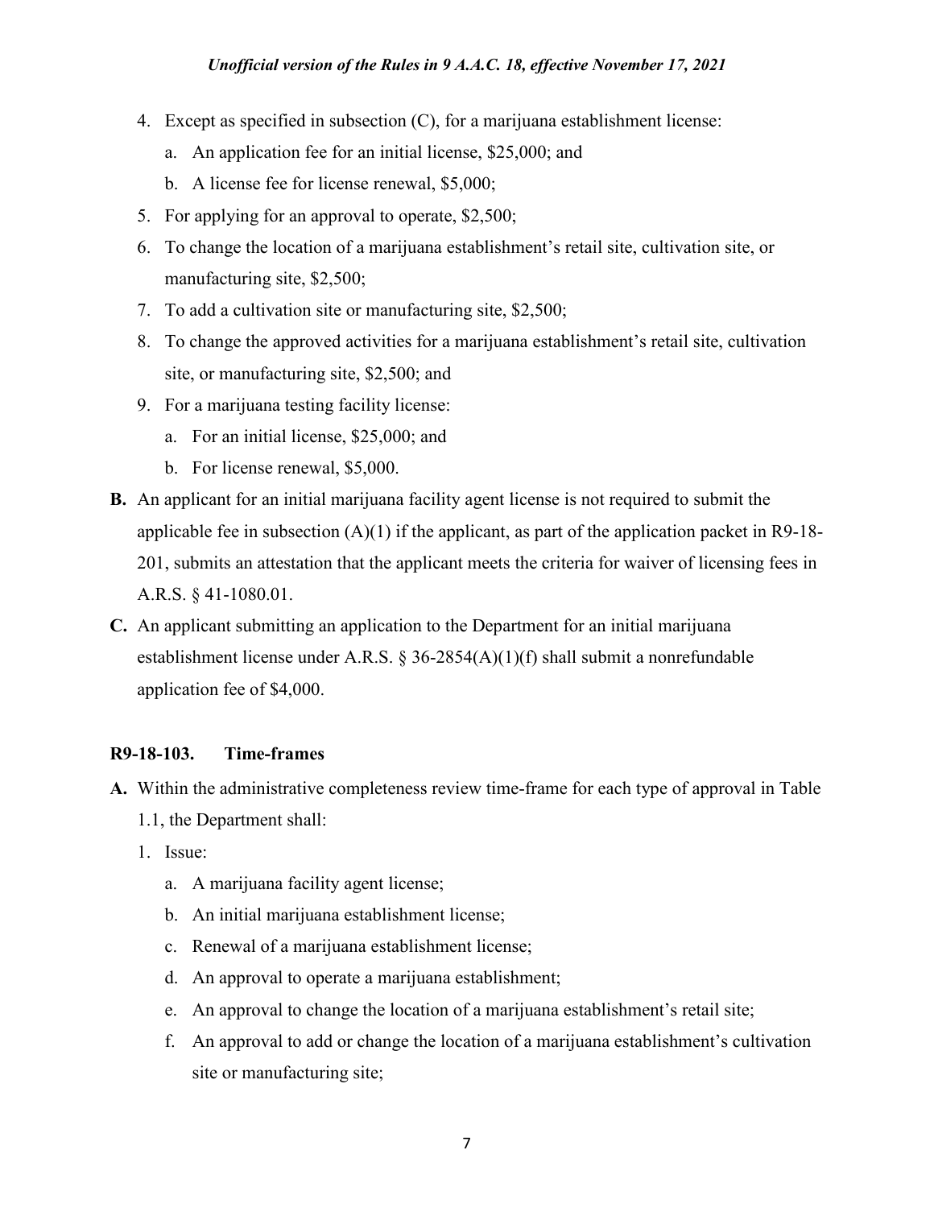4. Except as specified in subsection (C), for a marijuana establishment license:
   a. An application fee for an initial license, $25,000; and
   b. A license fee for license renewal, $5,000;
5. For applying for an approval to operate, $2,500;
6. To change the location of a marijuana establishment's retail site, cultivation site, or manufacturing site, $2,500;
7. To add a cultivation site or manufacturing site, $2,500;
8. To change the approved activities for a marijuana establishment's retail site, cultivation site, or manufacturing site, $2,500; and
9. For a marijuana testing facility license:
   a. For an initial license, $25,000; and
   b. For license renewal, $5,000.

**B.** An applicant for an initial marijuana facility agent license is not required to submit the applicable fee in subsection (A)(1) if the applicant, as part of the application packet in R9-18-201, submits an attestation that the applicant meets the criteria for waiver of licensing fees in A.R.S. § 41-1080.01.

**C.** An applicant submitting an application to the Department for an initial marijuana establishment license under A.R.S. § 36-2854(A)(1)(f) shall submit a nonrefundable application fee of $4,000.

### R9-18-103. Time-frames

**A.** Within the administrative completeness review time-frame for each type of approval in Table 1.1, the Department shall:

1. Issue:
   a. A marijuana facility agent license;
   b. An initial marijuana establishment license;
   c. Renewal of a marijuana establishment license;
   d. An approval to operate a marijuana establishment;
   e. An approval to change the location of a marijuana establishment's retail site;
   f. An approval to add or change the location of a marijuana establishment's cultivation site or manufacturing site;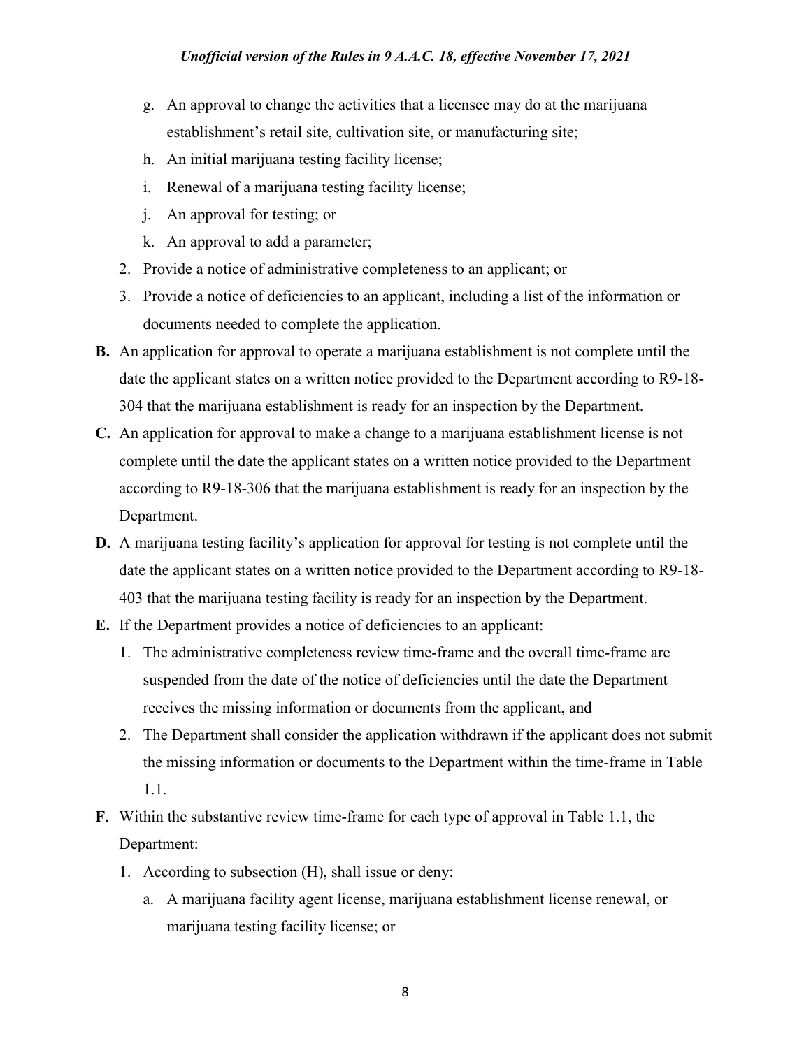g. An approval to change the activities that a licensee may do at the marijuana establishment's retail site, cultivation site, or manufacturing site;
   h. An initial marijuana testing facility license;
   i. Renewal of a marijuana testing facility license;
   j. An approval for testing; or
   k. An approval to add a parameter;
2. Provide a notice of administrative completeness to an applicant; or
3. Provide a notice of deficiencies to an applicant, including a list of the information or documents needed to complete the application.

**B.** An application for approval to operate a marijuana establishment is not complete until the date the applicant states on a written notice provided to the Department according to R9-18-304 that the marijuana establishment is ready for an inspection by the Department.

**C.** An application for approval to make a change to a marijuana establishment license is not complete until the date the applicant states on a written notice provided to the Department according to R9-18-306 that the marijuana establishment is ready for an inspection by the Department.

**D.** A marijuana testing facility's application for approval for testing is not complete until the date the applicant states on a written notice provided to the Department according to R9-18-403 that the marijuana testing facility is ready for an inspection by the Department.

**E.** If the Department provides a notice of deficiencies to an applicant:
1. The administrative completeness review time-frame and the overall time-frame are suspended from the date of the notice of deficiencies until the date the Department receives the missing information or documents from the applicant, and
2. The Department shall consider the application withdrawn if the applicant does not submit the missing information or documents to the Department within the time-frame in Table 1.1.

**F.** Within the substantive review time-frame for each type of approval in Table 1.1, the Department:
1. According to subsection (H), shall issue or deny:
   a. A marijuana facility agent license, marijuana establishment license renewal, or marijuana testing facility license; or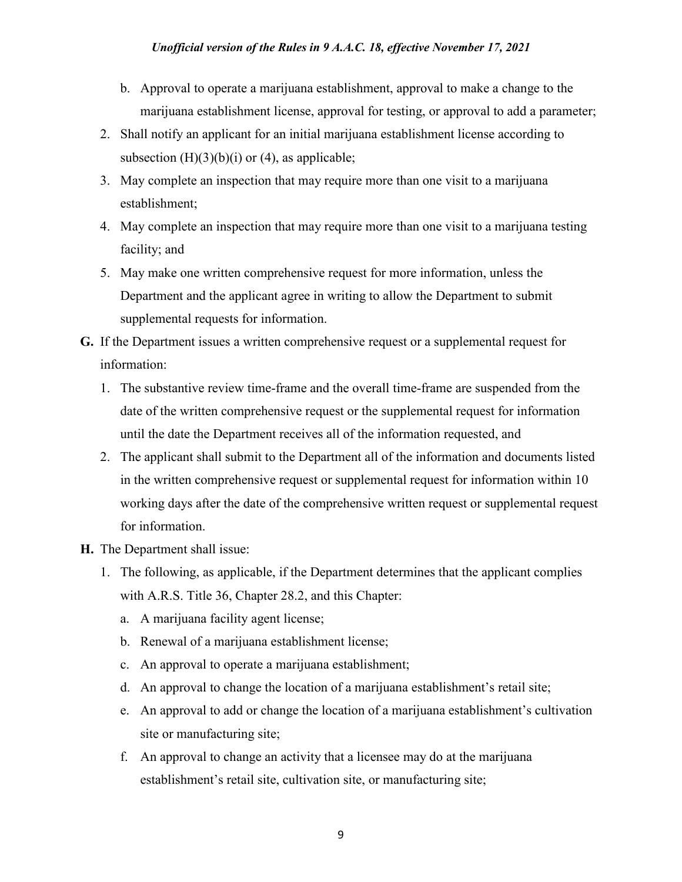b. Approval to operate a marijuana establishment, approval to make a change to the marijuana establishment license, approval for testing, or approval to add a parameter;

2. Shall notify an applicant for an initial marijuana establishment license according to subsection (H)(3)(b)(i) or (4), as applicable;
3. May complete an inspection that may require more than one visit to a marijuana establishment;
4. May complete an inspection that may require more than one visit to a marijuana testing facility; and
5. May make one written comprehensive request for more information, unless the Department and the applicant agree in writing to allow the Department to submit supplemental requests for information.

**G.** If the Department issues a written comprehensive request or a supplemental request for information:

1. The substantive review time-frame and the overall time-frame are suspended from the date of the written comprehensive request or the supplemental request for information until the date the Department receives all of the information requested, and
2. The applicant shall submit to the Department all of the information and documents listed in the written comprehensive request or supplemental request for information within 10 working days after the date of the comprehensive written request or supplemental request for information.

**H.** The Department shall issue:

1. The following, as applicable, if the Department determines that the applicant complies with A.R.S. Title 36, Chapter 28.2, and this Chapter:
   a. A marijuana facility agent license;
   b. Renewal of a marijuana establishment license;
   c. An approval to operate a marijuana establishment;
   d. An approval to change the location of a marijuana establishment's retail site;
   e. An approval to add or change the location of a marijuana establishment's cultivation site or manufacturing site;
   f. An approval to change an activity that a licensee may do at the marijuana establishment's retail site, cultivation site, or manufacturing site;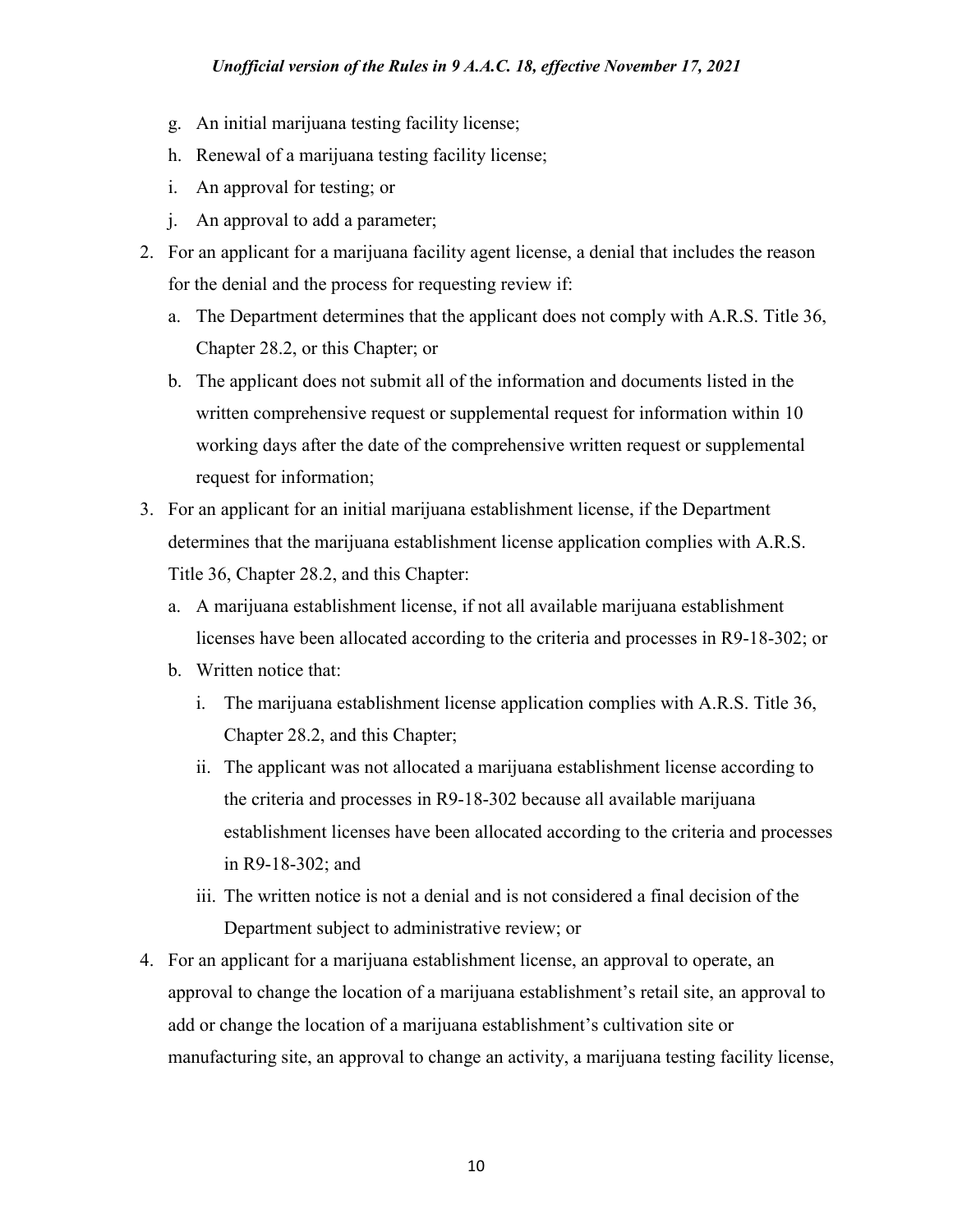g. An initial marijuana testing facility license;
h. Renewal of a marijuana testing facility license;
i. An approval for testing; or
j. An approval to add a parameter;

2. For an applicant for a marijuana facility agent license, a denial that includes the reason for the denial and the process for requesting review if:
   a. The Department determines that the applicant does not comply with A.R.S. Title 36, Chapter 28.2, or this Chapter; or
   b. The applicant does not submit all of the information and documents listed in the written comprehensive request or supplemental request for information within 10 working days after the date of the comprehensive written request or supplemental request for information;
3. For an applicant for an initial marijuana establishment license, if the Department determines that the marijuana establishment license application complies with A.R.S. Title 36, Chapter 28.2, and this Chapter:
   a. A marijuana establishment license, if not all available marijuana establishment licenses have been allocated according to the criteria and processes in R9-18-302; or
   b. Written notice that:
      i. The marijuana establishment license application complies with A.R.S. Title 36, Chapter 28.2, and this Chapter;
      ii. The applicant was not allocated a marijuana establishment license according to the criteria and processes in R9-18-302 because all available marijuana establishment licenses have been allocated according to the criteria and processes in R9-18-302; and
      iii. The written notice is not a denial and is not considered a final decision of the Department subject to administrative review; or
4. For an applicant for a marijuana establishment license, an approval to operate, an approval to change the location of a marijuana establishment's retail site, an approval to add or change the location of a marijuana establishment's cultivation site or manufacturing site, an approval to change an activity, a marijuana testing facility license,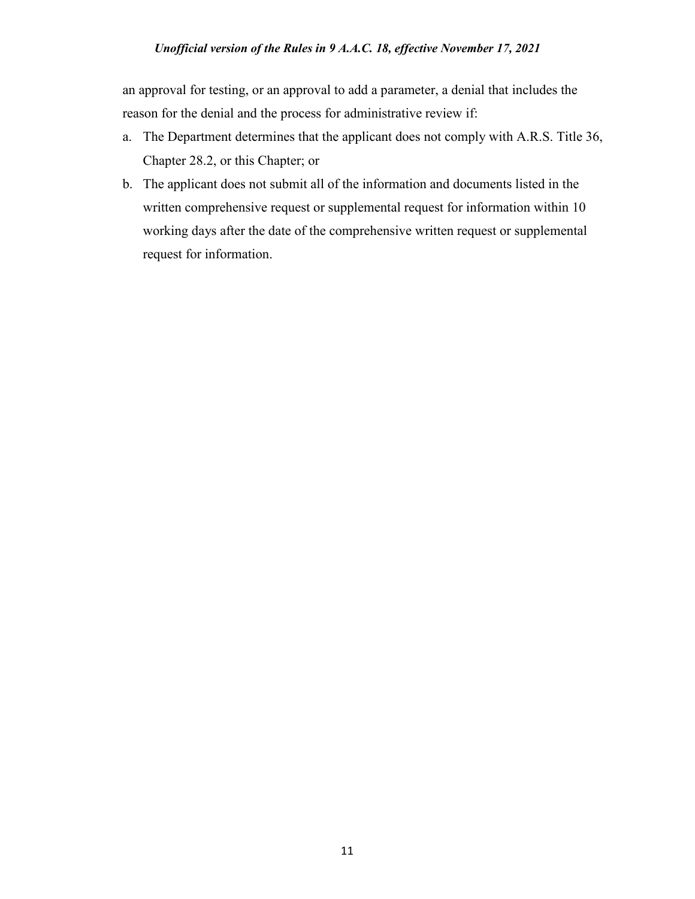an approval for testing, or an approval to add a parameter, a denial that includes the reason for the denial and the process for administrative review if:

a. The Department determines that the applicant does not comply with A.R.S. Title 36, Chapter 28.2, or this Chapter; or
b. The applicant does not submit all of the information and documents listed in the written comprehensive request or supplemental request for information within 10 working days after the date of the comprehensive written request or supplemental request for information.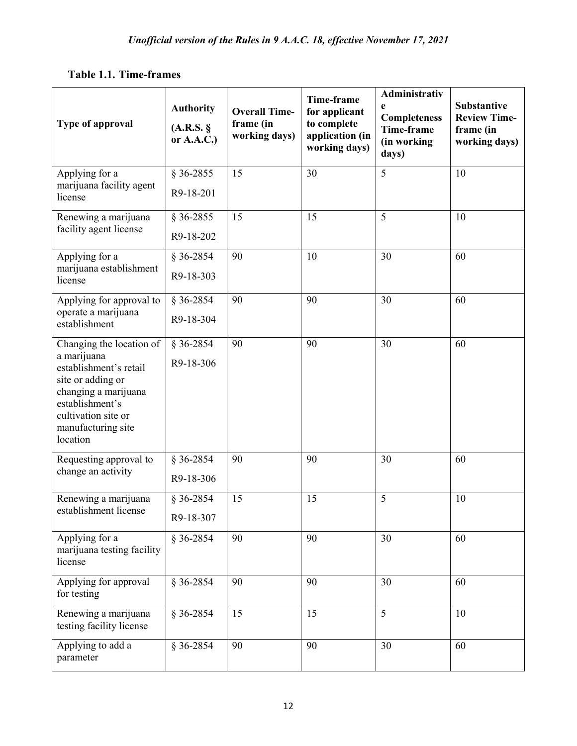### Table 1.1. Time-frames

| Type of approval | Authority (A.R.S. § or A.A.C.) | Overall Time-frame (in working days) | Time-frame for applicant to complete application (in working days) | Administrative Completeness Time-frame (in working days) | Substantive Review Time-frame (in working days) |
|---|---|---|---|---|---|
| Applying for a marijuana facility agent license | § 36-2855 R9-18-201 | 15 | 30 | 5 | 10 |
| Renewing a marijuana facility agent license | § 36-2855 R9-18-202 | 15 | 15 | 5 | 10 |
| Applying for a marijuana establishment license | § 36-2854 R9-18-303 | 90 | 10 | 30 | 60 |
| Applying for approval to operate a marijuana establishment | § 36-2854 R9-18-304 | 90 | 90 | 30 | 60 |
| Changing the location of a marijuana establishment's retail site or adding or changing a marijuana establishment's cultivation site or manufacturing site location | § 36-2854 R9-18-306 | 90 | 90 | 30 | 60 |
| Requesting approval to change an activity | § 36-2854 R9-18-306 | 90 | 90 | 30 | 60 |
| Renewing a marijuana establishment license | § 36-2854 R9-18-307 | 15 | 15 | 5 | 10 |
| Applying for a marijuana testing facility license | § 36-2854 | 90 | 90 | 30 | 60 |
| Applying for approval for testing | § 36-2854 | 90 | 90 | 30 | 60 |
| Renewing a marijuana testing facility license | § 36-2854 | 15 | 15 | 5 | 10 |
| Applying to add a parameter | § 36-2854 | 90 | 90 | 30 | 60 |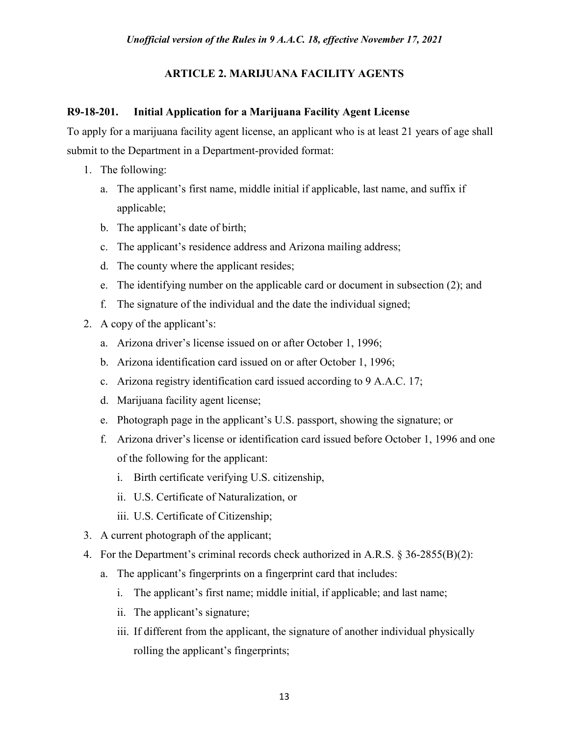## ARTICLE 2. MARIJUANA FACILITY AGENTS

### R9-18-201. Initial Application for a Marijuana Facility Agent License

To apply for a marijuana facility agent license, an applicant who is at least 21 years of age shall submit to the Department in a Department-provided format:

1. The following:
   a. The applicant's first name, middle initial if applicable, last name, and suffix if applicable;
   b. The applicant's date of birth;
   c. The applicant's residence address and Arizona mailing address;
   d. The county where the applicant resides;
   e. The identifying number on the applicable card or document in subsection (2); and
   f. The signature of the individual and the date the individual signed;
2. A copy of the applicant's:
   a. Arizona driver's license issued on or after October 1, 1996;
   b. Arizona identification card issued on or after October 1, 1996;
   c. Arizona registry identification card issued according to 9 A.A.C. 17;
   d. Marijuana facility agent license;
   e. Photograph page in the applicant's U.S. passport, showing the signature; or
   f. Arizona driver's license or identification card issued before October 1, 1996 and one of the following for the applicant:
      i. Birth certificate verifying U.S. citizenship,
      ii. U.S. Certificate of Naturalization, or
      iii. U.S. Certificate of Citizenship;
3. A current photograph of the applicant;
4. For the Department's criminal records check authorized in A.R.S. § 36-2855(B)(2):
   a. The applicant's fingerprints on a fingerprint card that includes:
      i. The applicant's first name; middle initial, if applicable; and last name;
      ii. The applicant's signature;
      iii. If different from the applicant, the signature of another individual physically rolling the applicant's fingerprints;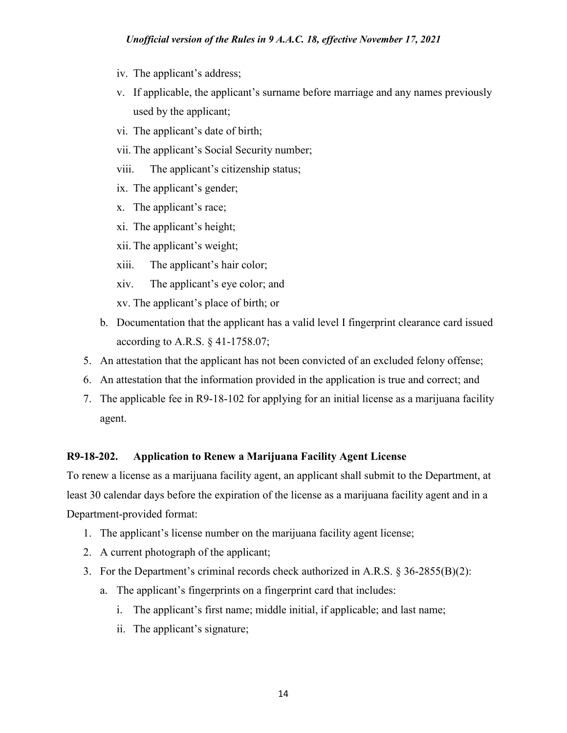iv. The applicant's address;
    v. If applicable, the applicant's surname before marriage and any names previously used by the applicant;
    vi. The applicant's date of birth;
    vii. The applicant's Social Security number;
    viii. The applicant's citizenship status;
    ix. The applicant's gender;
    x. The applicant's race;
    xi. The applicant's height;
    xii. The applicant's weight;
    xiii. The applicant's hair color;
    xiv. The applicant's eye color; and
    xv. The applicant's place of birth; or
  b. Documentation that the applicant has a valid level I fingerprint clearance card issued according to A.R.S. § 41-1758.07;
5. An attestation that the applicant has not been convicted of an excluded felony offense;
6. An attestation that the information provided in the application is true and correct; and
7. The applicable fee in R9-18-102 for applying for an initial license as a marijuana facility agent.

**R9-18-202. Application to Renew a Marijuana Facility Agent License**

To renew a license as a marijuana facility agent, an applicant shall submit to the Department, at least 30 calendar days before the expiration of the license as a marijuana facility agent and in a Department-provided format:

1. The applicant's license number on the marijuana facility agent license;
2. A current photograph of the applicant;
3. For the Department's criminal records check authorized in A.R.S. § 36-2855(B)(2):
  a. The applicant's fingerprints on a fingerprint card that includes:
    i. The applicant's first name; middle initial, if applicable; and last name;
    ii. The applicant's signature;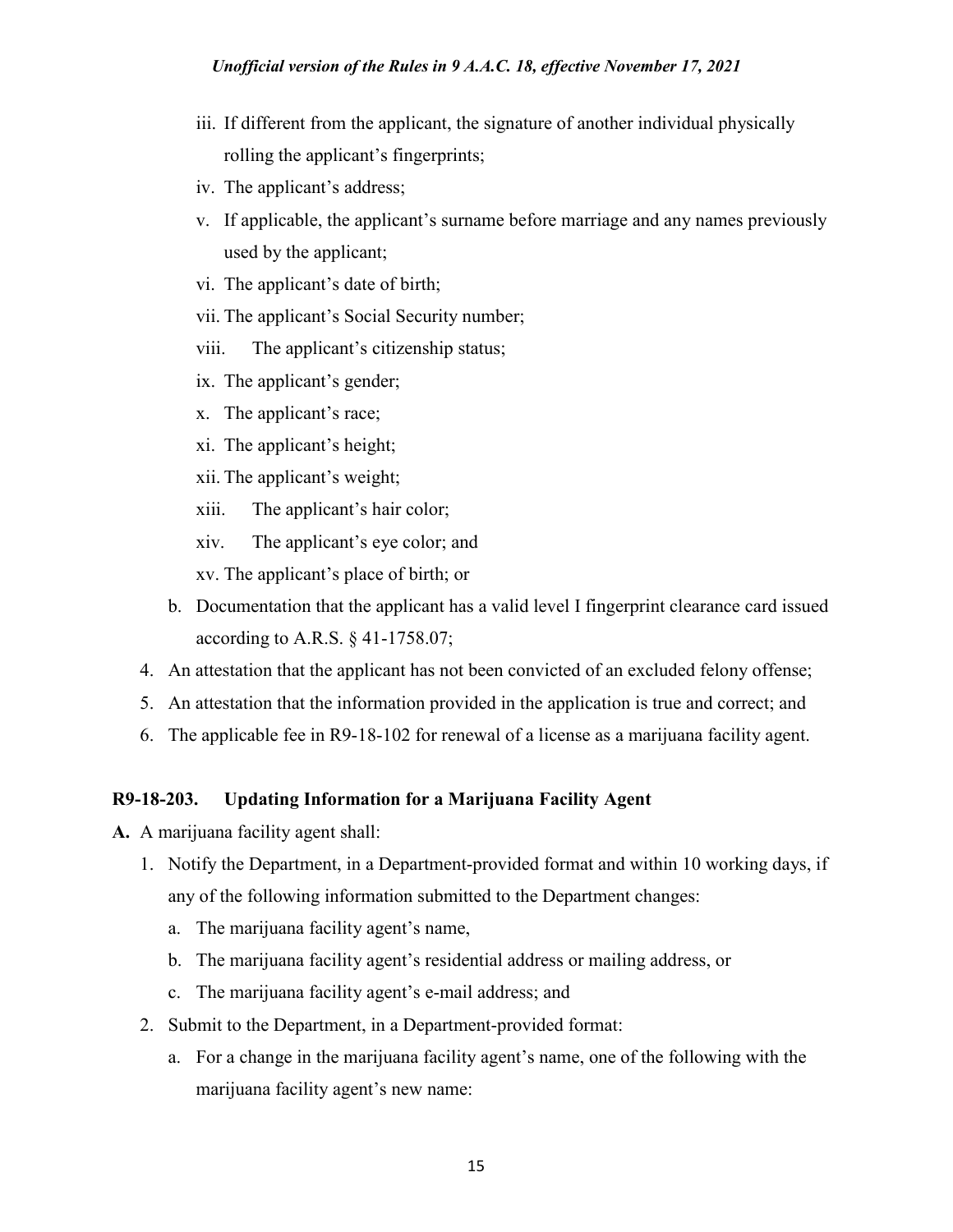iii. If different from the applicant, the signature of another individual physically rolling the applicant's fingerprints;
iv. The applicant's address;
v. If applicable, the applicant's surname before marriage and any names previously used by the applicant;
vi. The applicant's date of birth;
vii. The applicant's Social Security number;
viii. The applicant's citizenship status;
ix. The applicant's gender;
x. The applicant's race;
xi. The applicant's height;
xii. The applicant's weight;
xiii. The applicant's hair color;
xiv. The applicant's eye color; and
xv. The applicant's place of birth; or

b. Documentation that the applicant has a valid level I fingerprint clearance card issued according to A.R.S. § 41-1758.07;

4. An attestation that the applicant has not been convicted of an excluded felony offense;
5. An attestation that the information provided in the application is true and correct; and
6. The applicable fee in R9-18-102 for renewal of a license as a marijuana facility agent.

**R9-18-203. Updating Information for a Marijuana Facility Agent**

**A.** A marijuana facility agent shall:

1. Notify the Department, in a Department-provided format and within 10 working days, if any of the following information submitted to the Department changes:
   a. The marijuana facility agent's name,
   b. The marijuana facility agent's residential address or mailing address, or
   c. The marijuana facility agent's e-mail address; and
2. Submit to the Department, in a Department-provided format:
   a. For a change in the marijuana facility agent's name, one of the following with the marijuana facility agent's new name: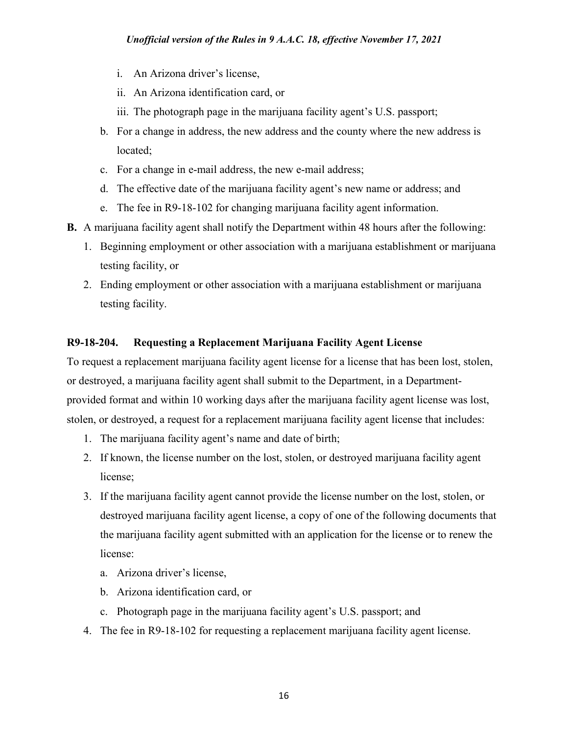i. An Arizona driver's license,

ii. An Arizona identification card, or

iii. The photograph page in the marijuana facility agent's U.S. passport;

b. For a change in address, the new address and the county where the new address is located;

c. For a change in e-mail address, the new e-mail address;

d. The effective date of the marijuana facility agent's new name or address; and

e. The fee in R9-18-102 for changing marijuana facility agent information.

**B.** A marijuana facility agent shall notify the Department within 48 hours after the following:

1. Beginning employment or other association with a marijuana establishment or marijuana testing facility, or
2. Ending employment or other association with a marijuana establishment or marijuana testing facility.

**R9-18-204. Requesting a Replacement Marijuana Facility Agent License**

To request a replacement marijuana facility agent license for a license that has been lost, stolen, or destroyed, a marijuana facility agent shall submit to the Department, in a Department-provided format and within 10 working days after the marijuana facility agent license was lost, stolen, or destroyed, a request for a replacement marijuana facility agent license that includes:

1. The marijuana facility agent's name and date of birth;
2. If known, the license number on the lost, stolen, or destroyed marijuana facility agent license;
3. If the marijuana facility agent cannot provide the license number on the lost, stolen, or destroyed marijuana facility agent license, a copy of one of the following documents that the marijuana facility agent submitted with an application for the license or to renew the license:
   a. Arizona driver's license,
   b. Arizona identification card, or
   c. Photograph page in the marijuana facility agent's U.S. passport; and
4. The fee in R9-18-102 for requesting a replacement marijuana facility agent license.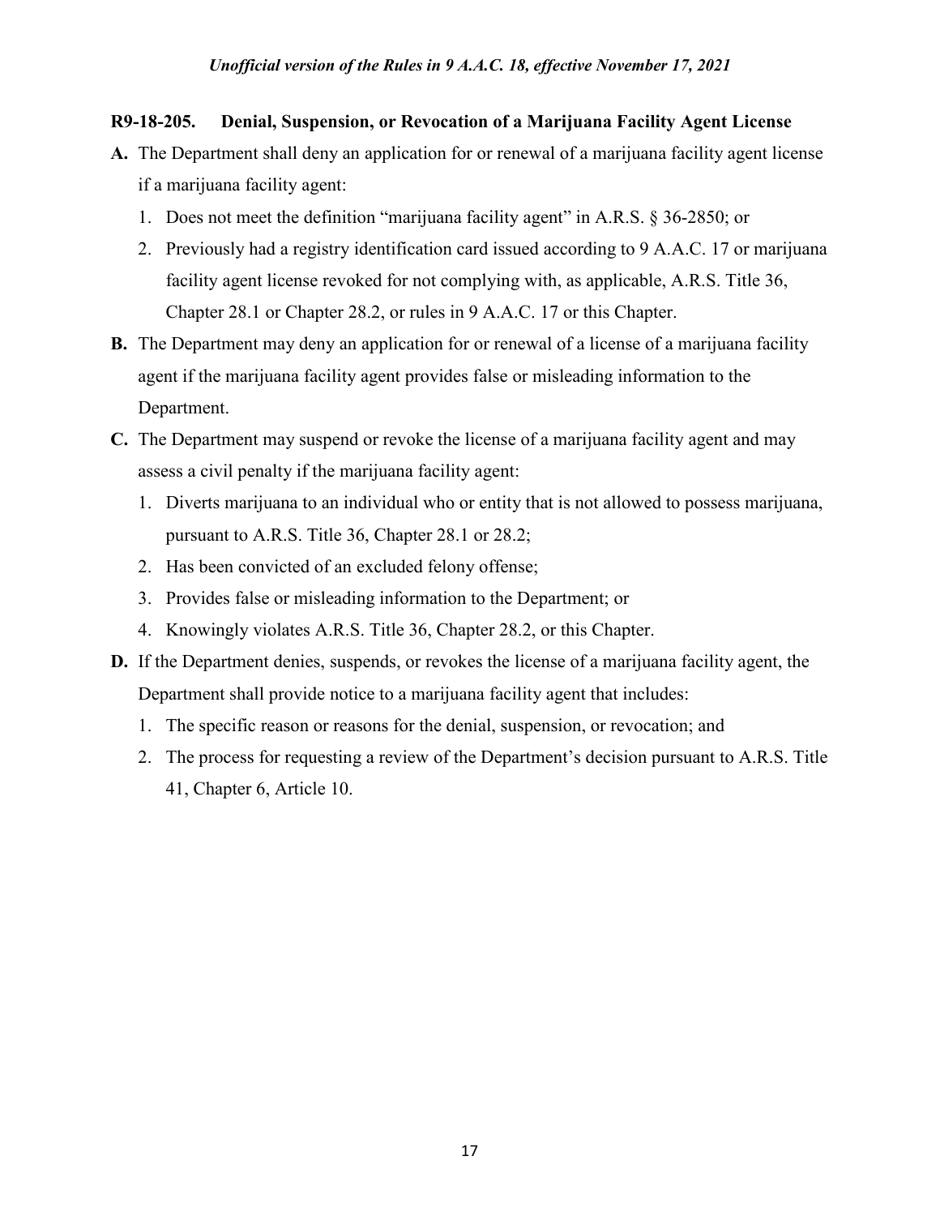**R9-18-205. Denial, Suspension, or Revocation of a Marijuana Facility Agent License**

**A.** The Department shall deny an application for or renewal of a marijuana facility agent license if a marijuana facility agent:

1. Does not meet the definition "marijuana facility agent" in A.R.S. § 36-2850; or
2. Previously had a registry identification card issued according to 9 A.A.C. 17 or marijuana facility agent license revoked for not complying with, as applicable, A.R.S. Title 36, Chapter 28.1 or Chapter 28.2, or rules in 9 A.A.C. 17 or this Chapter.

**B.** The Department may deny an application for or renewal of a license of a marijuana facility agent if the marijuana facility agent provides false or misleading information to the Department.

**C.** The Department may suspend or revoke the license of a marijuana facility agent and may assess a civil penalty if the marijuana facility agent:

1. Diverts marijuana to an individual who or entity that is not allowed to possess marijuana, pursuant to A.R.S. Title 36, Chapter 28.1 or 28.2;
2. Has been convicted of an excluded felony offense;
3. Provides false or misleading information to the Department; or
4. Knowingly violates A.R.S. Title 36, Chapter 28.2, or this Chapter.

**D.** If the Department denies, suspends, or revokes the license of a marijuana facility agent, the Department shall provide notice to a marijuana facility agent that includes:

1. The specific reason or reasons for the denial, suspension, or revocation; and
2. The process for requesting a review of the Department's decision pursuant to A.R.S. Title 41, Chapter 6, Article 10.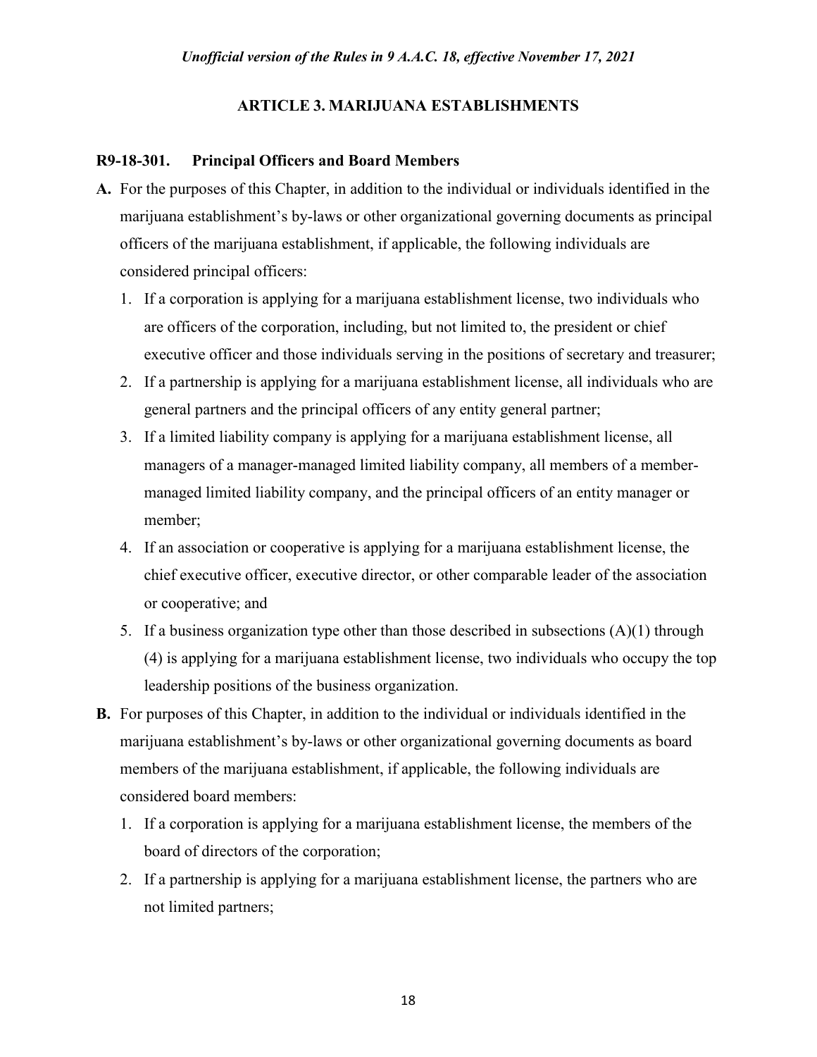## ARTICLE 3. MARIJUANA ESTABLISHMENTS

### R9-18-301. Principal Officers and Board Members

**A.** For the purposes of this Chapter, in addition to the individual or individuals identified in the marijuana establishment's by-laws or other organizational governing documents as principal officers of the marijuana establishment, if applicable, the following individuals are considered principal officers:

1. If a corporation is applying for a marijuana establishment license, two individuals who are officers of the corporation, including, but not limited to, the president or chief executive officer and those individuals serving in the positions of secretary and treasurer;
2. If a partnership is applying for a marijuana establishment license, all individuals who are general partners and the principal officers of any entity general partner;
3. If a limited liability company is applying for a marijuana establishment license, all managers of a manager-managed limited liability company, all members of a member-managed limited liability company, and the principal officers of an entity manager or member;
4. If an association or cooperative is applying for a marijuana establishment license, the chief executive officer, executive director, or other comparable leader of the association or cooperative; and
5. If a business organization type other than those described in subsections (A)(1) through (4) is applying for a marijuana establishment license, two individuals who occupy the top leadership positions of the business organization.

**B.** For purposes of this Chapter, in addition to the individual or individuals identified in the marijuana establishment's by-laws or other organizational governing documents as board members of the marijuana establishment, if applicable, the following individuals are considered board members:

1. If a corporation is applying for a marijuana establishment license, the members of the board of directors of the corporation;
2. If a partnership is applying for a marijuana establishment license, the partners who are not limited partners;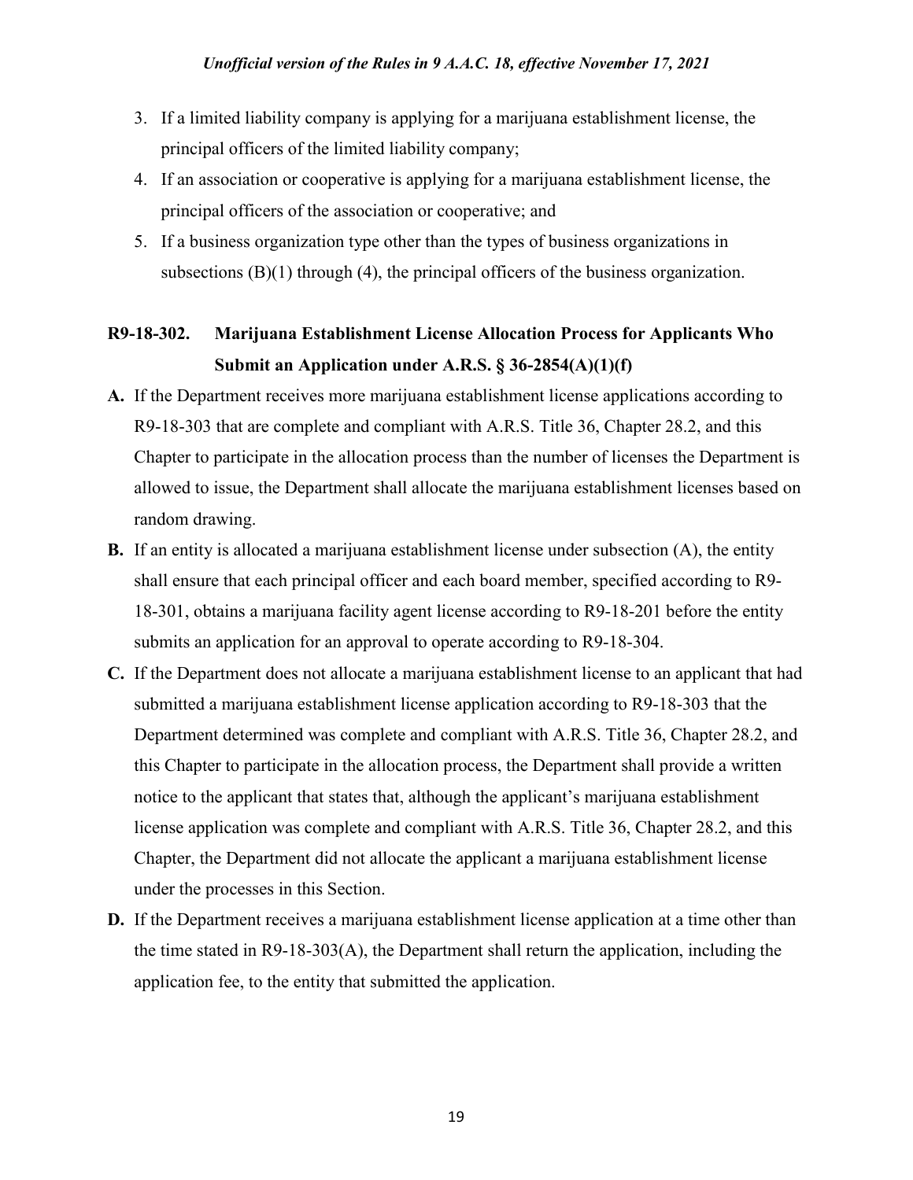3. If a limited liability company is applying for a marijuana establishment license, the principal officers of the limited liability company;
4. If an association or cooperative is applying for a marijuana establishment license, the principal officers of the association or cooperative; and
5. If a business organization type other than the types of business organizations in subsections (B)(1) through (4), the principal officers of the business organization.

### R9-18-302. Marijuana Establishment License Allocation Process for Applicants Who Submit an Application under A.R.S. § 36-2854(A)(1)(f)

**A.** If the Department receives more marijuana establishment license applications according to R9-18-303 that are complete and compliant with A.R.S. Title 36, Chapter 28.2, and this Chapter to participate in the allocation process than the number of licenses the Department is allowed to issue, the Department shall allocate the marijuana establishment licenses based on random drawing.

**B.** If an entity is allocated a marijuana establishment license under subsection (A), the entity shall ensure that each principal officer and each board member, specified according to R9-18-301, obtains a marijuana facility agent license according to R9-18-201 before the entity submits an application for an approval to operate according to R9-18-304.

**C.** If the Department does not allocate a marijuana establishment license to an applicant that had submitted a marijuana establishment license application according to R9-18-303 that the Department determined was complete and compliant with A.R.S. Title 36, Chapter 28.2, and this Chapter to participate in the allocation process, the Department shall provide a written notice to the applicant that states that, although the applicant's marijuana establishment license application was complete and compliant with A.R.S. Title 36, Chapter 28.2, and this Chapter, the Department did not allocate the applicant a marijuana establishment license under the processes in this Section.

**D.** If the Department receives a marijuana establishment license application at a time other than the time stated in R9-18-303(A), the Department shall return the application, including the application fee, to the entity that submitted the application.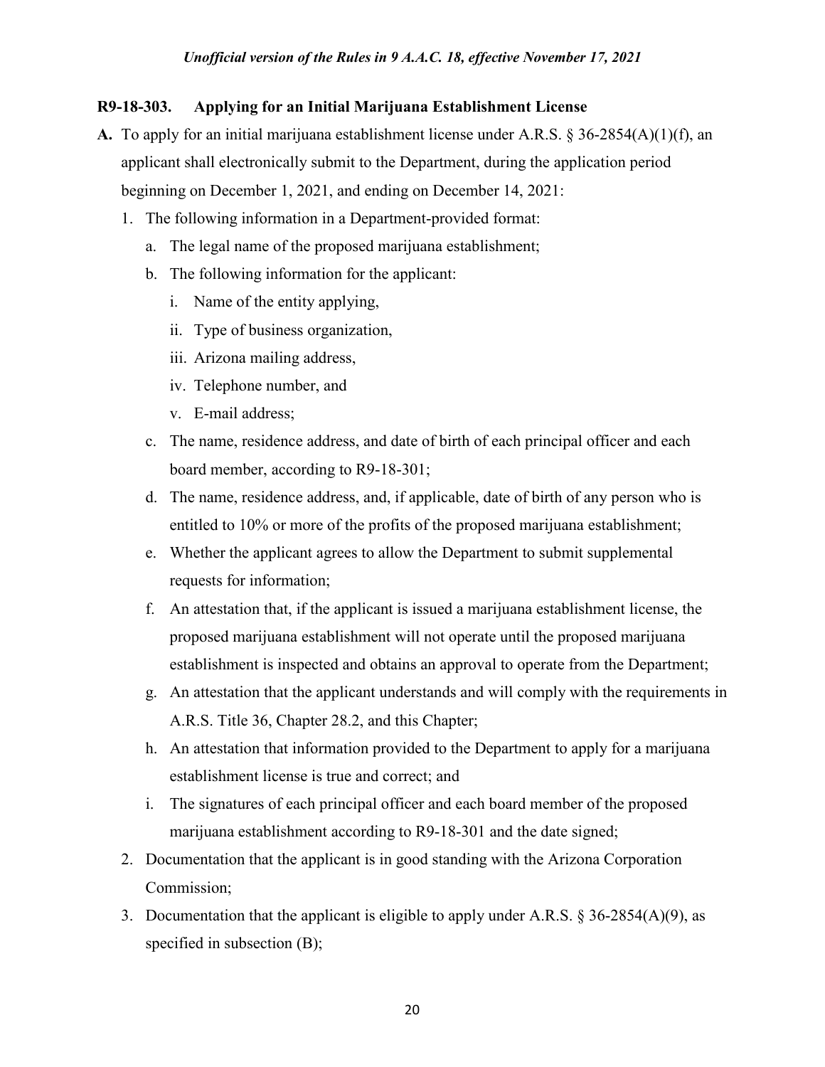## R9-18-303. Applying for an Initial Marijuana Establishment License

**A.** To apply for an initial marijuana establishment license under A.R.S. § 36-2854(A)(1)(f), an applicant shall electronically submit to the Department, during the application period beginning on December 1, 2021, and ending on December 14, 2021:

1. The following information in a Department-provided format:
   a. The legal name of the proposed marijuana establishment;
   b. The following information for the applicant:
      i. Name of the entity applying,
      ii. Type of business organization,
      iii. Arizona mailing address,
      iv. Telephone number, and
      v. E-mail address;
   c. The name, residence address, and date of birth of each principal officer and each board member, according to R9-18-301;
   d. The name, residence address, and, if applicable, date of birth of any person who is entitled to 10% or more of the profits of the proposed marijuana establishment;
   e. Whether the applicant agrees to allow the Department to submit supplemental requests for information;
   f. An attestation that, if the applicant is issued a marijuana establishment license, the proposed marijuana establishment will not operate until the proposed marijuana establishment is inspected and obtains an approval to operate from the Department;
   g. An attestation that the applicant understands and will comply with the requirements in A.R.S. Title 36, Chapter 28.2, and this Chapter;
   h. An attestation that information provided to the Department to apply for a marijuana establishment license is true and correct; and
   i. The signatures of each principal officer and each board member of the proposed marijuana establishment according to R9-18-301 and the date signed;
2. Documentation that the applicant is in good standing with the Arizona Corporation Commission;
3. Documentation that the applicant is eligible to apply under A.R.S. § 36-2854(A)(9), as specified in subsection (B);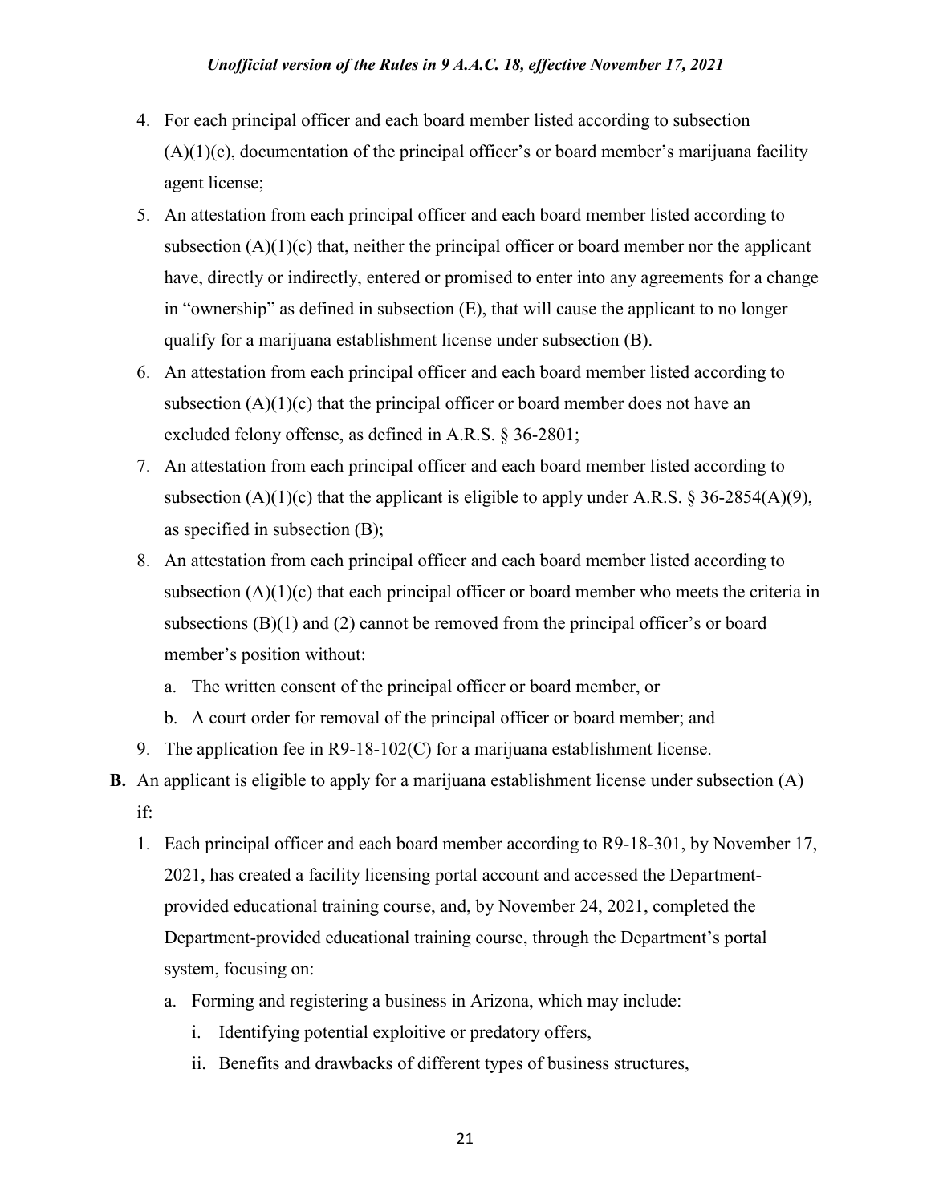4. For each principal officer and each board member listed according to subsection (A)(1)(c), documentation of the principal officer's or board member's marijuana facility agent license;
5. An attestation from each principal officer and each board member listed according to subsection (A)(1)(c) that, neither the principal officer or board member nor the applicant have, directly or indirectly, entered or promised to enter into any agreements for a change in "ownership" as defined in subsection (E), that will cause the applicant to no longer qualify for a marijuana establishment license under subsection (B).
6. An attestation from each principal officer and each board member listed according to subsection (A)(1)(c) that the principal officer or board member does not have an excluded felony offense, as defined in A.R.S. § 36-2801;
7. An attestation from each principal officer and each board member listed according to subsection (A)(1)(c) that the applicant is eligible to apply under A.R.S. § 36-2854(A)(9), as specified in subsection (B);
8. An attestation from each principal officer and each board member listed according to subsection (A)(1)(c) that each principal officer or board member who meets the criteria in subsections (B)(1) and (2) cannot be removed from the principal officer's or board member's position without:
   a. The written consent of the principal officer or board member, or
   b. A court order for removal of the principal officer or board member; and
9. The application fee in R9-18-102(C) for a marijuana establishment license.

**B.** An applicant is eligible to apply for a marijuana establishment license under subsection (A) if:

1. Each principal officer and each board member according to R9-18-301, by November 17, 2021, has created a facility licensing portal account and accessed the Department-provided educational training course, and, by November 24, 2021, completed the Department-provided educational training course, through the Department's portal system, focusing on:
   a. Forming and registering a business in Arizona, which may include:
      i. Identifying potential exploitive or predatory offers,
      ii. Benefits and drawbacks of different types of business structures,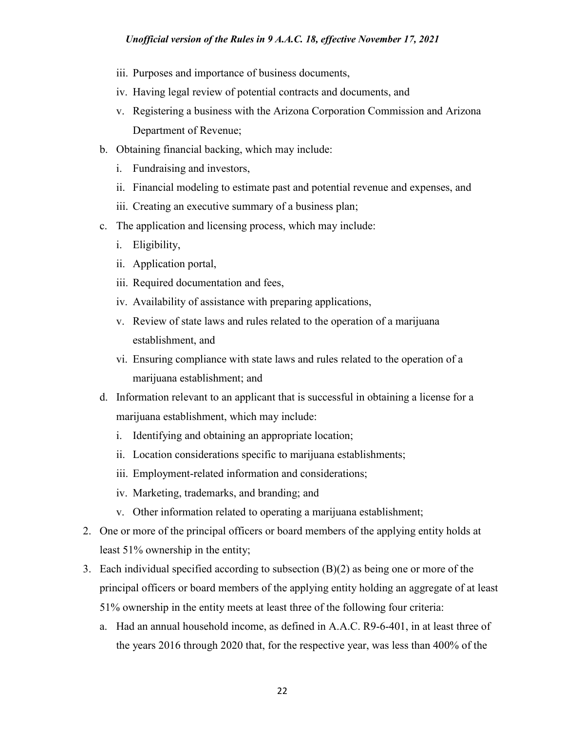- iii. Purposes and importance of business documents,
   - iv. Having legal review of potential contracts and documents, and
   - v. Registering a business with the Arizona Corporation Commission and Arizona Department of Revenue;
   - b. Obtaining financial backing, which may include:
     - i. Fundraising and investors,
     - ii. Financial modeling to estimate past and potential revenue and expenses, and
     - iii. Creating an executive summary of a business plan;
   - c. The application and licensing process, which may include:
     - i. Eligibility,
     - ii. Application portal,
     - iii. Required documentation and fees,
     - iv. Availability of assistance with preparing applications,
     - v. Review of state laws and rules related to the operation of a marijuana establishment, and
     - vi. Ensuring compliance with state laws and rules related to the operation of a marijuana establishment; and
   - d. Information relevant to an applicant that is successful in obtaining a license for a marijuana establishment, which may include:
     - i. Identifying and obtaining an appropriate location;
     - ii. Location considerations specific to marijuana establishments;
     - iii. Employment-related information and considerations;
     - iv. Marketing, trademarks, and branding; and
     - v. Other information related to operating a marijuana establishment;
2. One or more of the principal officers or board members of the applying entity holds at least 51% ownership in the entity;
3. Each individual specified according to subsection (B)(2) as being one or more of the principal officers or board members of the applying entity holding an aggregate of at least 51% ownership in the entity meets at least three of the following four criteria:
   - a. Had an annual household income, as defined in A.A.C. R9-6-401, in at least three of the years 2016 through 2020 that, for the respective year, was less than 400% of the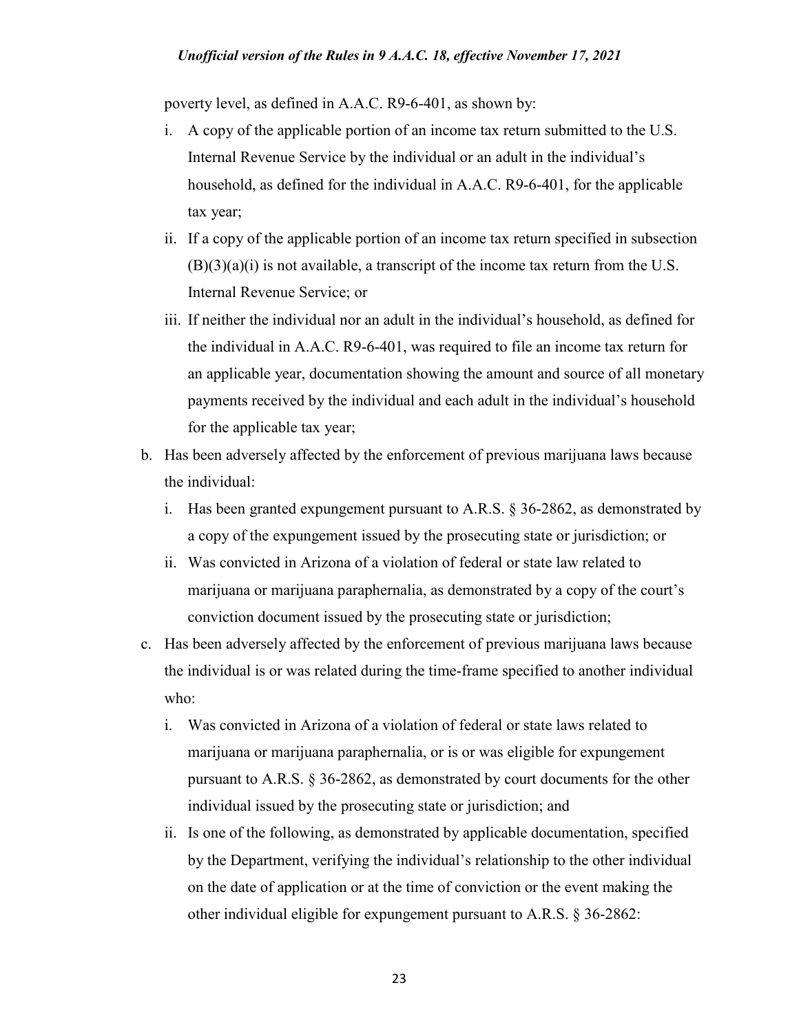poverty level, as defined in A.A.C. R9-6-401, as shown by:

   i. A copy of the applicable portion of an income tax return submitted to the U.S. Internal Revenue Service by the individual or an adult in the individual's household, as defined for the individual in A.A.C. R9-6-401, for the applicable tax year;
   ii. If a copy of the applicable portion of an income tax return specified in subsection (B)(3)(a)(i) is not available, a transcript of the income tax return from the U.S. Internal Revenue Service; or
   iii. If neither the individual nor an adult in the individual's household, as defined for the individual in A.A.C. R9-6-401, was required to file an income tax return for an applicable year, documentation showing the amount and source of all monetary payments received by the individual and each adult in the individual's household for the applicable tax year;

b. Has been adversely affected by the enforcement of previous marijuana laws because the individual:
   i. Has been granted expungement pursuant to A.R.S. § 36-2862, as demonstrated by a copy of the expungement issued by the prosecuting state or jurisdiction; or
   ii. Was convicted in Arizona of a violation of federal or state law related to marijuana or marijuana paraphernalia, as demonstrated by a copy of the court's conviction document issued by the prosecuting state or jurisdiction;

c. Has been adversely affected by the enforcement of previous marijuana laws because the individual is or was related during the time-frame specified to another individual who:
   i. Was convicted in Arizona of a violation of federal or state laws related to marijuana or marijuana paraphernalia, or is or was eligible for expungement pursuant to A.R.S. § 36-2862, as demonstrated by court documents for the other individual issued by the prosecuting state or jurisdiction; and
   ii. Is one of the following, as demonstrated by applicable documentation, specified by the Department, verifying the individual's relationship to the other individual on the date of application or at the time of conviction or the event making the other individual eligible for expungement pursuant to A.R.S. § 36-2862: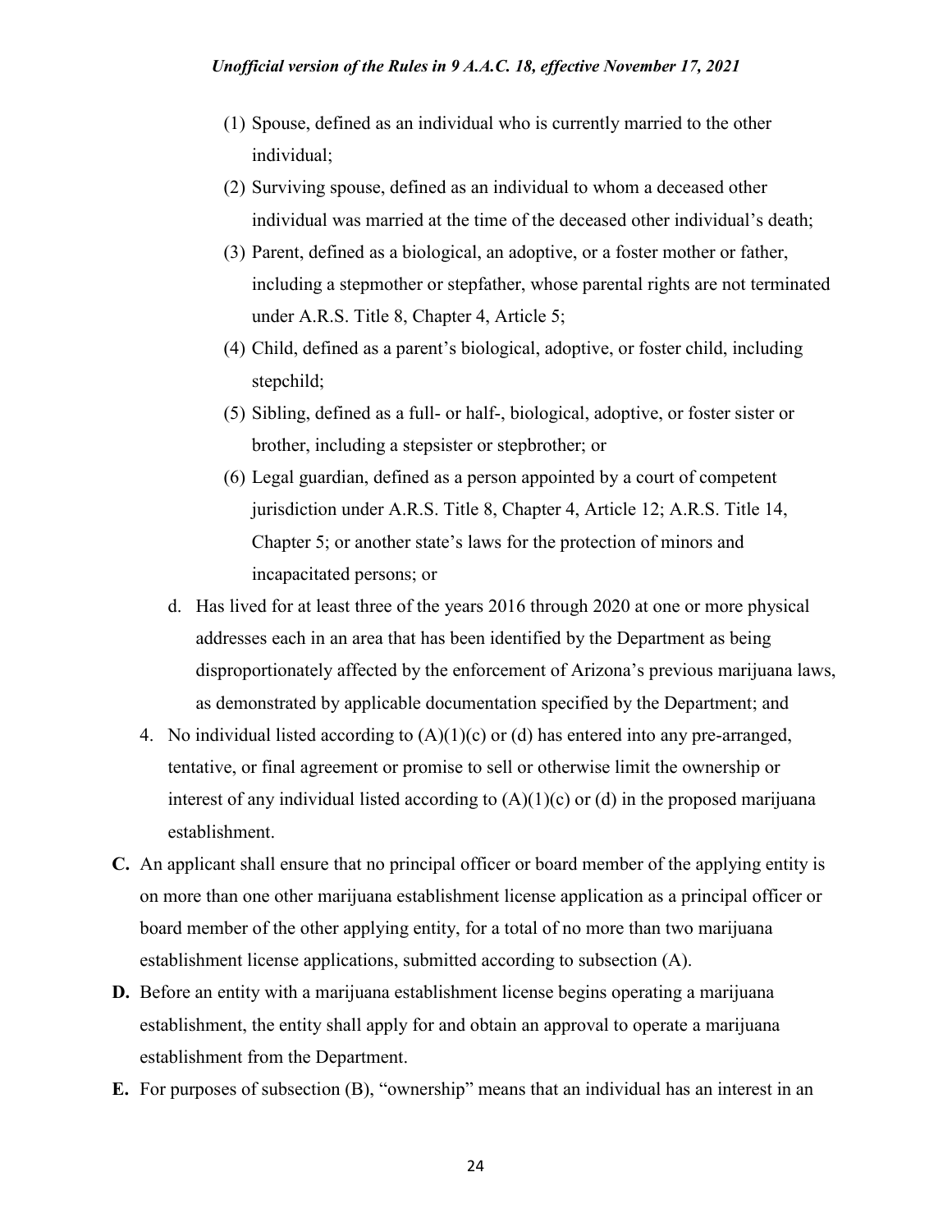(1) Spouse, defined as an individual who is currently married to the other individual;

(2) Surviving spouse, defined as an individual to whom a deceased other individual was married at the time of the deceased other individual's death;

(3) Parent, defined as a biological, an adoptive, or a foster mother or father, including a stepmother or stepfather, whose parental rights are not terminated under A.R.S. Title 8, Chapter 4, Article 5;

(4) Child, defined as a parent's biological, adoptive, or foster child, including stepchild;

(5) Sibling, defined as a full- or half-, biological, adoptive, or foster sister or brother, including a stepsister or stepbrother; or

(6) Legal guardian, defined as a person appointed by a court of competent jurisdiction under A.R.S. Title 8, Chapter 4, Article 12; A.R.S. Title 14, Chapter 5; or another state's laws for the protection of minors and incapacitated persons; or

d. Has lived for at least three of the years 2016 through 2020 at one or more physical addresses each in an area that has been identified by the Department as being disproportionately affected by the enforcement of Arizona's previous marijuana laws, as demonstrated by applicable documentation specified by the Department; and

4. No individual listed according to (A)(1)(c) or (d) has entered into any pre-arranged, tentative, or final agreement or promise to sell or otherwise limit the ownership or interest of any individual listed according to (A)(1)(c) or (d) in the proposed marijuana establishment.

**C.** An applicant shall ensure that no principal officer or board member of the applying entity is on more than one other marijuana establishment license application as a principal officer or board member of the other applying entity, for a total of no more than two marijuana establishment license applications, submitted according to subsection (A).

**D.** Before an entity with a marijuana establishment license begins operating a marijuana establishment, the entity shall apply for and obtain an approval to operate a marijuana establishment from the Department.

**E.** For purposes of subsection (B), "ownership" means that an individual has an interest in an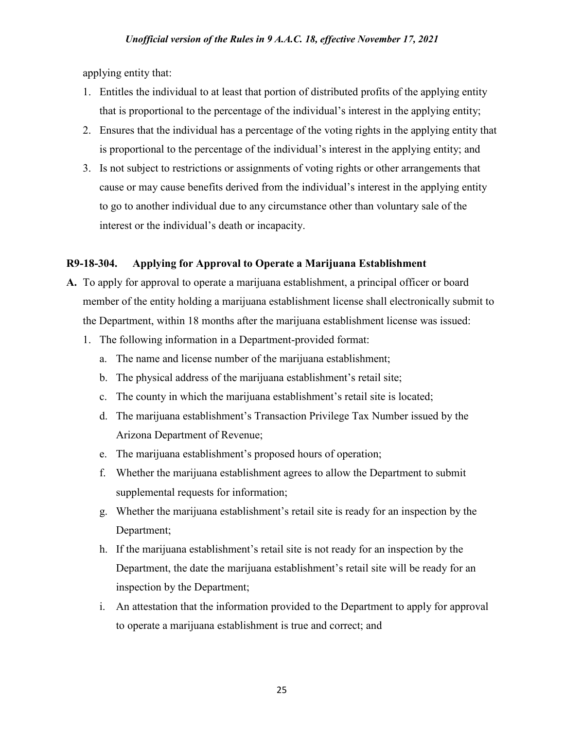applying entity that:

1. Entitles the individual to at least that portion of distributed profits of the applying entity that is proportional to the percentage of the individual's interest in the applying entity;
2. Ensures that the individual has a percentage of the voting rights in the applying entity that is proportional to the percentage of the individual's interest in the applying entity; and
3. Is not subject to restrictions or assignments of voting rights or other arrangements that cause or may cause benefits derived from the individual's interest in the applying entity to go to another individual due to any circumstance other than voluntary sale of the interest or the individual's death or incapacity.

### R9-18-304. Applying for Approval to Operate a Marijuana Establishment

**A.** To apply for approval to operate a marijuana establishment, a principal officer or board member of the entity holding a marijuana establishment license shall electronically submit to the Department, within 18 months after the marijuana establishment license was issued:

1. The following information in a Department-provided format:
   a. The name and license number of the marijuana establishment;
   b. The physical address of the marijuana establishment's retail site;
   c. The county in which the marijuana establishment's retail site is located;
   d. The marijuana establishment's Transaction Privilege Tax Number issued by the Arizona Department of Revenue;
   e. The marijuana establishment's proposed hours of operation;
   f. Whether the marijuana establishment agrees to allow the Department to submit supplemental requests for information;
   g. Whether the marijuana establishment's retail site is ready for an inspection by the Department;
   h. If the marijuana establishment's retail site is not ready for an inspection by the Department, the date the marijuana establishment's retail site will be ready for an inspection by the Department;
   i. An attestation that the information provided to the Department to apply for approval to operate a marijuana establishment is true and correct; and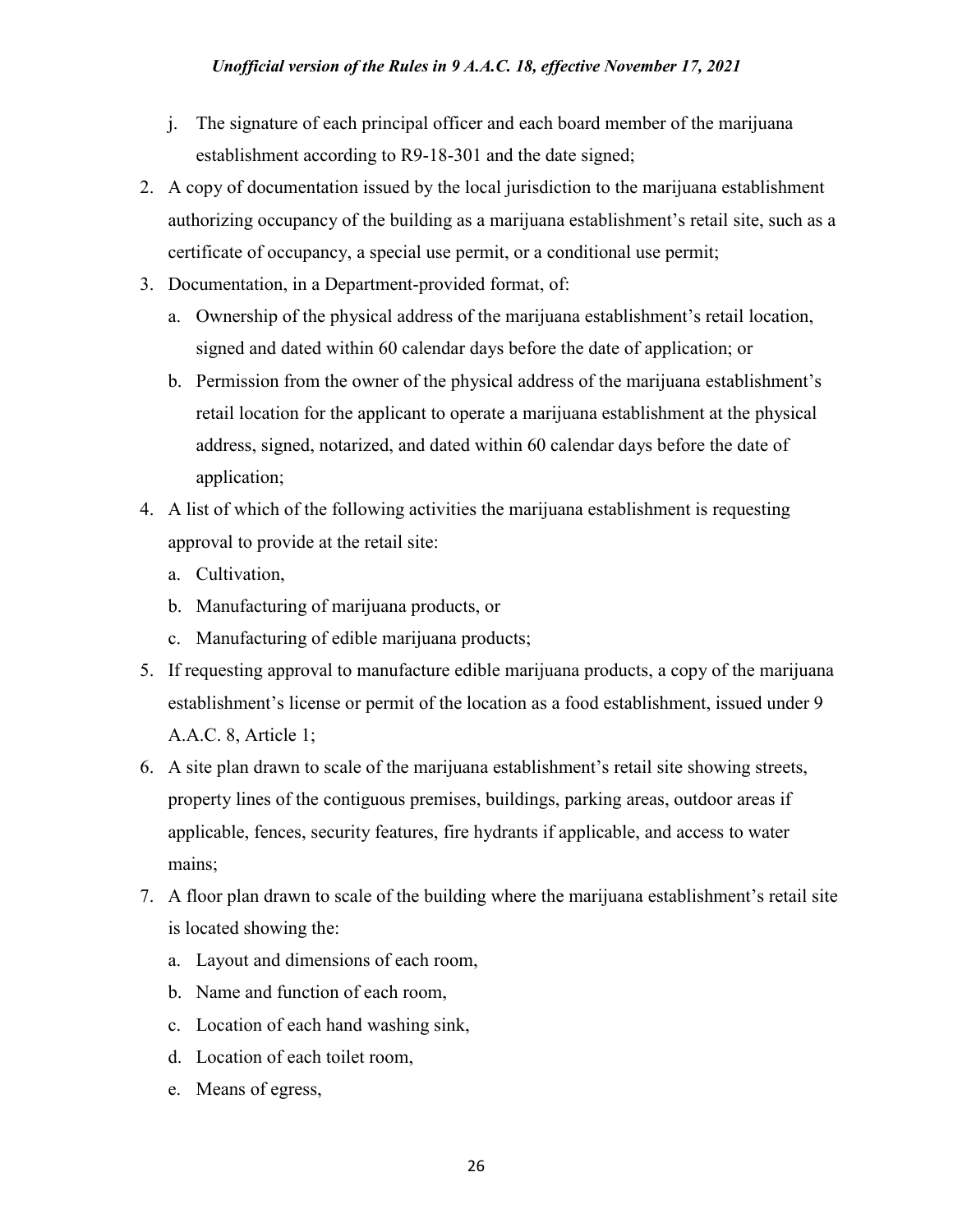j. The signature of each principal officer and each board member of the marijuana establishment according to R9-18-301 and the date signed;

2. A copy of documentation issued by the local jurisdiction to the marijuana establishment authorizing occupancy of the building as a marijuana establishment's retail site, such as a certificate of occupancy, a special use permit, or a conditional use permit;
3. Documentation, in a Department-provided format, of:
   a. Ownership of the physical address of the marijuana establishment's retail location, signed and dated within 60 calendar days before the date of application; or
   b. Permission from the owner of the physical address of the marijuana establishment's retail location for the applicant to operate a marijuana establishment at the physical address, signed, notarized, and dated within 60 calendar days before the date of application;
4. A list of which of the following activities the marijuana establishment is requesting approval to provide at the retail site:
   a. Cultivation,
   b. Manufacturing of marijuana products, or
   c. Manufacturing of edible marijuana products;
5. If requesting approval to manufacture edible marijuana products, a copy of the marijuana establishment's license or permit of the location as a food establishment, issued under 9 A.A.C. 8, Article 1;
6. A site plan drawn to scale of the marijuana establishment's retail site showing streets, property lines of the contiguous premises, buildings, parking areas, outdoor areas if applicable, fences, security features, fire hydrants if applicable, and access to water mains;
7. A floor plan drawn to scale of the building where the marijuana establishment's retail site is located showing the:
   a. Layout and dimensions of each room,
   b. Name and function of each room,
   c. Location of each hand washing sink,
   d. Location of each toilet room,
   e. Means of egress,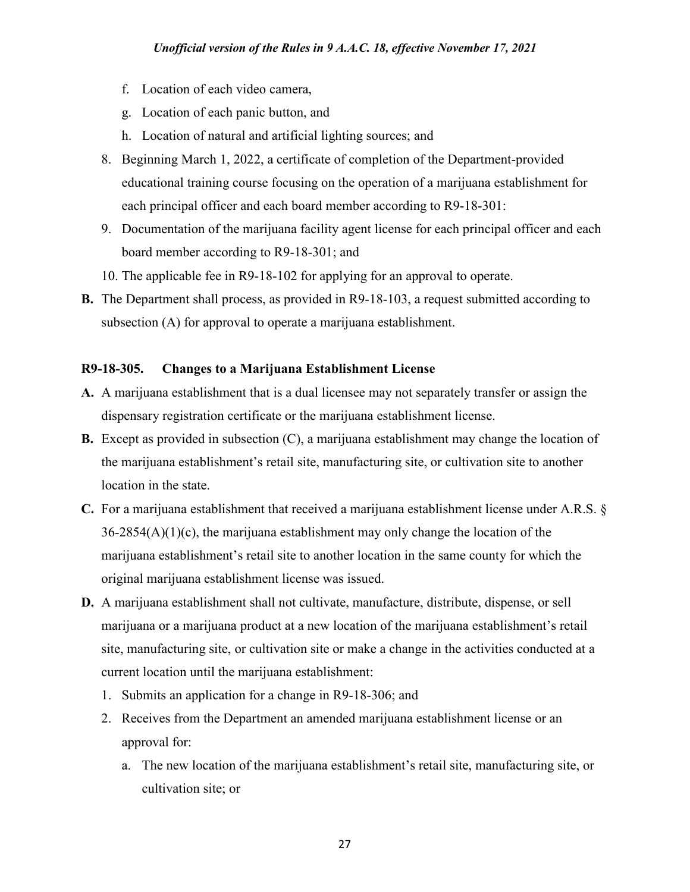f. Location of each video camera,
   g. Location of each panic button, and
   h. Location of natural and artificial lighting sources; and
8. Beginning March 1, 2022, a certificate of completion of the Department-provided educational training course focusing on the operation of a marijuana establishment for each principal officer and each board member according to R9-18-301:
9. Documentation of the marijuana facility agent license for each principal officer and each board member according to R9-18-301; and
10. The applicable fee in R9-18-102 for applying for an approval to operate.

**B.** The Department shall process, as provided in R9-18-103, a request submitted according to subsection (A) for approval to operate a marijuana establishment.

**R9-18-305. Changes to a Marijuana Establishment License**

**A.** A marijuana establishment that is a dual licensee may not separately transfer or assign the dispensary registration certificate or the marijuana establishment license.

**B.** Except as provided in subsection (C), a marijuana establishment may change the location of the marijuana establishment's retail site, manufacturing site, or cultivation site to another location in the state.

**C.** For a marijuana establishment that received a marijuana establishment license under A.R.S. § 36-2854(A)(1)(c), the marijuana establishment may only change the location of the marijuana establishment's retail site to another location in the same county for which the original marijuana establishment license was issued.

**D.** A marijuana establishment shall not cultivate, manufacture, distribute, dispense, or sell marijuana or a marijuana product at a new location of the marijuana establishment's retail site, manufacturing site, or cultivation site or make a change in the activities conducted at a current location until the marijuana establishment:

1. Submits an application for a change in R9-18-306; and
2. Receives from the Department an amended marijuana establishment license or an approval for:
   a. The new location of the marijuana establishment's retail site, manufacturing site, or cultivation site; or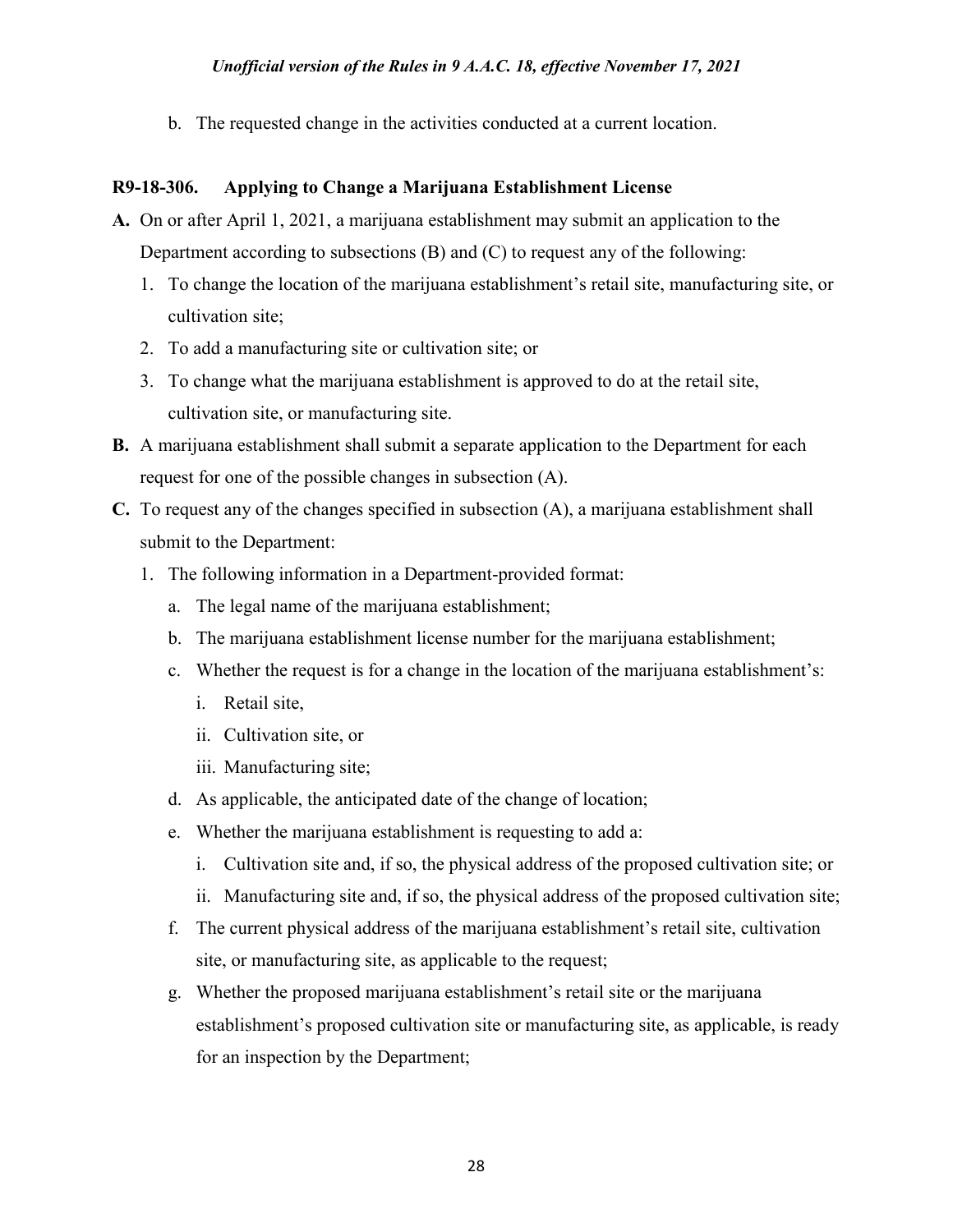b. The requested change in the activities conducted at a current location.

### R9-18-306. Applying to Change a Marijuana Establishment License

**A.** On or after April 1, 2021, a marijuana establishment may submit an application to the Department according to subsections (B) and (C) to request any of the following:

1. To change the location of the marijuana establishment's retail site, manufacturing site, or cultivation site;
2. To add a manufacturing site or cultivation site; or
3. To change what the marijuana establishment is approved to do at the retail site, cultivation site, or manufacturing site.

**B.** A marijuana establishment shall submit a separate application to the Department for each request for one of the possible changes in subsection (A).

**C.** To request any of the changes specified in subsection (A), a marijuana establishment shall submit to the Department:

1. The following information in a Department-provided format:
   a. The legal name of the marijuana establishment;
   b. The marijuana establishment license number for the marijuana establishment;
   c. Whether the request is for a change in the location of the marijuana establishment's:
      i. Retail site,
      ii. Cultivation site, or
      iii. Manufacturing site;
   d. As applicable, the anticipated date of the change of location;
   e. Whether the marijuana establishment is requesting to add a:
      i. Cultivation site and, if so, the physical address of the proposed cultivation site; or
      ii. Manufacturing site and, if so, the physical address of the proposed cultivation site;
   f. The current physical address of the marijuana establishment's retail site, cultivation site, or manufacturing site, as applicable to the request;
   g. Whether the proposed marijuana establishment's retail site or the marijuana establishment's proposed cultivation site or manufacturing site, as applicable, is ready for an inspection by the Department;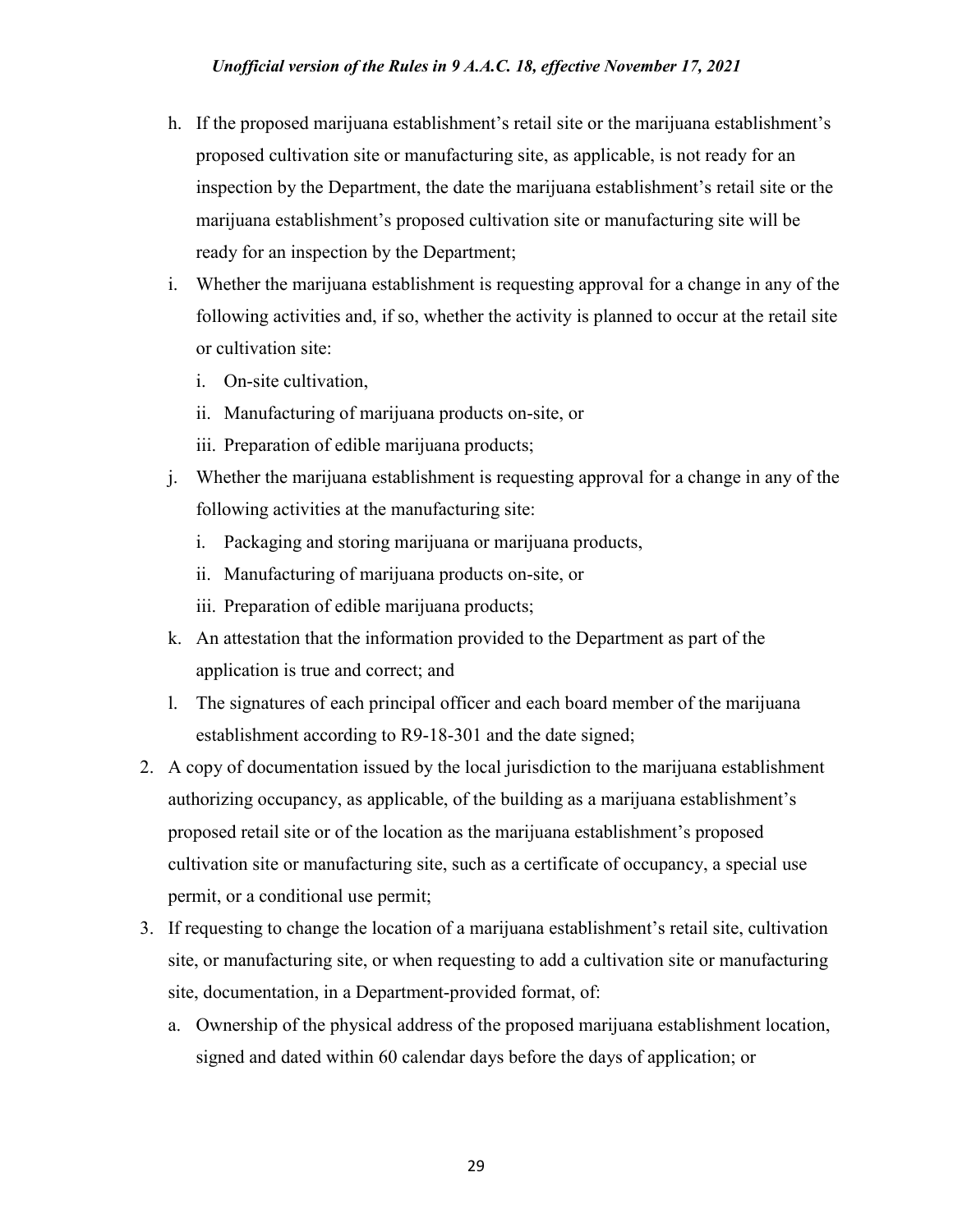h. If the proposed marijuana establishment's retail site or the marijuana establishment's proposed cultivation site or manufacturing site, as applicable, is not ready for an inspection by the Department, the date the marijuana establishment's retail site or the marijuana establishment's proposed cultivation site or manufacturing site will be ready for an inspection by the Department;

i. Whether the marijuana establishment is requesting approval for a change in any of the following activities and, if so, whether the activity is planned to occur at the retail site or cultivation site:

   i. On-site cultivation,

   ii. Manufacturing of marijuana products on-site, or

   iii. Preparation of edible marijuana products;

j. Whether the marijuana establishment is requesting approval for a change in any of the following activities at the manufacturing site:

   i. Packaging and storing marijuana or marijuana products,

   ii. Manufacturing of marijuana products on-site, or

   iii. Preparation of edible marijuana products;

k. An attestation that the information provided to the Department as part of the application is true and correct; and

l. The signatures of each principal officer and each board member of the marijuana establishment according to R9-18-301 and the date signed;

2. A copy of documentation issued by the local jurisdiction to the marijuana establishment authorizing occupancy, as applicable, of the building as a marijuana establishment's proposed retail site or of the location as the marijuana establishment's proposed cultivation site or manufacturing site, such as a certificate of occupancy, a special use permit, or a conditional use permit;

3. If requesting to change the location of a marijuana establishment's retail site, cultivation site, or manufacturing site, or when requesting to add a cultivation site or manufacturing site, documentation, in a Department-provided format, of:

   a. Ownership of the physical address of the proposed marijuana establishment location, signed and dated within 60 calendar days before the days of application; or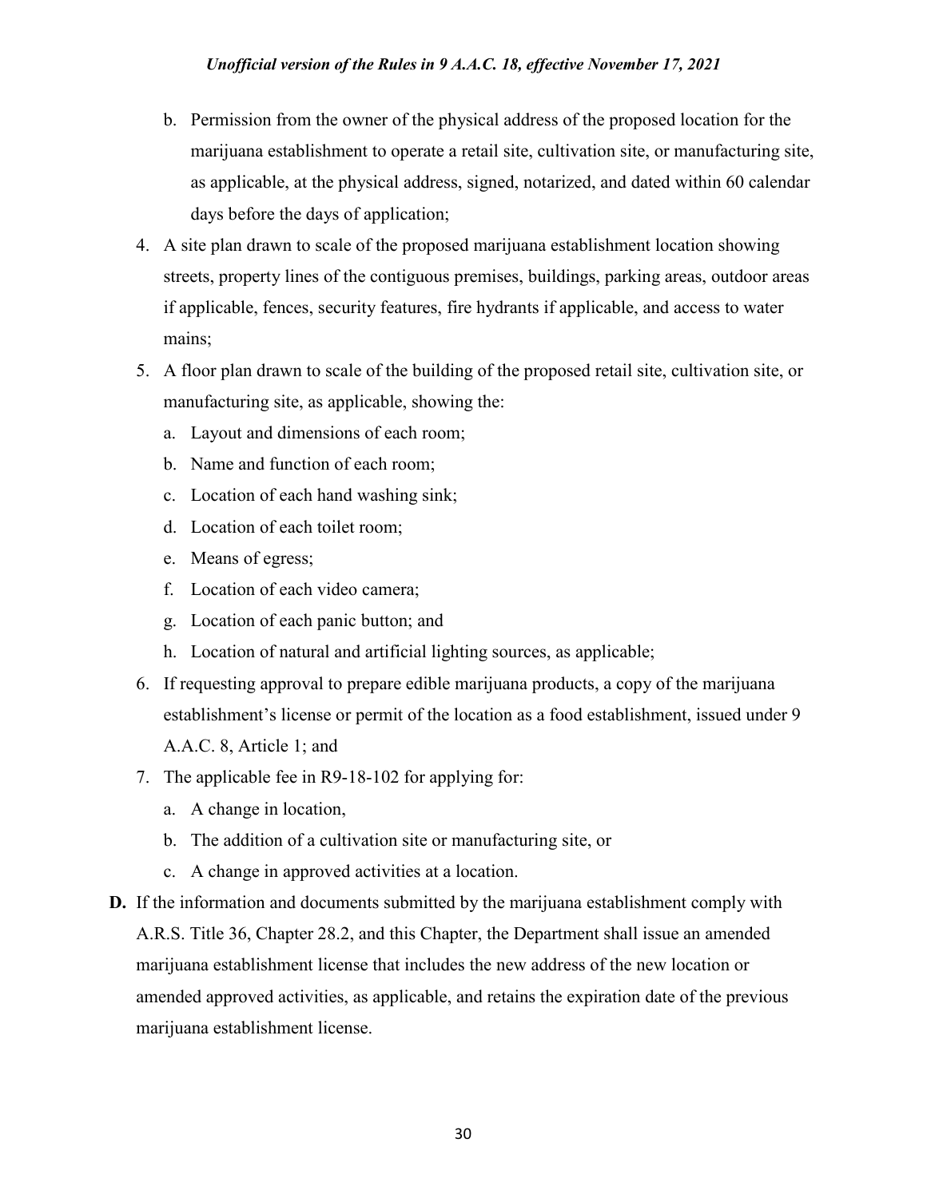b. Permission from the owner of the physical address of the proposed location for the marijuana establishment to operate a retail site, cultivation site, or manufacturing site, as applicable, at the physical address, signed, notarized, and dated within 60 calendar days before the days of application;

4. A site plan drawn to scale of the proposed marijuana establishment location showing streets, property lines of the contiguous premises, buildings, parking areas, outdoor areas if applicable, fences, security features, fire hydrants if applicable, and access to water mains;
5. A floor plan drawn to scale of the building of the proposed retail site, cultivation site, or manufacturing site, as applicable, showing the:
   a. Layout and dimensions of each room;
   b. Name and function of each room;
   c. Location of each hand washing sink;
   d. Location of each toilet room;
   e. Means of egress;
   f. Location of each video camera;
   g. Location of each panic button; and
   h. Location of natural and artificial lighting sources, as applicable;
6. If requesting approval to prepare edible marijuana products, a copy of the marijuana establishment's license or permit of the location as a food establishment, issued under 9 A.A.C. 8, Article 1; and
7. The applicable fee in R9-18-102 for applying for:
   a. A change in location,
   b. The addition of a cultivation site or manufacturing site, or
   c. A change in approved activities at a location.

**D.** If the information and documents submitted by the marijuana establishment comply with A.R.S. Title 36, Chapter 28.2, and this Chapter, the Department shall issue an amended marijuana establishment license that includes the new address of the new location or amended approved activities, as applicable, and retains the expiration date of the previous marijuana establishment license.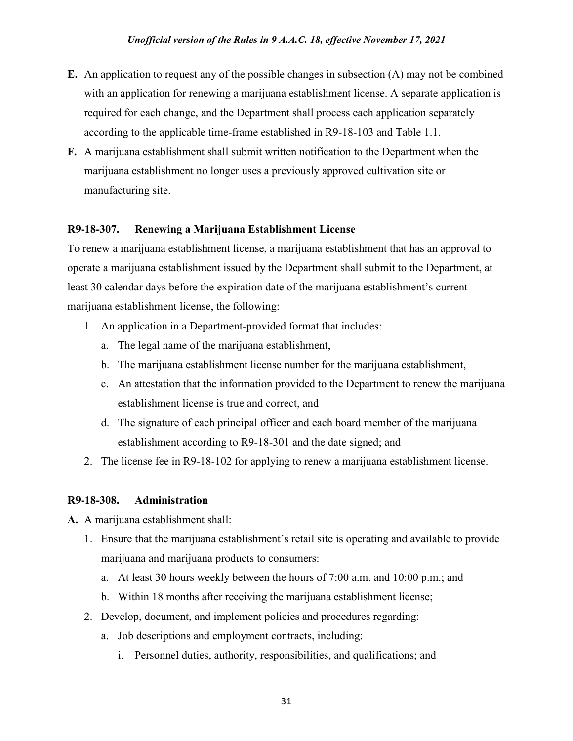**E.** An application to request any of the possible changes in subsection (A) may not be combined with an application for renewing a marijuana establishment license. A separate application is required for each change, and the Department shall process each application separately according to the applicable time-frame established in R9-18-103 and Table 1.1.

**F.** A marijuana establishment shall submit written notification to the Department when the marijuana establishment no longer uses a previously approved cultivation site or manufacturing site.

### R9-18-307. Renewing a Marijuana Establishment License

To renew a marijuana establishment license, a marijuana establishment that has an approval to operate a marijuana establishment issued by the Department shall submit to the Department, at least 30 calendar days before the expiration date of the marijuana establishment's current marijuana establishment license, the following:

1. An application in a Department-provided format that includes:
   a. The legal name of the marijuana establishment,
   b. The marijuana establishment license number for the marijuana establishment,
   c. An attestation that the information provided to the Department to renew the marijuana establishment license is true and correct, and
   d. The signature of each principal officer and each board member of the marijuana establishment according to R9-18-301 and the date signed; and
2. The license fee in R9-18-102 for applying to renew a marijuana establishment license.

### R9-18-308. Administration

**A.** A marijuana establishment shall:

1. Ensure that the marijuana establishment's retail site is operating and available to provide marijuana and marijuana products to consumers:
   a. At least 30 hours weekly between the hours of 7:00 a.m. and 10:00 p.m.; and
   b. Within 18 months after receiving the marijuana establishment license;
2. Develop, document, and implement policies and procedures regarding:
   a. Job descriptions and employment contracts, including:
      i. Personnel duties, authority, responsibilities, and qualifications; and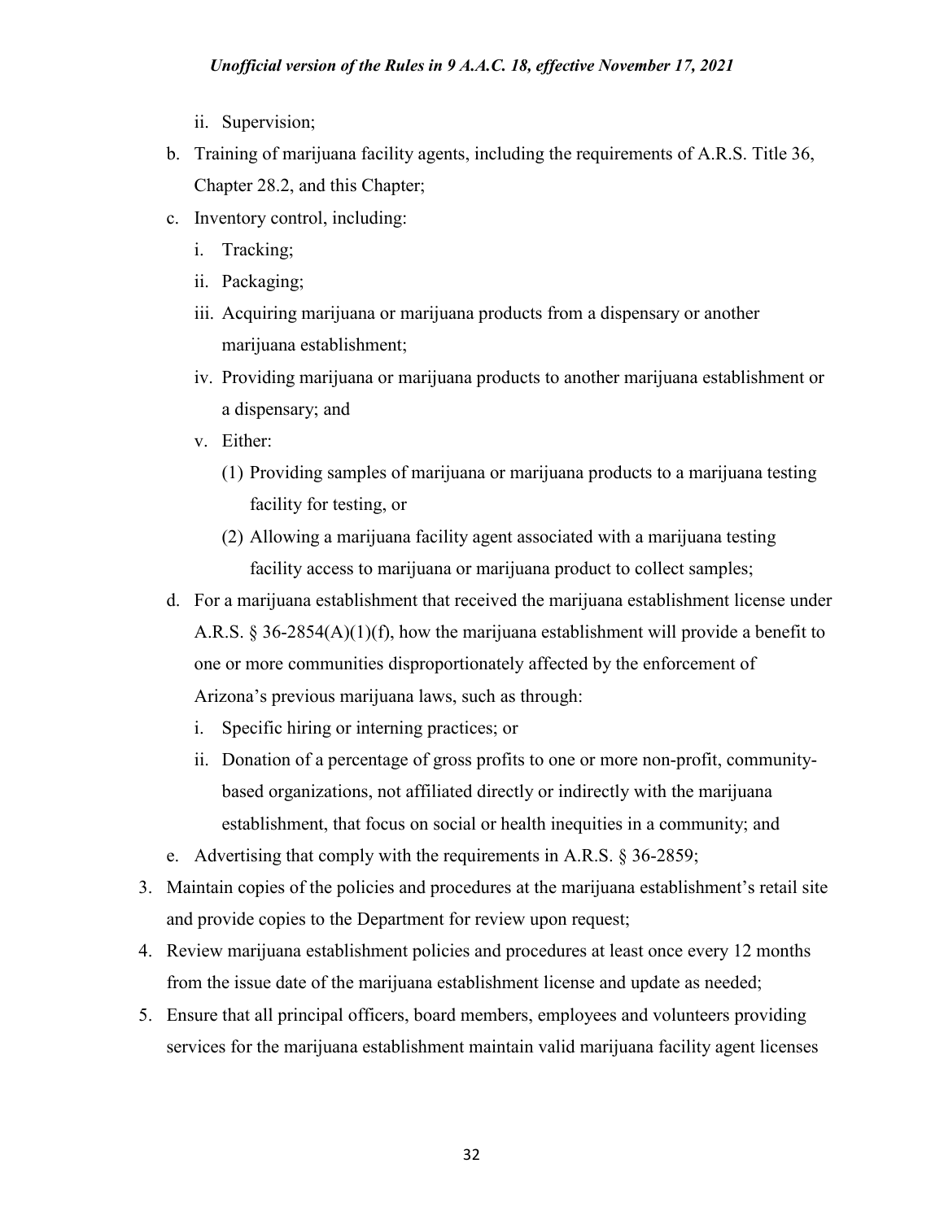ii. Supervision;

   b. Training of marijuana facility agents, including the requirements of A.R.S. Title 36, Chapter 28.2, and this Chapter;

   c. Inventory control, including:

      i. Tracking;

      ii. Packaging;

      iii. Acquiring marijuana or marijuana products from a dispensary or another marijuana establishment;

      iv. Providing marijuana or marijuana products to another marijuana establishment or a dispensary; and

      v. Either:

         (1) Providing samples of marijuana or marijuana products to a marijuana testing facility for testing, or

         (2) Allowing a marijuana facility agent associated with a marijuana testing facility access to marijuana or marijuana product to collect samples;

   d. For a marijuana establishment that received the marijuana establishment license under A.R.S. § 36-2854(A)(1)(f), how the marijuana establishment will provide a benefit to one or more communities disproportionately affected by the enforcement of Arizona's previous marijuana laws, such as through:

      i. Specific hiring or interning practices; or

      ii. Donation of a percentage of gross profits to one or more non-profit, community-based organizations, not affiliated directly or indirectly with the marijuana establishment, that focus on social or health inequities in a community; and

   e. Advertising that comply with the requirements in A.R.S. § 36-2859;

3. Maintain copies of the policies and procedures at the marijuana establishment's retail site and provide copies to the Department for review upon request;

4. Review marijuana establishment policies and procedures at least once every 12 months from the issue date of the marijuana establishment license and update as needed;

5. Ensure that all principal officers, board members, employees and volunteers providing services for the marijuana establishment maintain valid marijuana facility agent licenses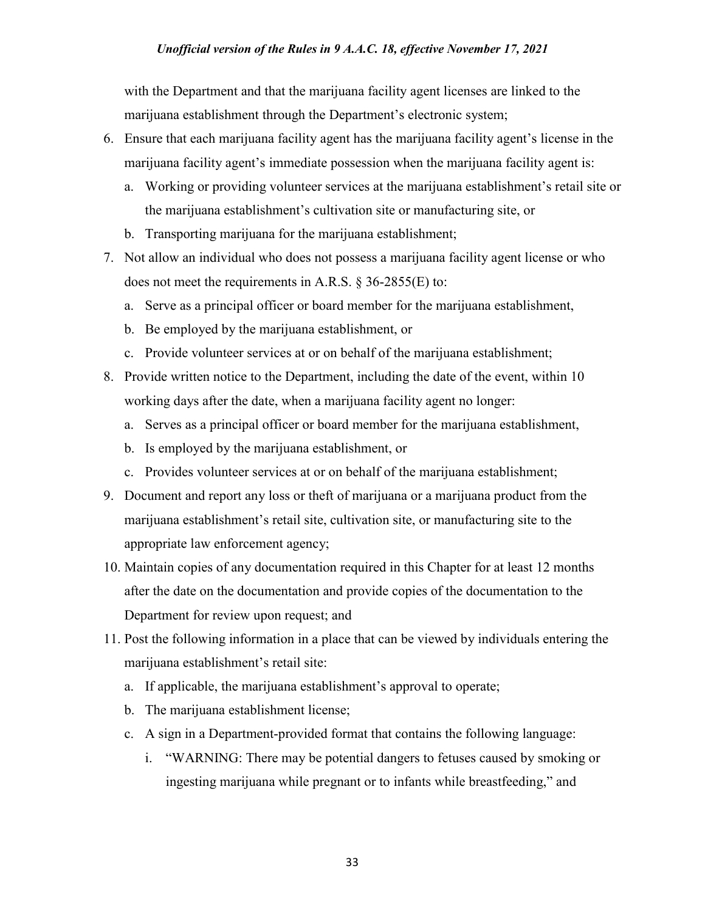with the Department and that the marijuana facility agent licenses are linked to the marijuana establishment through the Department's electronic system;

6. Ensure that each marijuana facility agent has the marijuana facility agent's license in the marijuana facility agent's immediate possession when the marijuana facility agent is:
   a. Working or providing volunteer services at the marijuana establishment's retail site or the marijuana establishment's cultivation site or manufacturing site, or
   b. Transporting marijuana for the marijuana establishment;
7. Not allow an individual who does not possess a marijuana facility agent license or who does not meet the requirements in A.R.S. § 36-2855(E) to:
   a. Serve as a principal officer or board member for the marijuana establishment,
   b. Be employed by the marijuana establishment, or
   c. Provide volunteer services at or on behalf of the marijuana establishment;
8. Provide written notice to the Department, including the date of the event, within 10 working days after the date, when a marijuana facility agent no longer:
   a. Serves as a principal officer or board member for the marijuana establishment,
   b. Is employed by the marijuana establishment, or
   c. Provides volunteer services at or on behalf of the marijuana establishment;
9. Document and report any loss or theft of marijuana or a marijuana product from the marijuana establishment's retail site, cultivation site, or manufacturing site to the appropriate law enforcement agency;
10. Maintain copies of any documentation required in this Chapter for at least 12 months after the date on the documentation and provide copies of the documentation to the Department for review upon request; and
11. Post the following information in a place that can be viewed by individuals entering the marijuana establishment's retail site:
    a. If applicable, the marijuana establishment's approval to operate;
    b. The marijuana establishment license;
    c. A sign in a Department-provided format that contains the following language:
       i. "WARNING: There may be potential dangers to fetuses caused by smoking or ingesting marijuana while pregnant or to infants while breastfeeding," and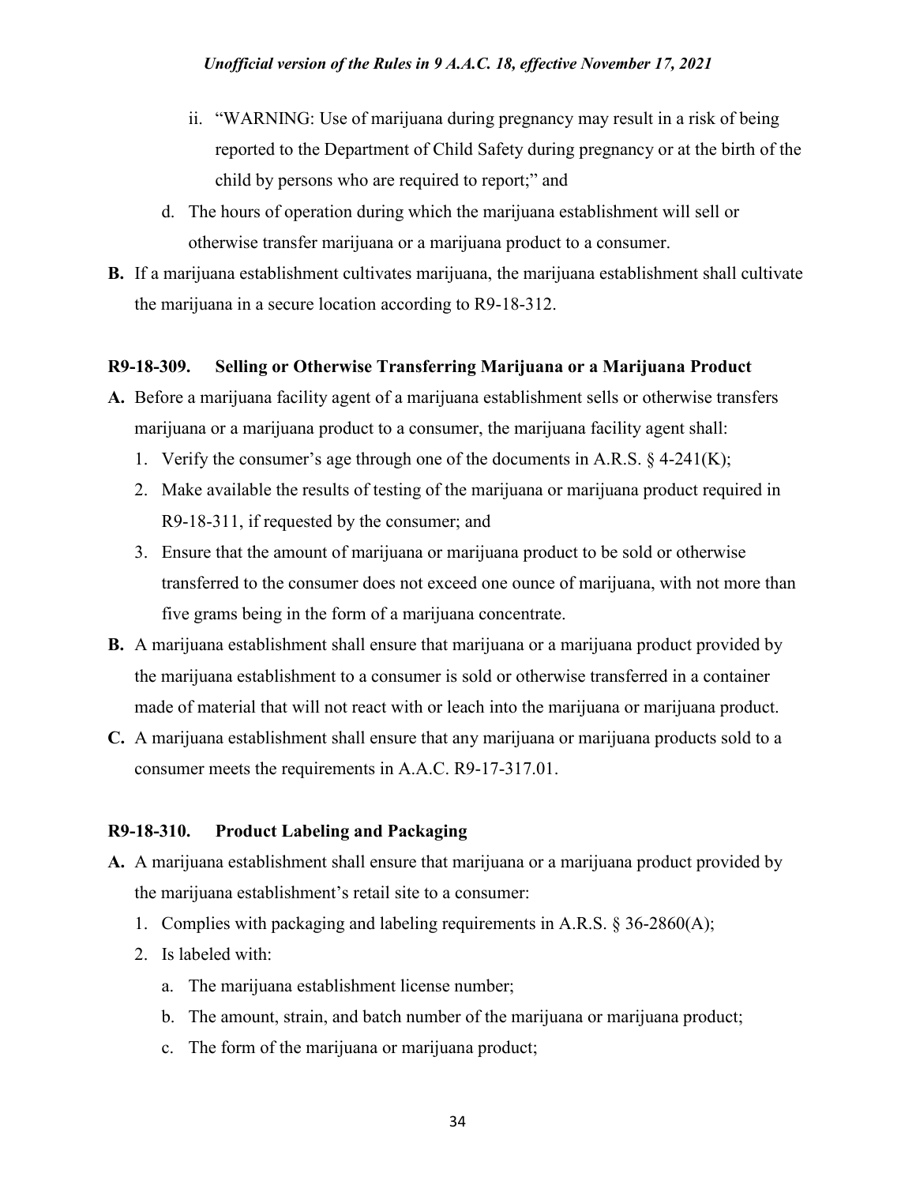ii. "WARNING: Use of marijuana during pregnancy may result in a risk of being reported to the Department of Child Safety during pregnancy or at the birth of the child by persons who are required to report;" and

d. The hours of operation during which the marijuana establishment will sell or otherwise transfer marijuana or a marijuana product to a consumer.

**B.** If a marijuana establishment cultivates marijuana, the marijuana establishment shall cultivate the marijuana in a secure location according to R9-18-312.

### R9-18-309. Selling or Otherwise Transferring Marijuana or a Marijuana Product

**A.** Before a marijuana facility agent of a marijuana establishment sells or otherwise transfers marijuana or a marijuana product to a consumer, the marijuana facility agent shall:

1. Verify the consumer's age through one of the documents in A.R.S. § 4-241(K);
2. Make available the results of testing of the marijuana or marijuana product required in R9-18-311, if requested by the consumer; and
3. Ensure that the amount of marijuana or marijuana product to be sold or otherwise transferred to the consumer does not exceed one ounce of marijuana, with not more than five grams being in the form of a marijuana concentrate.

**B.** A marijuana establishment shall ensure that marijuana or a marijuana product provided by the marijuana establishment to a consumer is sold or otherwise transferred in a container made of material that will not react with or leach into the marijuana or marijuana product.

**C.** A marijuana establishment shall ensure that any marijuana or marijuana products sold to a consumer meets the requirements in A.A.C. R9-17-317.01.

### R9-18-310. Product Labeling and Packaging

**A.** A marijuana establishment shall ensure that marijuana or a marijuana product provided by the marijuana establishment's retail site to a consumer:

1. Complies with packaging and labeling requirements in A.R.S. § 36-2860(A);
2. Is labeled with:
   a. The marijuana establishment license number;
   b. The amount, strain, and batch number of the marijuana or marijuana product;
   c. The form of the marijuana or marijuana product;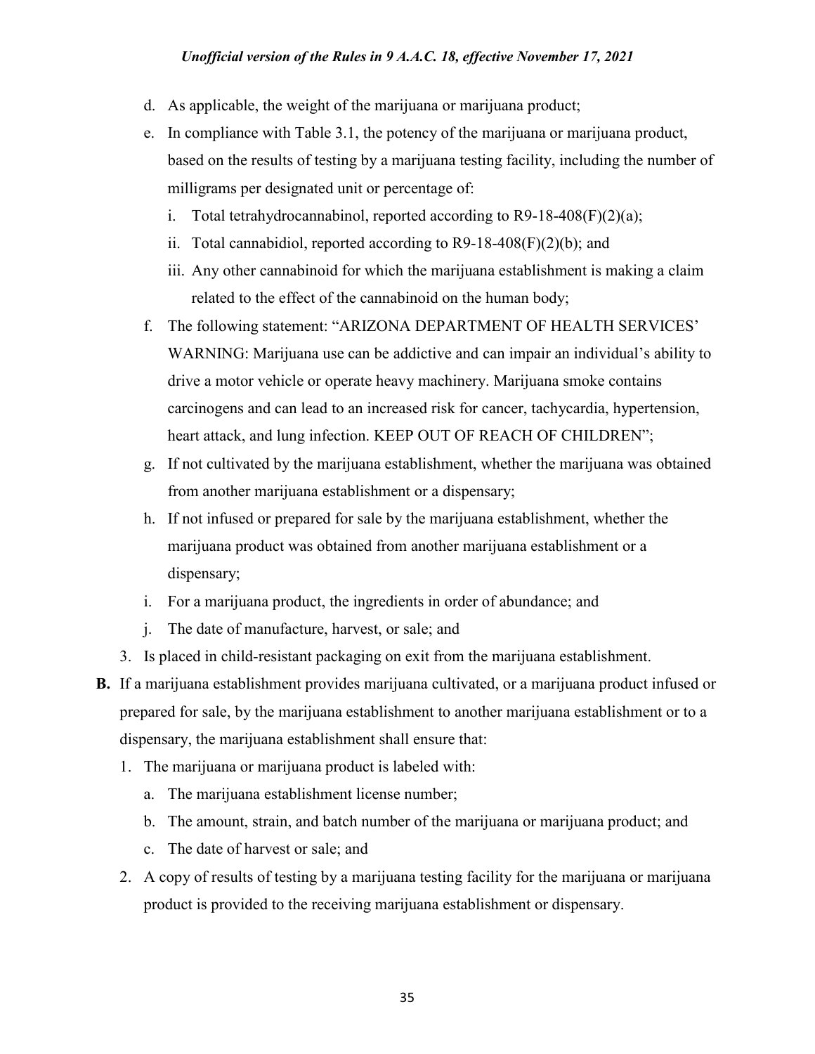d. As applicable, the weight of the marijuana or marijuana product;

e. In compliance with Table 3.1, the potency of the marijuana or marijuana product, based on the results of testing by a marijuana testing facility, including the number of milligrams per designated unit or percentage of:

   i. Total tetrahydrocannabinol, reported according to R9-18-408(F)(2)(a);

   ii. Total cannabidiol, reported according to R9-18-408(F)(2)(b); and

   iii. Any other cannabinoid for which the marijuana establishment is making a claim related to the effect of the cannabinoid on the human body;

f. The following statement: "ARIZONA DEPARTMENT OF HEALTH SERVICES' WARNING: Marijuana use can be addictive and can impair an individual's ability to drive a motor vehicle or operate heavy machinery. Marijuana smoke contains carcinogens and can lead to an increased risk for cancer, tachycardia, hypertension, heart attack, and lung infection. KEEP OUT OF REACH OF CHILDREN";

g. If not cultivated by the marijuana establishment, whether the marijuana was obtained from another marijuana establishment or a dispensary;

h. If not infused or prepared for sale by the marijuana establishment, whether the marijuana product was obtained from another marijuana establishment or a dispensary;

i. For a marijuana product, the ingredients in order of abundance; and

j. The date of manufacture, harvest, or sale; and

3. Is placed in child-resistant packaging on exit from the marijuana establishment.

**B.** If a marijuana establishment provides marijuana cultivated, or a marijuana product infused or prepared for sale, by the marijuana establishment to another marijuana establishment or to a dispensary, the marijuana establishment shall ensure that:

1. The marijuana or marijuana product is labeled with:

   a. The marijuana establishment license number;

   b. The amount, strain, and batch number of the marijuana or marijuana product; and

   c. The date of harvest or sale; and

2. A copy of results of testing by a marijuana testing facility for the marijuana or marijuana product is provided to the receiving marijuana establishment or dispensary.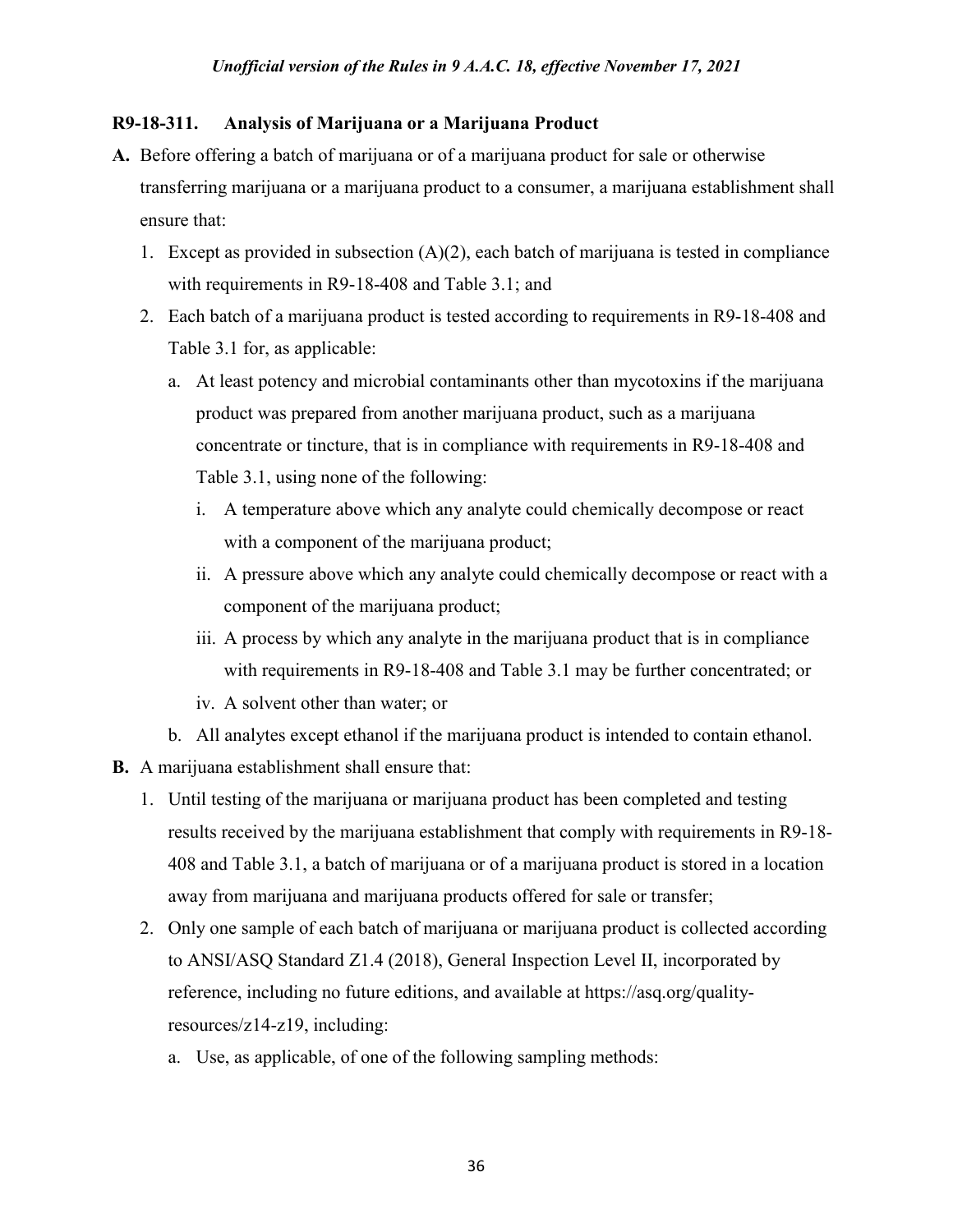## R9-18-311. Analysis of Marijuana or a Marijuana Product

**A.** Before offering a batch of marijuana or of a marijuana product for sale or otherwise transferring marijuana or a marijuana product to a consumer, a marijuana establishment shall ensure that:

1. Except as provided in subsection (A)(2), each batch of marijuana is tested in compliance with requirements in R9-18-408 and Table 3.1; and
2. Each batch of a marijuana product is tested according to requirements in R9-18-408 and Table 3.1 for, as applicable:
   a. At least potency and microbial contaminants other than mycotoxins if the marijuana product was prepared from another marijuana product, such as a marijuana concentrate or tincture, that is in compliance with requirements in R9-18-408 and Table 3.1, using none of the following:
      i. A temperature above which any analyte could chemically decompose or react with a component of the marijuana product;
      ii. A pressure above which any analyte could chemically decompose or react with a component of the marijuana product;
      iii. A process by which any analyte in the marijuana product that is in compliance with requirements in R9-18-408 and Table 3.1 may be further concentrated; or
      iv. A solvent other than water; or
   b. All analytes except ethanol if the marijuana product is intended to contain ethanol.

**B.** A marijuana establishment shall ensure that:

1. Until testing of the marijuana or marijuana product has been completed and testing results received by the marijuana establishment that comply with requirements in R9-18-408 and Table 3.1, a batch of marijuana or of a marijuana product is stored in a location away from marijuana and marijuana products offered for sale or transfer;
2. Only one sample of each batch of marijuana or marijuana product is collected according to ANSI/ASQ Standard Z1.4 (2018), General Inspection Level II, incorporated by reference, including no future editions, and available at https://asq.org/quality-resources/z14-z19, including:
   a. Use, as applicable, of one of the following sampling methods: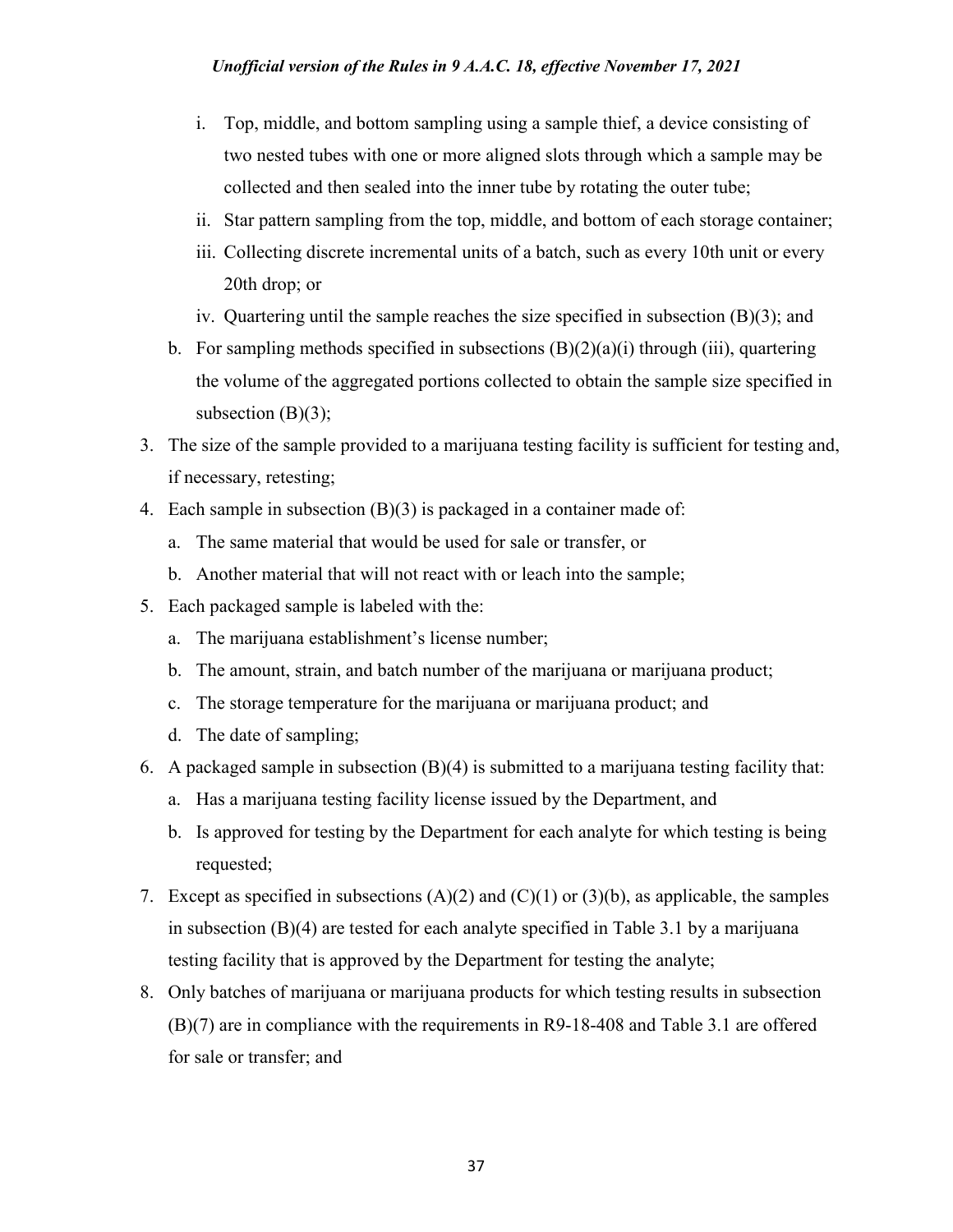i. Top, middle, and bottom sampling using a sample thief, a device consisting of two nested tubes with one or more aligned slots through which a sample may be collected and then sealed into the inner tube by rotating the outer tube;
    ii. Star pattern sampling from the top, middle, and bottom of each storage container;
    iii. Collecting discrete incremental units of a batch, such as every 10th unit or every 20th drop; or
    iv. Quartering until the sample reaches the size specified in subsection (B)(3); and
  b. For sampling methods specified in subsections (B)(2)(a)(i) through (iii), quartering the volume of the aggregated portions collected to obtain the sample size specified in subsection (B)(3);
3. The size of the sample provided to a marijuana testing facility is sufficient for testing and, if necessary, retesting;
4. Each sample in subsection (B)(3) is packaged in a container made of:
   a. The same material that would be used for sale or transfer, or
   b. Another material that will not react with or leach into the sample;
5. Each packaged sample is labeled with the:
   a. The marijuana establishment's license number;
   b. The amount, strain, and batch number of the marijuana or marijuana product;
   c. The storage temperature for the marijuana or marijuana product; and
   d. The date of sampling;
6. A packaged sample in subsection (B)(4) is submitted to a marijuana testing facility that:
   a. Has a marijuana testing facility license issued by the Department, and
   b. Is approved for testing by the Department for each analyte for which testing is being requested;
7. Except as specified in subsections (A)(2) and (C)(1) or (3)(b), as applicable, the samples in subsection (B)(4) are tested for each analyte specified in Table 3.1 by a marijuana testing facility that is approved by the Department for testing the analyte;
8. Only batches of marijuana or marijuana products for which testing results in subsection (B)(7) are in compliance with the requirements in R9-18-408 and Table 3.1 are offered for sale or transfer; and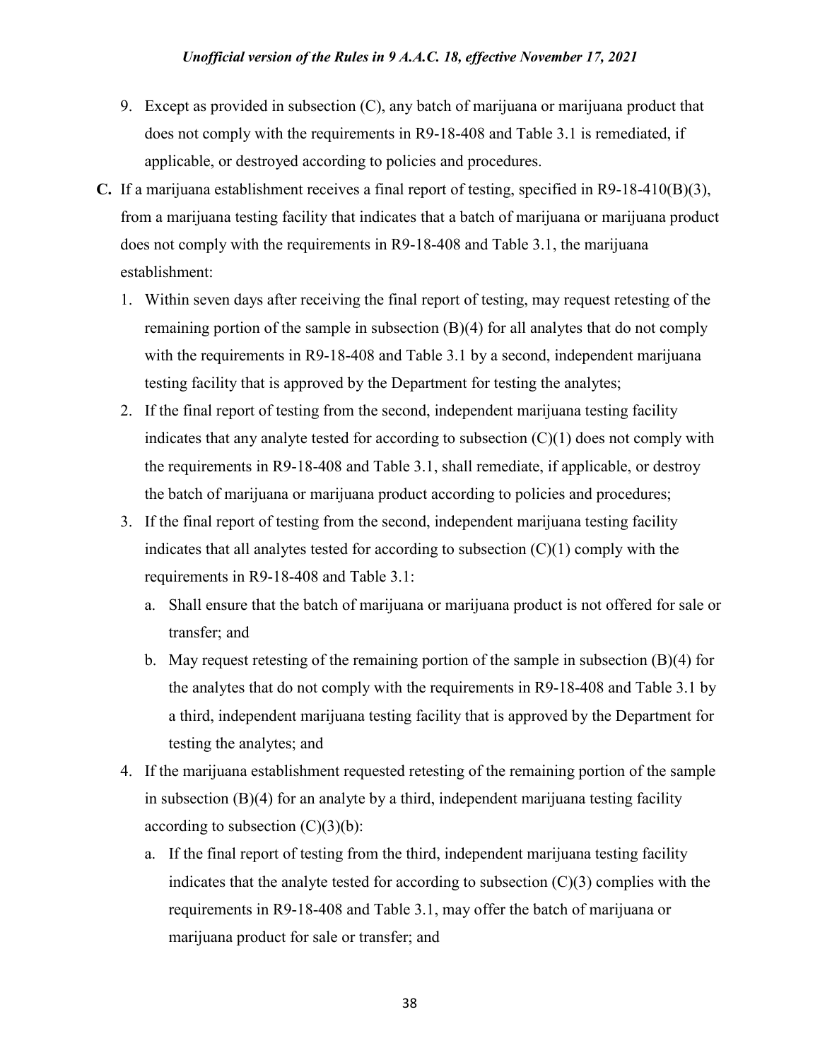9. Except as provided in subsection (C), any batch of marijuana or marijuana product that does not comply with the requirements in R9-18-408 and Table 3.1 is remediated, if applicable, or destroyed according to policies and procedures.

**C.** If a marijuana establishment receives a final report of testing, specified in R9-18-410(B)(3), from a marijuana testing facility that indicates that a batch of marijuana or marijuana product does not comply with the requirements in R9-18-408 and Table 3.1, the marijuana establishment:

1. Within seven days after receiving the final report of testing, may request retesting of the remaining portion of the sample in subsection (B)(4) for all analytes that do not comply with the requirements in R9-18-408 and Table 3.1 by a second, independent marijuana testing facility that is approved by the Department for testing the analytes;
2. If the final report of testing from the second, independent marijuana testing facility indicates that any analyte tested for according to subsection (C)(1) does not comply with the requirements in R9-18-408 and Table 3.1, shall remediate, if applicable, or destroy the batch of marijuana or marijuana product according to policies and procedures;
3. If the final report of testing from the second, independent marijuana testing facility indicates that all analytes tested for according to subsection (C)(1) comply with the requirements in R9-18-408 and Table 3.1:
   a. Shall ensure that the batch of marijuana or marijuana product is not offered for sale or transfer; and
   b. May request retesting of the remaining portion of the sample in subsection (B)(4) for the analytes that do not comply with the requirements in R9-18-408 and Table 3.1 by a third, independent marijuana testing facility that is approved by the Department for testing the analytes; and
4. If the marijuana establishment requested retesting of the remaining portion of the sample in subsection (B)(4) for an analyte by a third, independent marijuana testing facility according to subsection (C)(3)(b):
   a. If the final report of testing from the third, independent marijuana testing facility indicates that the analyte tested for according to subsection (C)(3) complies with the requirements in R9-18-408 and Table 3.1, may offer the batch of marijuana or marijuana product for sale or transfer; and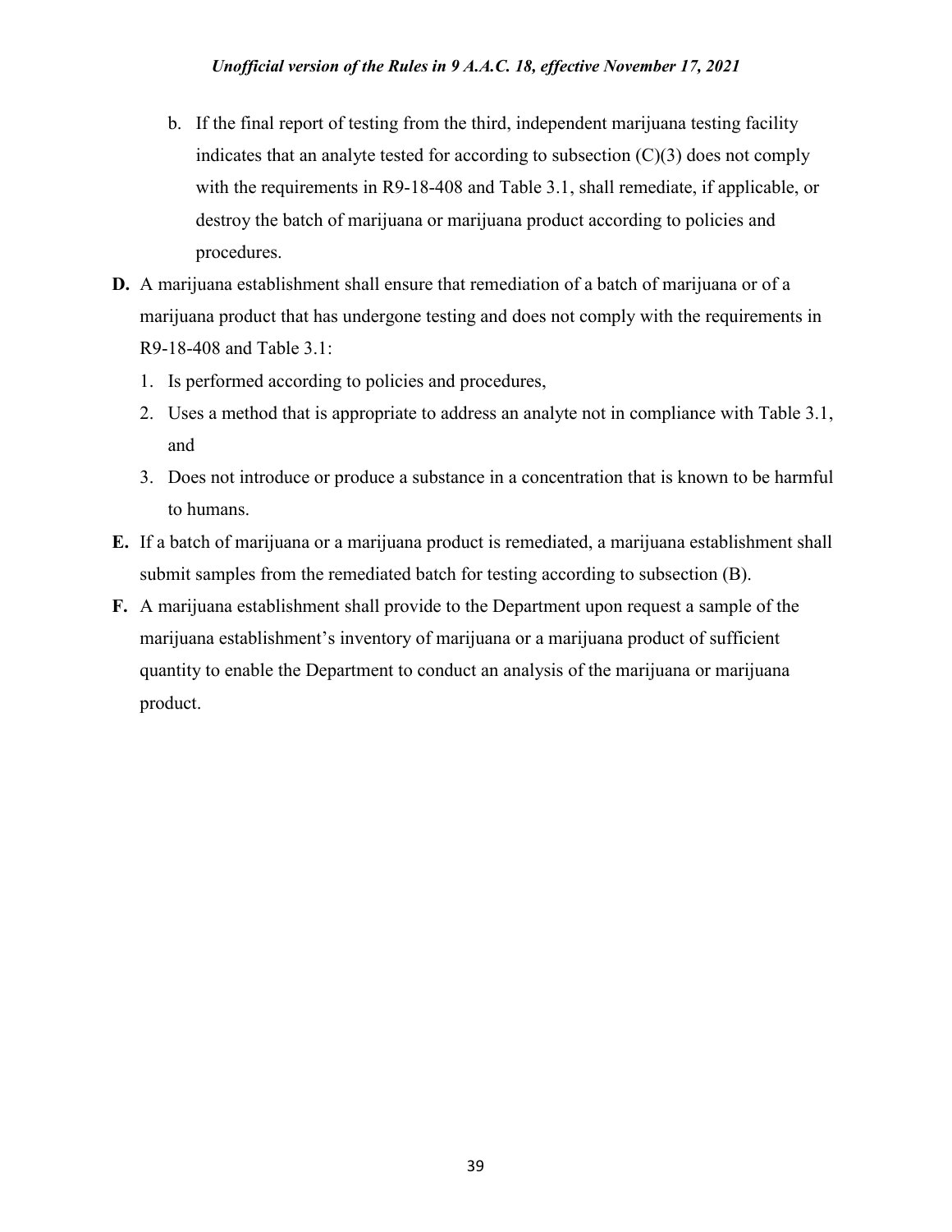b. If the final report of testing from the third, independent marijuana testing facility indicates that an analyte tested for according to subsection (C)(3) does not comply with the requirements in R9-18-408 and Table 3.1, shall remediate, if applicable, or destroy the batch of marijuana or marijuana product according to policies and procedures.

**D.** A marijuana establishment shall ensure that remediation of a batch of marijuana or of a marijuana product that has undergone testing and does not comply with the requirements in R9-18-408 and Table 3.1:

1. Is performed according to policies and procedures,
2. Uses a method that is appropriate to address an analyte not in compliance with Table 3.1, and
3. Does not introduce or produce a substance in a concentration that is known to be harmful to humans.

**E.** If a batch of marijuana or a marijuana product is remediated, a marijuana establishment shall submit samples from the remediated batch for testing according to subsection (B).

**F.** A marijuana establishment shall provide to the Department upon request a sample of the marijuana establishment's inventory of marijuana or a marijuana product of sufficient quantity to enable the Department to conduct an analysis of the marijuana or marijuana product.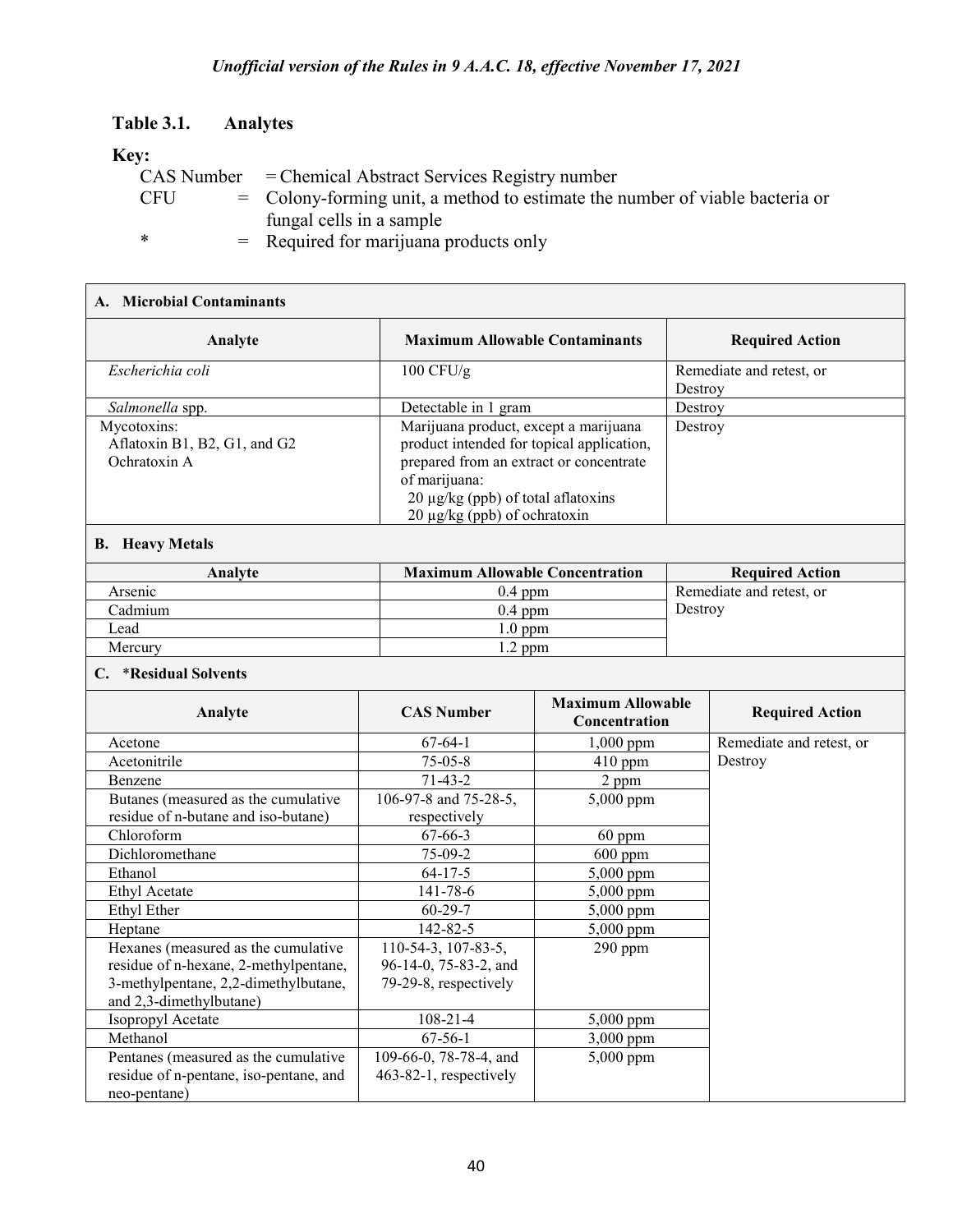### Table 3.1. Analytes

**Key:**

CAS Number = Chemical Abstract Services Registry number
CFU = Colony-forming unit, a method to estimate the number of viable bacteria or fungal cells in a sample
\* = Required for marijuana products only

**A. Microbial Contaminants**

| Analyte | Maximum Allowable Contaminants | Required Action |
|---|---|---|
| *Escherichia coli* | 100 CFU/g | Remediate and retest, or Destroy |
| *Salmonella* spp. | Detectable in 1 gram | Destroy |
| Mycotoxins:<br>Aflatoxin B1, B2, G1, and G2<br>Ochratoxin A | Marijuana product, except a marijuana product intended for topical application, prepared from an extract or concentrate of marijuana:<br>20 µg/kg (ppb) of total aflatoxins<br>20 µg/kg (ppb) of ochratoxin | Destroy |

**B. Heavy Metals**

| Analyte | Maximum Allowable Concentration | Required Action |
|---|---|---|
| Arsenic | 0.4 ppm | Remediate and retest, or Destroy |
| Cadmium | 0.4 ppm | |
| Lead | 1.0 ppm | |
| Mercury | 1.2 ppm | |

**C. \*Residual Solvents**

| Analyte | CAS Number | Maximum Allowable Concentration | Required Action |
|---|---|---|---|
| Acetone | 67-64-1 | 1,000 ppm | Remediate and retest, or Destroy |
| Acetonitrile | 75-05-8 | 410 ppm | |
| Benzene | 71-43-2 | 2 ppm | |
| Butanes (measured as the cumulative residue of n-butane and iso-butane) | 106-97-8 and 75-28-5, respectively | 5,000 ppm | |
| Chloroform | 67-66-3 | 60 ppm | |
| Dichloromethane | 75-09-2 | 600 ppm | |
| Ethanol | 64-17-5 | 5,000 ppm | |
| Ethyl Acetate | 141-78-6 | 5,000 ppm | |
| Ethyl Ether | 60-29-7 | 5,000 ppm | |
| Heptane | 142-82-5 | 5,000 ppm | |
| Hexanes (measured as the cumulative residue of n-hexane, 2-methylpentane, 3-methylpentane, 2,2-dimethylbutane, and 2,3-dimethylbutane) | 110-54-3, 107-83-5, 96-14-0, 75-83-2, and 79-29-8, respectively | 290 ppm | |
| Isopropyl Acetate | 108-21-4 | 5,000 ppm | |
| Methanol | 67-56-1 | 3,000 ppm | |
| Pentanes (measured as the cumulative residue of n-pentane, iso-pentane, and neo-pentane) | 109-66-0, 78-78-4, and 463-82-1, respectively | 5,000 ppm | |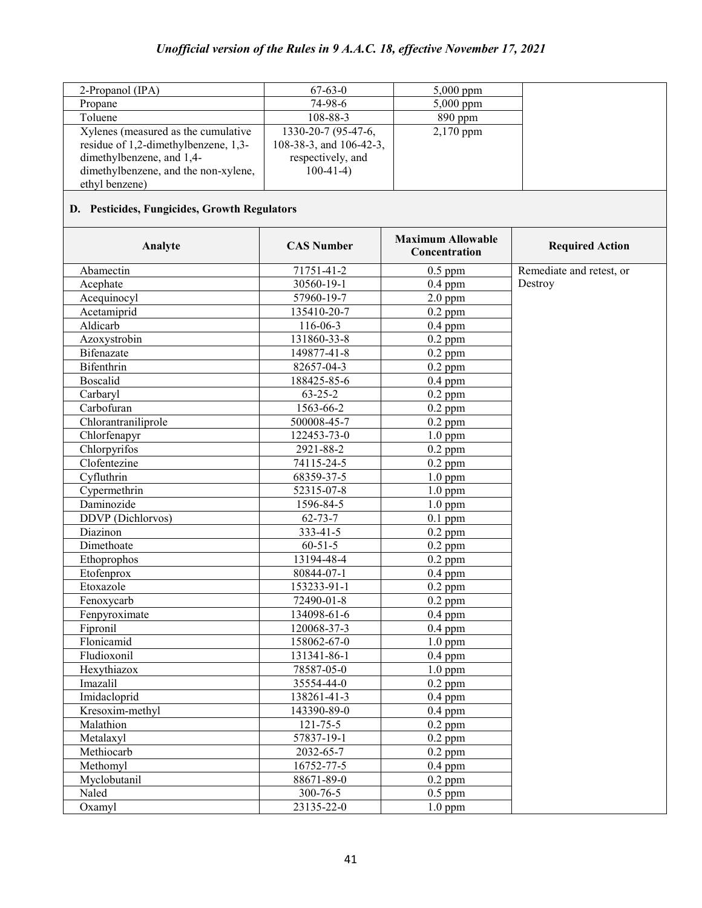| 2-Propanol (IPA) | 67-63-0 | 5,000 ppm | |
|---|---|---|---|
| Propane | 74-98-6 | 5,000 ppm | |
| Toluene | 108-88-3 | 890 ppm | |
| Xylenes (measured as the cumulative residue of 1,2-dimethylbenzene, 1,3-dimethylbenzene, and 1,4-dimethylbenzene, and the non-xylene, ethyl benzene) | 1330-20-7 (95-47-6, 108-38-3, and 106-42-3, respectively, and 100-41-4) | 2,170 ppm | |

**D. Pesticides, Fungicides, Growth Regulators**

| Analyte | CAS Number | Maximum Allowable Concentration | Required Action |
|---|---|---|---|
| Abamectin | 71751-41-2 | 0.5 ppm | Remediate and retest, or Destroy |
| Acephate | 30560-19-1 | 0.4 ppm | |
| Acequinocyl | 57960-19-7 | 2.0 ppm | |
| Acetamiprid | 135410-20-7 | 0.2 ppm | |
| Aldicarb | 116-06-3 | 0.4 ppm | |
| Azoxystrobin | 131860-33-8 | 0.2 ppm | |
| Bifenazate | 149877-41-8 | 0.2 ppm | |
| Bifenthrin | 82657-04-3 | 0.2 ppm | |
| Boscalid | 188425-85-6 | 0.4 ppm | |
| Carbaryl | 63-25-2 | 0.2 ppm | |
| Carbofuran | 1563-66-2 | 0.2 ppm | |
| Chlorantraniliprole | 500008-45-7 | 0.2 ppm | |
| Chlorfenapyr | 122453-73-0 | 1.0 ppm | |
| Chlorpyrifos | 2921-88-2 | 0.2 ppm | |
| Clofentezine | 74115-24-5 | 0.2 ppm | |
| Cyfluthrin | 68359-37-5 | 1.0 ppm | |
| Cypermethrin | 52315-07-8 | 1.0 ppm | |
| Daminozide | 1596-84-5 | 1.0 ppm | |
| DDVP (Dichlorvos) | 62-73-7 | 0.1 ppm | |
| Diazinon | 333-41-5 | 0.2 ppm | |
| Dimethoate | 60-51-5 | 0.2 ppm | |
| Ethoprophos | 13194-48-4 | 0.2 ppm | |
| Etofenprox | 80844-07-1 | 0.4 ppm | |
| Etoxazole | 153233-91-1 | 0.2 ppm | |
| Fenoxycarb | 72490-01-8 | 0.2 ppm | |
| Fenpyroximate | 134098-61-6 | 0.4 ppm | |
| Fipronil | 120068-37-3 | 0.4 ppm | |
| Flonicamid | 158062-67-0 | 1.0 ppm | |
| Fludioxonil | 131341-86-1 | 0.4 ppm | |
| Hexythiazox | 78587-05-0 | 1.0 ppm | |
| Imazalil | 35554-44-0 | 0.2 ppm | |
| Imidacloprid | 138261-41-3 | 0.4 ppm | |
| Kresoxim-methyl | 143390-89-0 | 0.4 ppm | |
| Malathion | 121-75-5 | 0.2 ppm | |
| Metalaxyl | 57837-19-1 | 0.2 ppm | |
| Methiocarb | 2032-65-7 | 0.2 ppm | |
| Methomyl | 16752-77-5 | 0.4 ppm | |
| Myclobutanil | 88671-89-0 | 0.2 ppm | |
| Naled | 300-76-5 | 0.5 ppm | |
| Oxamyl | 23135-22-0 | 1.0 ppm | |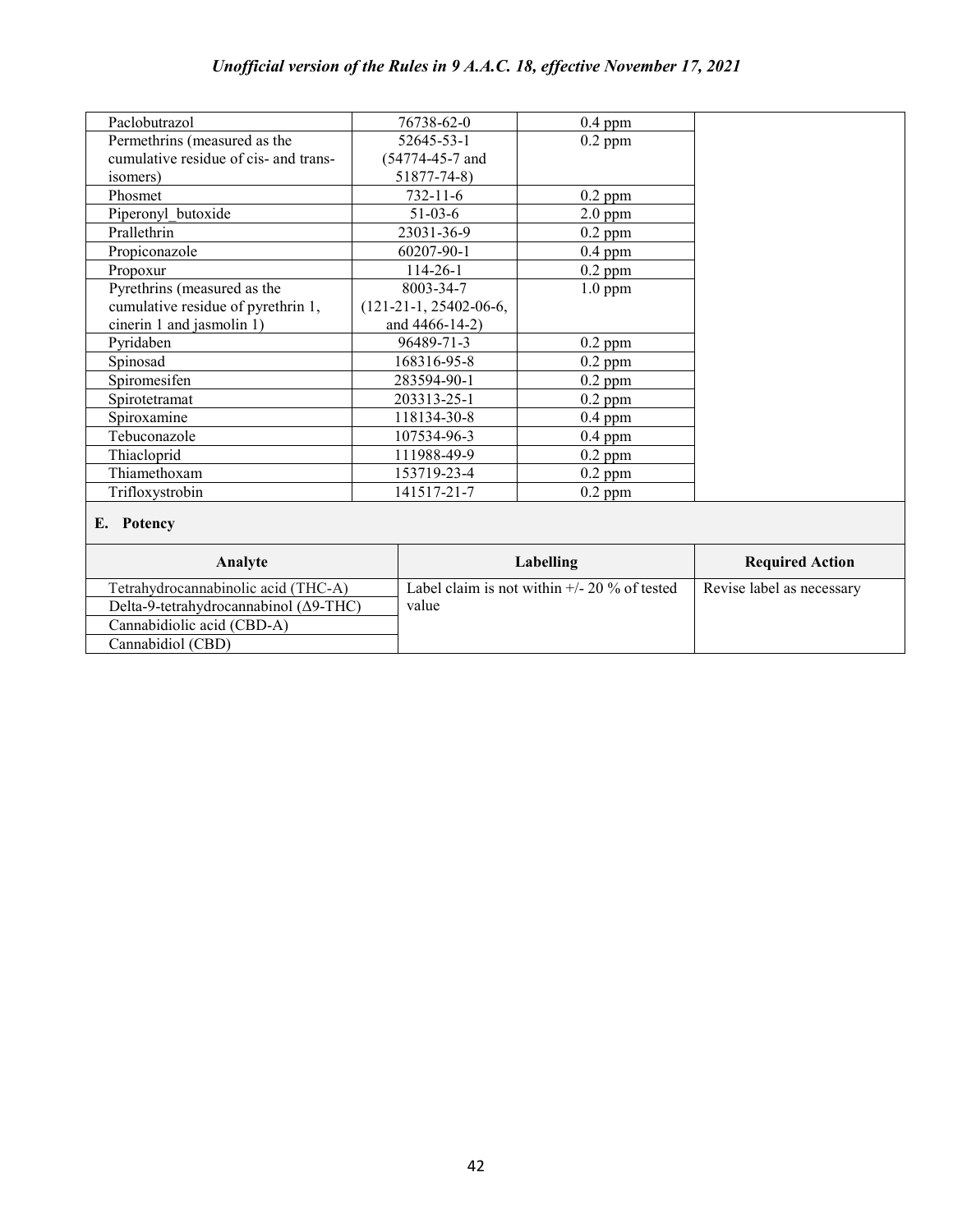| Paclobutrazol | 76738-62-0 | 0.4 ppm | |
|---|---|---|---|
| Permethrins (measured as the cumulative residue of cis- and trans-isomers) | 52645-53-1 (54774-45-7 and 51877-74-8) | 0.2 ppm | |
| Phosmet | 732-11-6 | 0.2 ppm | |
| Piperonyl_butoxide | 51-03-6 | 2.0 ppm | |
| Prallethrin | 23031-36-9 | 0.2 ppm | |
| Propiconazole | 60207-90-1 | 0.4 ppm | |
| Propoxur | 114-26-1 | 0.2 ppm | |
| Pyrethrins (measured as the cumulative residue of pyrethrin 1, cinerin 1 and jasmolin 1) | 8003-34-7 (121-21-1, 25402-06-6, and 4466-14-2) | 1.0 ppm | |
| Pyridaben | 96489-71-3 | 0.2 ppm | |
| Spinosad | 168316-95-8 | 0.2 ppm | |
| Spiromesifen | 283594-90-1 | 0.2 ppm | |
| Spirotetramat | 203313-25-1 | 0.2 ppm | |
| Spiroxamine | 118134-30-8 | 0.4 ppm | |
| Tebuconazole | 107534-96-3 | 0.4 ppm | |
| Thiacloprid | 111988-49-9 | 0.2 ppm | |
| Thiamethoxam | 153719-23-4 | 0.2 ppm | |
| Trifloxystrobin | 141517-21-7 | 0.2 ppm | |

**E. Potency**

| Analyte | Labelling | Required Action |
|---|---|---|
| Tetrahydrocannabinolic acid (THC-A) | Label claim is not within +/- 20 % of tested value | Revise label as necessary |
| Delta-9-tetrahydrocannabinol (Δ9-THC) | | |
| Cannabidiolic acid (CBD-A) | | |
| Cannabidiol (CBD) | | |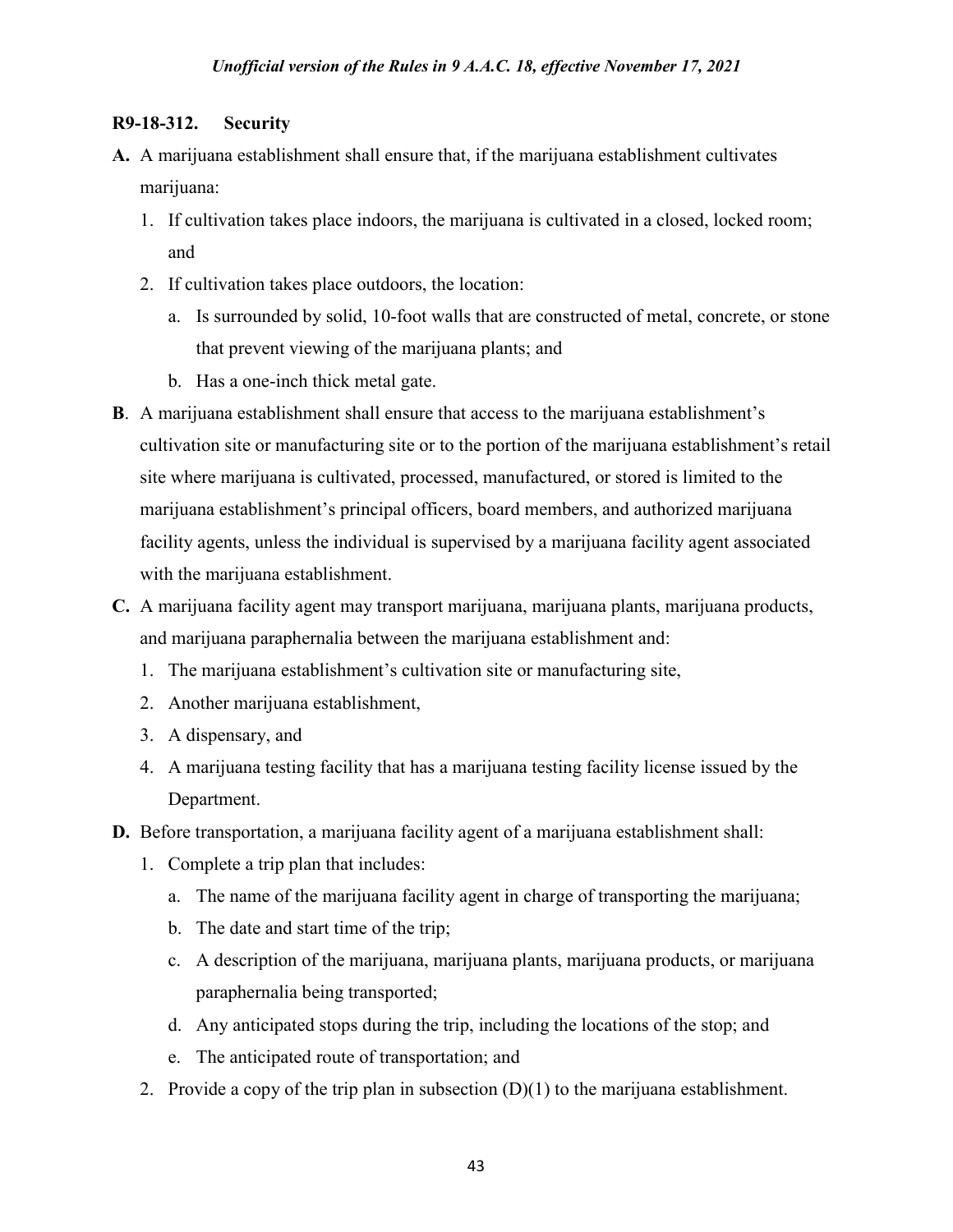## R9-18-312. Security

**A.** A marijuana establishment shall ensure that, if the marijuana establishment cultivates marijuana:

1. If cultivation takes place indoors, the marijuana is cultivated in a closed, locked room; and
2. If cultivation takes place outdoors, the location:
   a. Is surrounded by solid, 10-foot walls that are constructed of metal, concrete, or stone that prevent viewing of the marijuana plants; and
   b. Has a one-inch thick metal gate.

**B**. A marijuana establishment shall ensure that access to the marijuana establishment's cultivation site or manufacturing site or to the portion of the marijuana establishment's retail site where marijuana is cultivated, processed, manufactured, or stored is limited to the marijuana establishment's principal officers, board members, and authorized marijuana facility agents, unless the individual is supervised by a marijuana facility agent associated with the marijuana establishment.

**C.** A marijuana facility agent may transport marijuana, marijuana plants, marijuana products, and marijuana paraphernalia between the marijuana establishment and:

1. The marijuana establishment's cultivation site or manufacturing site,
2. Another marijuana establishment,
3. A dispensary, and
4. A marijuana testing facility that has a marijuana testing facility license issued by the Department.

**D.** Before transportation, a marijuana facility agent of a marijuana establishment shall:

1. Complete a trip plan that includes:
   a. The name of the marijuana facility agent in charge of transporting the marijuana;
   b. The date and start time of the trip;
   c. A description of the marijuana, marijuana plants, marijuana products, or marijuana paraphernalia being transported;
   d. Any anticipated stops during the trip, including the locations of the stop; and
   e. The anticipated route of transportation; and
2. Provide a copy of the trip plan in subsection (D)(1) to the marijuana establishment.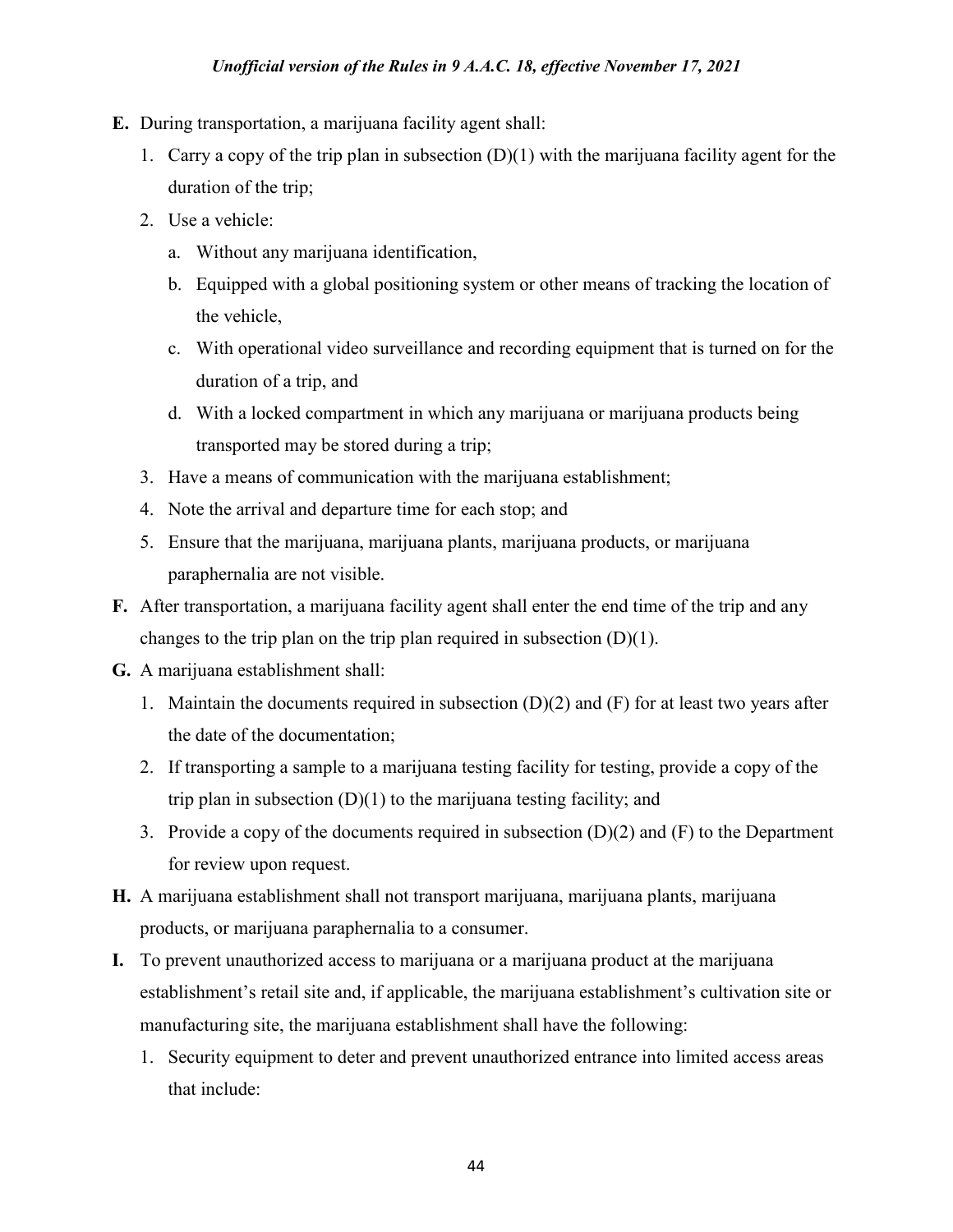**E.** During transportation, a marijuana facility agent shall:

1. Carry a copy of the trip plan in subsection (D)(1) with the marijuana facility agent for the duration of the trip;
2. Use a vehicle:
   a. Without any marijuana identification,
   b. Equipped with a global positioning system or other means of tracking the location of the vehicle,
   c. With operational video surveillance and recording equipment that is turned on for the duration of a trip, and
   d. With a locked compartment in which any marijuana or marijuana products being transported may be stored during a trip;
3. Have a means of communication with the marijuana establishment;
4. Note the arrival and departure time for each stop; and
5. Ensure that the marijuana, marijuana plants, marijuana products, or marijuana paraphernalia are not visible.

**F.** After transportation, a marijuana facility agent shall enter the end time of the trip and any changes to the trip plan on the trip plan required in subsection (D)(1).

**G.** A marijuana establishment shall:

1. Maintain the documents required in subsection (D)(2) and (F) for at least two years after the date of the documentation;
2. If transporting a sample to a marijuana testing facility for testing, provide a copy of the trip plan in subsection (D)(1) to the marijuana testing facility; and
3. Provide a copy of the documents required in subsection (D)(2) and (F) to the Department for review upon request.

**H.** A marijuana establishment shall not transport marijuana, marijuana plants, marijuana products, or marijuana paraphernalia to a consumer.

**I.** To prevent unauthorized access to marijuana or a marijuana product at the marijuana establishment's retail site and, if applicable, the marijuana establishment's cultivation site or manufacturing site, the marijuana establishment shall have the following:

1. Security equipment to deter and prevent unauthorized entrance into limited access areas that include: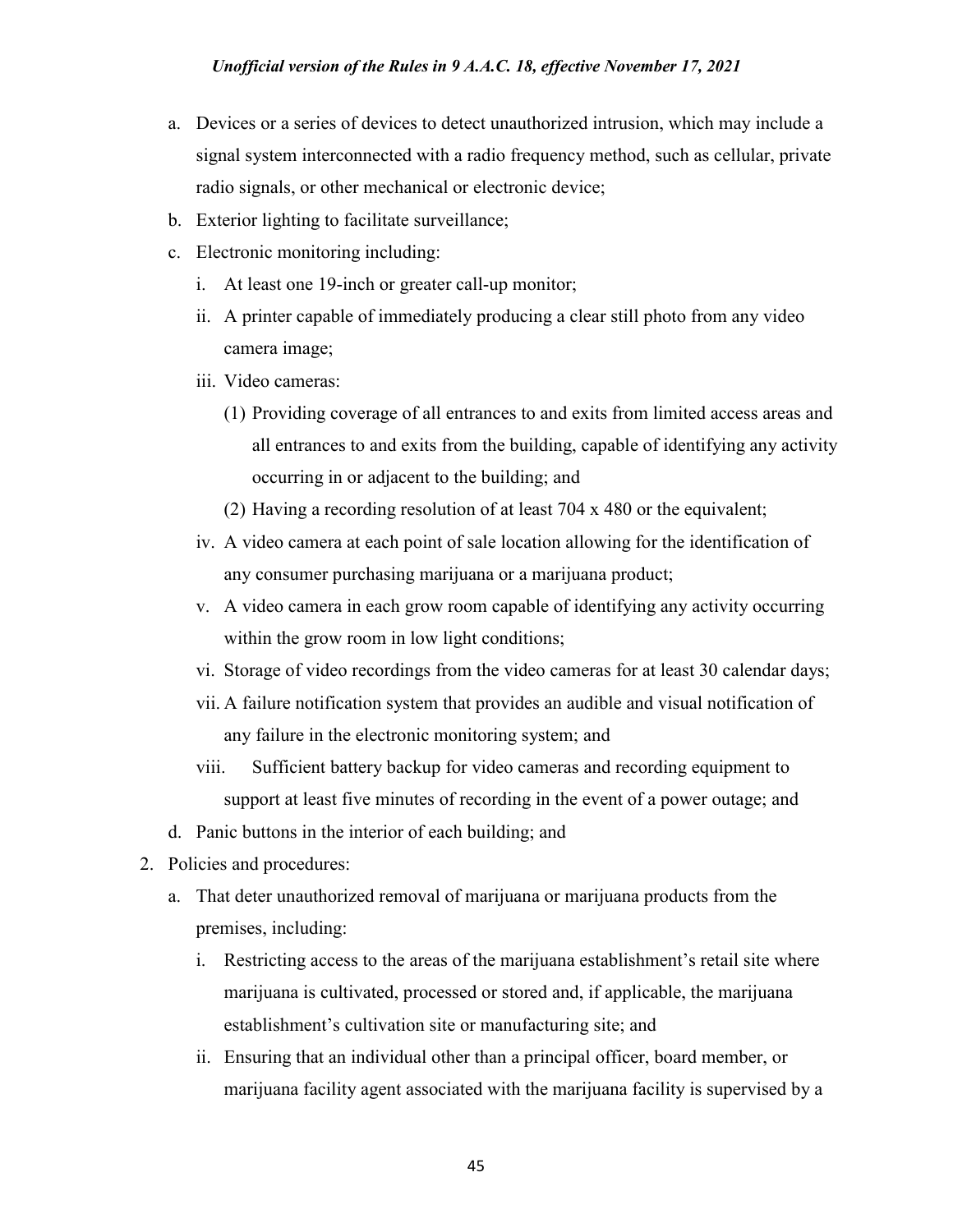a. Devices or a series of devices to detect unauthorized intrusion, which may include a signal system interconnected with a radio frequency method, such as cellular, private radio signals, or other mechanical or electronic device;

b. Exterior lighting to facilitate surveillance;

c. Electronic monitoring including:

   i. At least one 19-inch or greater call-up monitor;

   ii. A printer capable of immediately producing a clear still photo from any video camera image;

   iii. Video cameras:

      (1) Providing coverage of all entrances to and exits from limited access areas and all entrances to and exits from the building, capable of identifying any activity occurring in or adjacent to the building; and

      (2) Having a recording resolution of at least 704 x 480 or the equivalent;

   iv. A video camera at each point of sale location allowing for the identification of any consumer purchasing marijuana or a marijuana product;

   v. A video camera in each grow room capable of identifying any activity occurring within the grow room in low light conditions;

   vi. Storage of video recordings from the video cameras for at least 30 calendar days;

   vii. A failure notification system that provides an audible and visual notification of any failure in the electronic monitoring system; and

   viii. Sufficient battery backup for video cameras and recording equipment to support at least five minutes of recording in the event of a power outage; and

d. Panic buttons in the interior of each building; and

2. Policies and procedures:

   a. That deter unauthorized removal of marijuana or marijuana products from the premises, including:

      i. Restricting access to the areas of the marijuana establishment's retail site where marijuana is cultivated, processed or stored and, if applicable, the marijuana establishment's cultivation site or manufacturing site; and

      ii. Ensuring that an individual other than a principal officer, board member, or marijuana facility agent associated with the marijuana facility is supervised by a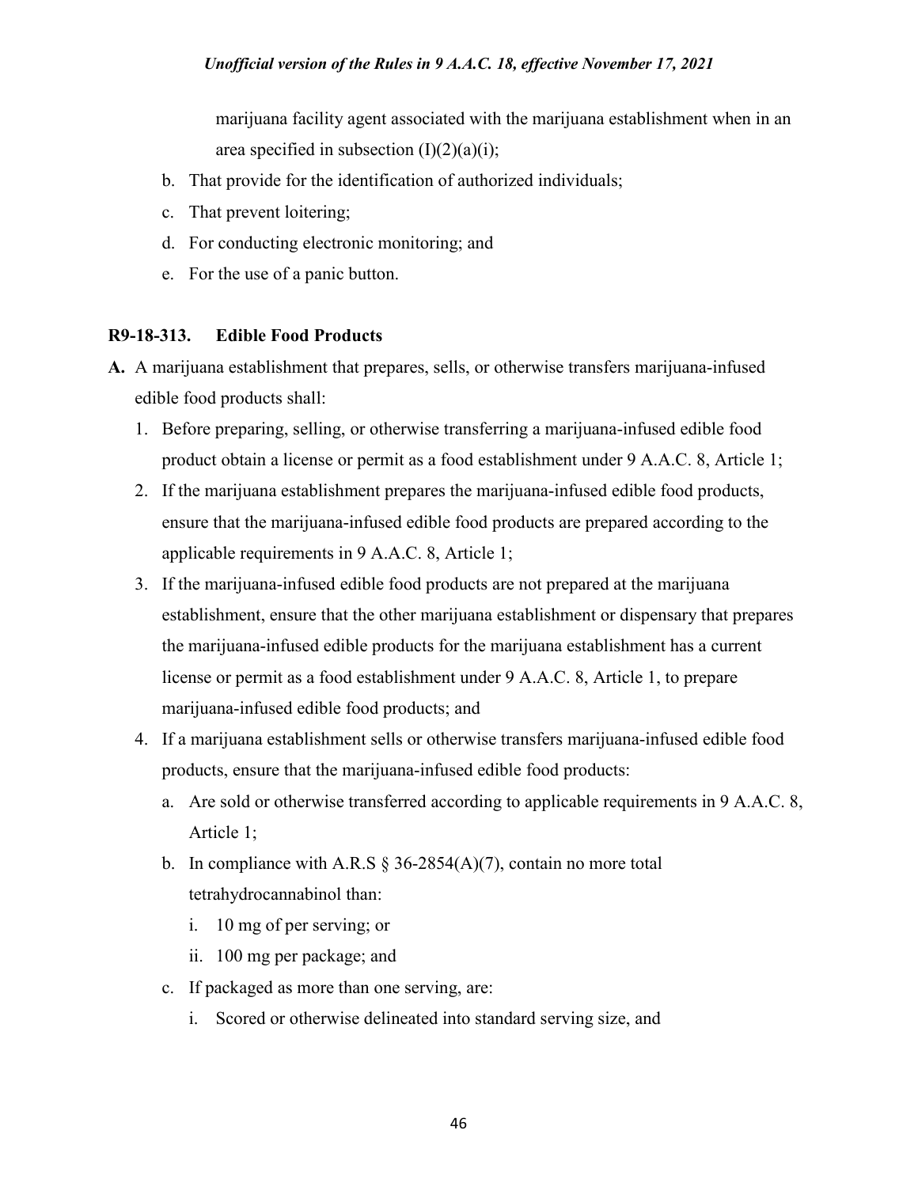marijuana facility agent associated with the marijuana establishment when in an area specified in subsection (I)(2)(a)(i);

b. That provide for the identification of authorized individuals;
c. That prevent loitering;
d. For conducting electronic monitoring; and
e. For the use of a panic button.

**R9-18-313. Edible Food Products**

**A.** A marijuana establishment that prepares, sells, or otherwise transfers marijuana-infused edible food products shall:

1. Before preparing, selling, or otherwise transferring a marijuana-infused edible food product obtain a license or permit as a food establishment under 9 A.A.C. 8, Article 1;
2. If the marijuana establishment prepares the marijuana-infused edible food products, ensure that the marijuana-infused edible food products are prepared according to the applicable requirements in 9 A.A.C. 8, Article 1;
3. If the marijuana-infused edible food products are not prepared at the marijuana establishment, ensure that the other marijuana establishment or dispensary that prepares the marijuana-infused edible products for the marijuana establishment has a current license or permit as a food establishment under 9 A.A.C. 8, Article 1, to prepare marijuana-infused edible food products; and
4. If a marijuana establishment sells or otherwise transfers marijuana-infused edible food products, ensure that the marijuana-infused edible food products:
   a. Are sold or otherwise transferred according to applicable requirements in 9 A.A.C. 8, Article 1;
   b. In compliance with A.R.S § 36-2854(A)(7), contain no more total tetrahydrocannabinol than:
      i. 10 mg of per serving; or
      ii. 100 mg per package; and
   c. If packaged as more than one serving, are:
      i. Scored or otherwise delineated into standard serving size, and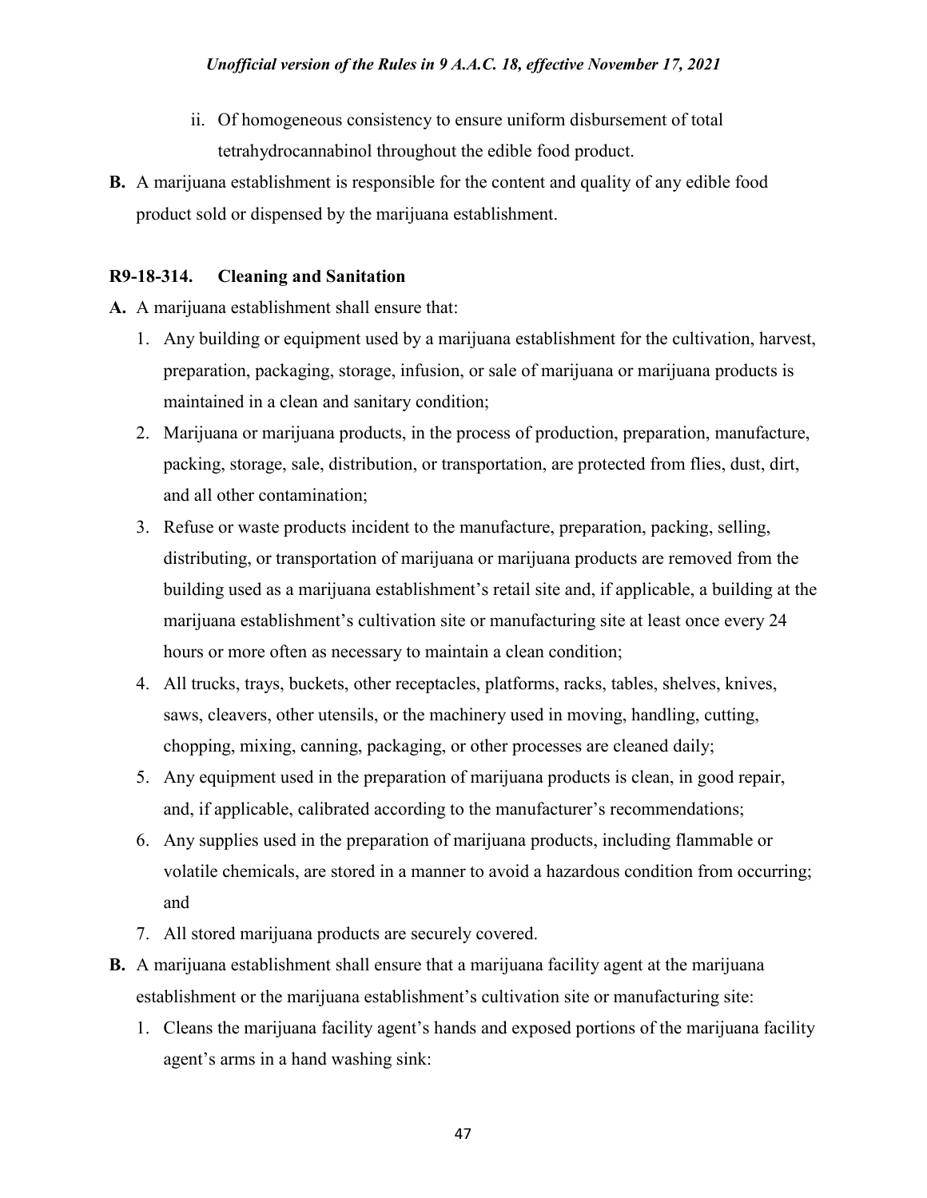ii. Of homogeneous consistency to ensure uniform disbursement of total tetrahydrocannabinol throughout the edible food product.

**B.** A marijuana establishment is responsible for the content and quality of any edible food product sold or dispensed by the marijuana establishment.

### R9-18-314. Cleaning and Sanitation

**A.** A marijuana establishment shall ensure that:

1. Any building or equipment used by a marijuana establishment for the cultivation, harvest, preparation, packaging, storage, infusion, or sale of marijuana or marijuana products is maintained in a clean and sanitary condition;
2. Marijuana or marijuana products, in the process of production, preparation, manufacture, packing, storage, sale, distribution, or transportation, are protected from flies, dust, dirt, and all other contamination;
3. Refuse or waste products incident to the manufacture, preparation, packing, selling, distributing, or transportation of marijuana or marijuana products are removed from the building used as a marijuana establishment's retail site and, if applicable, a building at the marijuana establishment's cultivation site or manufacturing site at least once every 24 hours or more often as necessary to maintain a clean condition;
4. All trucks, trays, buckets, other receptacles, platforms, racks, tables, shelves, knives, saws, cleavers, other utensils, or the machinery used in moving, handling, cutting, chopping, mixing, canning, packaging, or other processes are cleaned daily;
5. Any equipment used in the preparation of marijuana products is clean, in good repair, and, if applicable, calibrated according to the manufacturer's recommendations;
6. Any supplies used in the preparation of marijuana products, including flammable or volatile chemicals, are stored in a manner to avoid a hazardous condition from occurring; and
7. All stored marijuana products are securely covered.

**B.** A marijuana establishment shall ensure that a marijuana facility agent at the marijuana establishment or the marijuana establishment's cultivation site or manufacturing site:

1. Cleans the marijuana facility agent's hands and exposed portions of the marijuana facility agent's arms in a hand washing sink: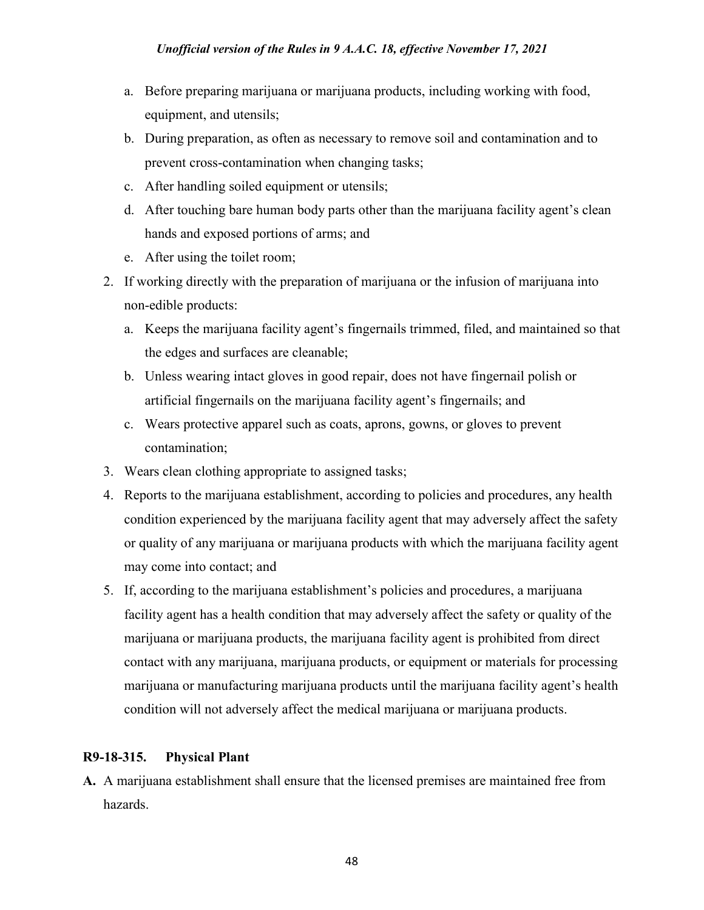a. Before preparing marijuana or marijuana products, including working with food, equipment, and utensils;
   b. During preparation, as often as necessary to remove soil and contamination and to prevent cross-contamination when changing tasks;
   c. After handling soiled equipment or utensils;
   d. After touching bare human body parts other than the marijuana facility agent's clean hands and exposed portions of arms; and
   e. After using the toilet room;
2. If working directly with the preparation of marijuana or the infusion of marijuana into non-edible products:
   a. Keeps the marijuana facility agent's fingernails trimmed, filed, and maintained so that the edges and surfaces are cleanable;
   b. Unless wearing intact gloves in good repair, does not have fingernail polish or artificial fingernails on the marijuana facility agent's fingernails; and
   c. Wears protective apparel such as coats, aprons, gowns, or gloves to prevent contamination;
3. Wears clean clothing appropriate to assigned tasks;
4. Reports to the marijuana establishment, according to policies and procedures, any health condition experienced by the marijuana facility agent that may adversely affect the safety or quality of any marijuana or marijuana products with which the marijuana facility agent may come into contact; and
5. If, according to the marijuana establishment's policies and procedures, a marijuana facility agent has a health condition that may adversely affect the safety or quality of the marijuana or marijuana products, the marijuana facility agent is prohibited from direct contact with any marijuana, marijuana products, or equipment or materials for processing marijuana or manufacturing marijuana products until the marijuana facility agent's health condition will not adversely affect the medical marijuana or marijuana products.

**R9-18-315. Physical Plant**

**A.** A marijuana establishment shall ensure that the licensed premises are maintained free from hazards.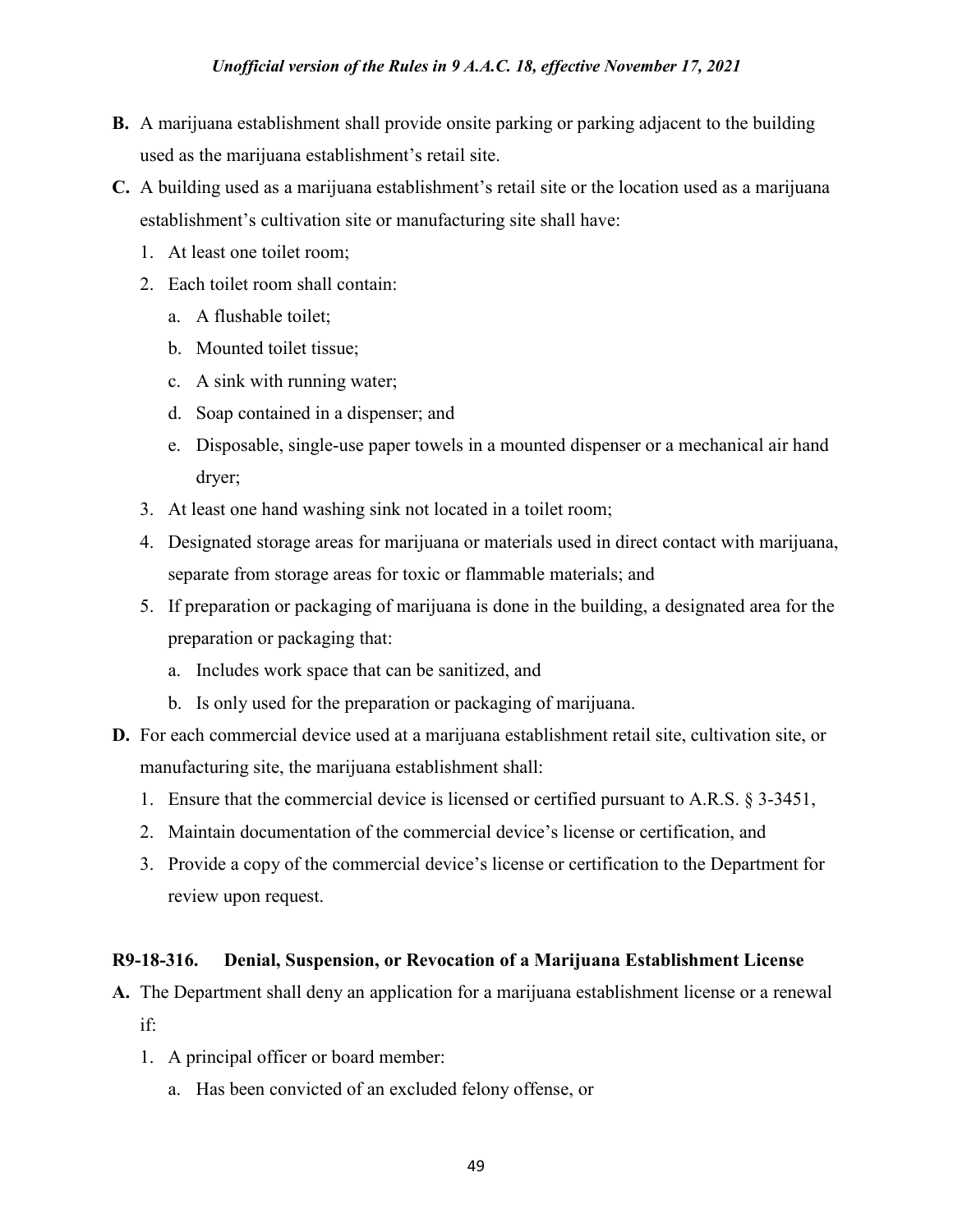**B.** A marijuana establishment shall provide onsite parking or parking adjacent to the building used as the marijuana establishment's retail site.

**C.** A building used as a marijuana establishment's retail site or the location used as a marijuana establishment's cultivation site or manufacturing site shall have:

1. At least one toilet room;
2. Each toilet room shall contain:
   a. A flushable toilet;
   b. Mounted toilet tissue;
   c. A sink with running water;
   d. Soap contained in a dispenser; and
   e. Disposable, single-use paper towels in a mounted dispenser or a mechanical air hand dryer;
3. At least one hand washing sink not located in a toilet room;
4. Designated storage areas for marijuana or materials used in direct contact with marijuana, separate from storage areas for toxic or flammable materials; and
5. If preparation or packaging of marijuana is done in the building, a designated area for the preparation or packaging that:
   a. Includes work space that can be sanitized, and
   b. Is only used for the preparation or packaging of marijuana.

**D.** For each commercial device used at a marijuana establishment retail site, cultivation site, or manufacturing site, the marijuana establishment shall:

1. Ensure that the commercial device is licensed or certified pursuant to A.R.S. § 3-3451,
2. Maintain documentation of the commercial device's license or certification, and
3. Provide a copy of the commercial device's license or certification to the Department for review upon request.

### R9-18-316. Denial, Suspension, or Revocation of a Marijuana Establishment License

**A.** The Department shall deny an application for a marijuana establishment license or a renewal if:

1. A principal officer or board member:
   a. Has been convicted of an excluded felony offense, or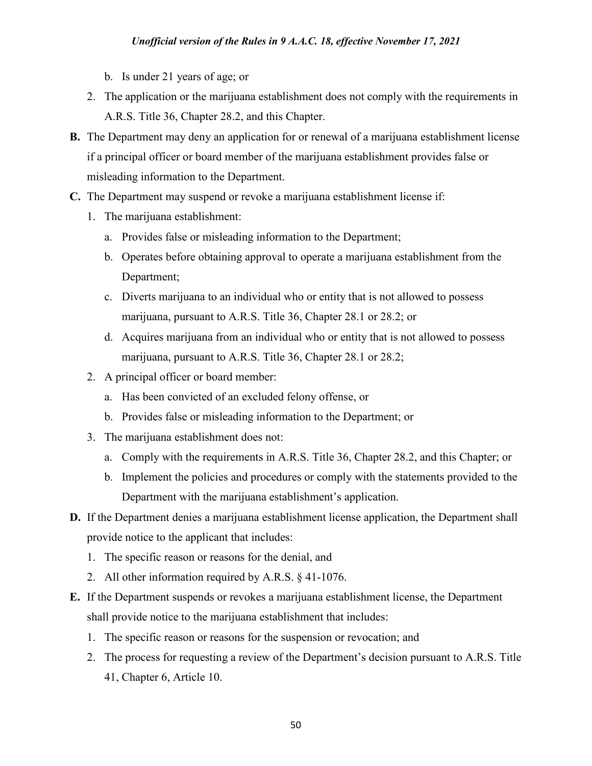b. Is under 21 years of age; or

2. The application or the marijuana establishment does not comply with the requirements in A.R.S. Title 36, Chapter 28.2, and this Chapter.

**B.** The Department may deny an application for or renewal of a marijuana establishment license if a principal officer or board member of the marijuana establishment provides false or misleading information to the Department.

**C.** The Department may suspend or revoke a marijuana establishment license if:

1. The marijuana establishment:
   a. Provides false or misleading information to the Department;
   b. Operates before obtaining approval to operate a marijuana establishment from the Department;
   c. Diverts marijuana to an individual who or entity that is not allowed to possess marijuana, pursuant to A.R.S. Title 36, Chapter 28.1 or 28.2; or
   d. Acquires marijuana from an individual who or entity that is not allowed to possess marijuana, pursuant to A.R.S. Title 36, Chapter 28.1 or 28.2;
2. A principal officer or board member:
   a. Has been convicted of an excluded felony offense, or
   b. Provides false or misleading information to the Department; or
3. The marijuana establishment does not:
   a. Comply with the requirements in A.R.S. Title 36, Chapter 28.2, and this Chapter; or
   b. Implement the policies and procedures or comply with the statements provided to the Department with the marijuana establishment's application.

**D.** If the Department denies a marijuana establishment license application, the Department shall provide notice to the applicant that includes:

1. The specific reason or reasons for the denial, and
2. All other information required by A.R.S. § 41-1076.

**E.** If the Department suspends or revokes a marijuana establishment license, the Department shall provide notice to the marijuana establishment that includes:

1. The specific reason or reasons for the suspension or revocation; and
2. The process for requesting a review of the Department's decision pursuant to A.R.S. Title 41, Chapter 6, Article 10.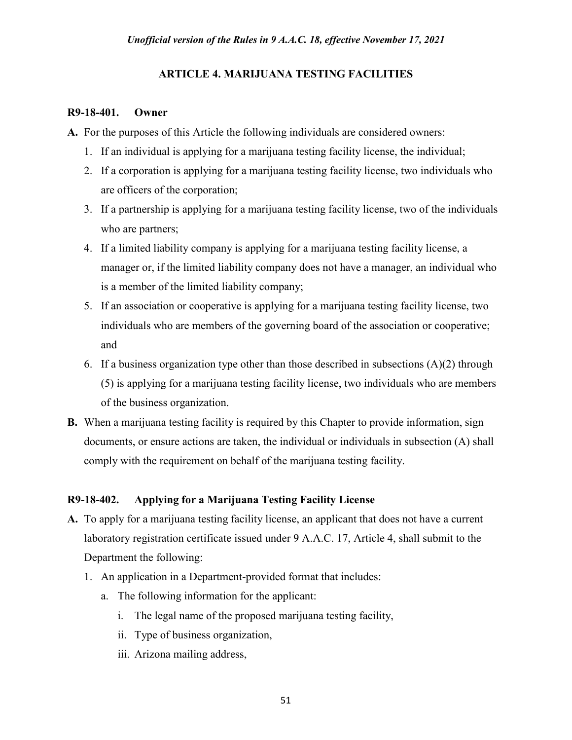## ARTICLE 4. MARIJUANA TESTING FACILITIES

### R9-18-401. Owner

**A.** For the purposes of this Article the following individuals are considered owners:

1. If an individual is applying for a marijuana testing facility license, the individual;
2. If a corporation is applying for a marijuana testing facility license, two individuals who are officers of the corporation;
3. If a partnership is applying for a marijuana testing facility license, two of the individuals who are partners;
4. If a limited liability company is applying for a marijuana testing facility license, a manager or, if the limited liability company does not have a manager, an individual who is a member of the limited liability company;
5. If an association or cooperative is applying for a marijuana testing facility license, two individuals who are members of the governing board of the association or cooperative; and
6. If a business organization type other than those described in subsections (A)(2) through (5) is applying for a marijuana testing facility license, two individuals who are members of the business organization.

**B.** When a marijuana testing facility is required by this Chapter to provide information, sign documents, or ensure actions are taken, the individual or individuals in subsection (A) shall comply with the requirement on behalf of the marijuana testing facility.

### R9-18-402. Applying for a Marijuana Testing Facility License

**A.** To apply for a marijuana testing facility license, an applicant that does not have a current laboratory registration certificate issued under 9 A.A.C. 17, Article 4, shall submit to the Department the following:

1. An application in a Department-provided format that includes:
   a. The following information for the applicant:
      i. The legal name of the proposed marijuana testing facility,
      ii. Type of business organization,
      iii. Arizona mailing address,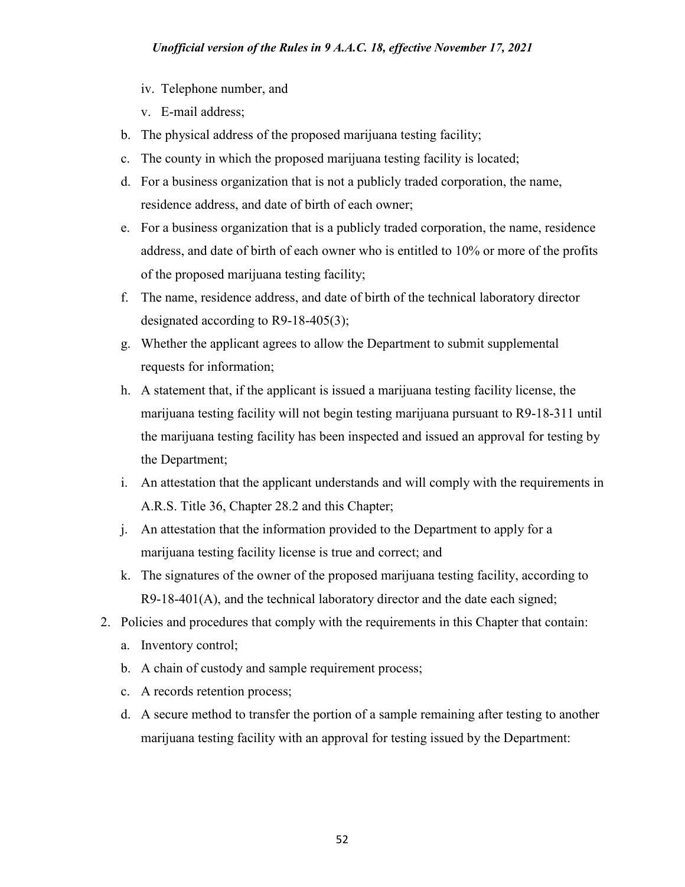- iv. Telephone number, and
   - v. E-mail address;

   b. The physical address of the proposed marijuana testing facility;

   c. The county in which the proposed marijuana testing facility is located;

   d. For a business organization that is not a publicly traded corporation, the name, residence address, and date of birth of each owner;

   e. For a business organization that is a publicly traded corporation, the name, residence address, and date of birth of each owner who is entitled to 10% or more of the profits of the proposed marijuana testing facility;

   f. The name, residence address, and date of birth of the technical laboratory director designated according to R9-18-405(3);

   g. Whether the applicant agrees to allow the Department to submit supplemental requests for information;

   h. A statement that, if the applicant is issued a marijuana testing facility license, the marijuana testing facility will not begin testing marijuana pursuant to R9-18-311 until the marijuana testing facility has been inspected and issued an approval for testing by the Department;

   i. An attestation that the applicant understands and will comply with the requirements in A.R.S. Title 36, Chapter 28.2 and this Chapter;

   j. An attestation that the information provided to the Department to apply for a marijuana testing facility license is true and correct; and

   k. The signatures of the owner of the proposed marijuana testing facility, according to R9-18-401(A), and the technical laboratory director and the date each signed;

2. Policies and procedures that comply with the requirements in this Chapter that contain:

   a. Inventory control;

   b. A chain of custody and sample requirement process;

   c. A records retention process;

   d. A secure method to transfer the portion of a sample remaining after testing to another marijuana testing facility with an approval for testing issued by the Department: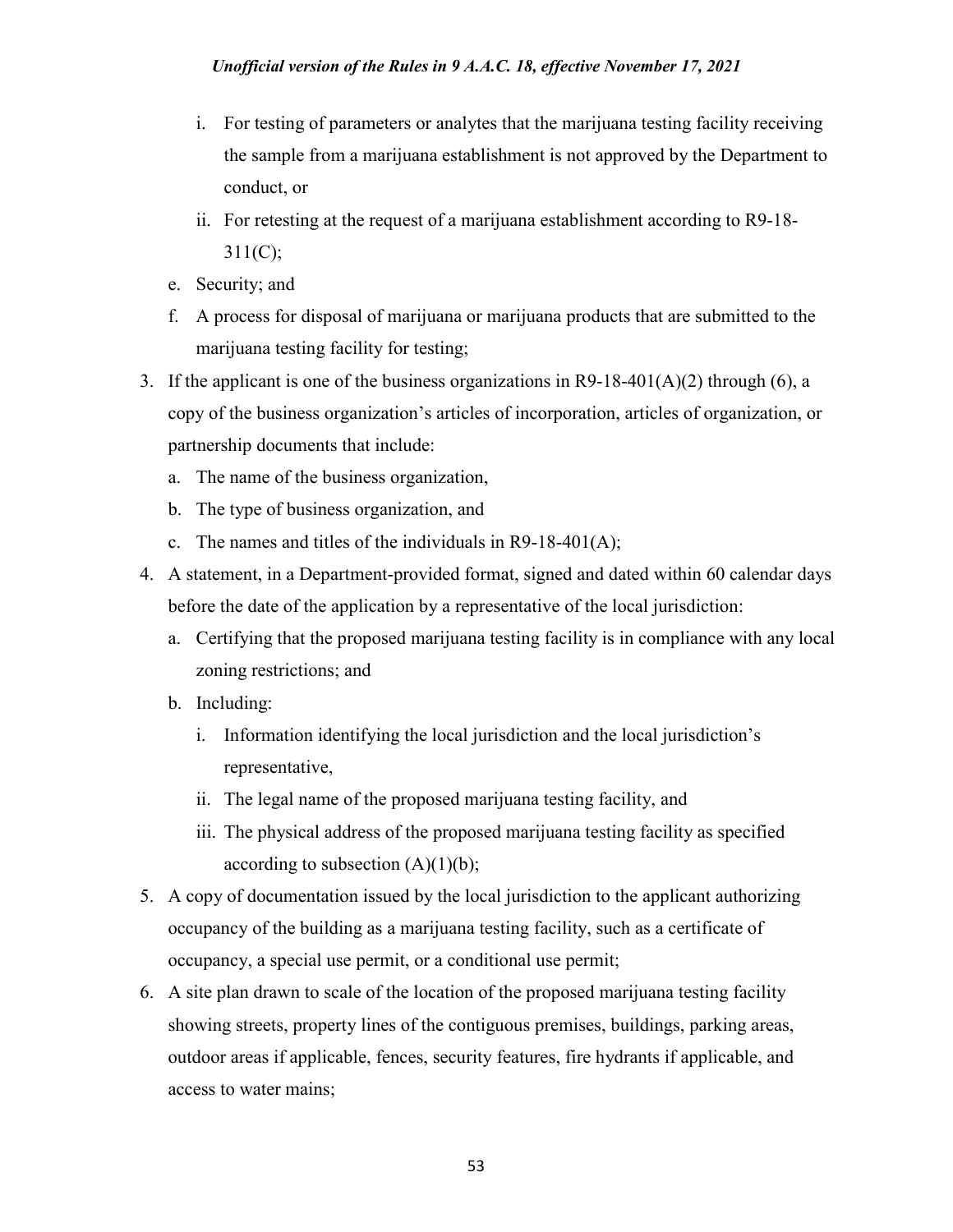i. For testing of parameters or analytes that the marijuana testing facility receiving the sample from a marijuana establishment is not approved by the Department to conduct, or
   ii. For retesting at the request of a marijuana establishment according to R9-18-311(C);
   e. Security; and
   f. A process for disposal of marijuana or marijuana products that are submitted to the marijuana testing facility for testing;
3. If the applicant is one of the business organizations in R9-18-401(A)(2) through (6), a copy of the business organization's articles of incorporation, articles of organization, or partnership documents that include:
   a. The name of the business organization,
   b. The type of business organization, and
   c. The names and titles of the individuals in R9-18-401(A);
4. A statement, in a Department-provided format, signed and dated within 60 calendar days before the date of the application by a representative of the local jurisdiction:
   a. Certifying that the proposed marijuana testing facility is in compliance with any local zoning restrictions; and
   b. Including:
      i. Information identifying the local jurisdiction and the local jurisdiction's representative,
      ii. The legal name of the proposed marijuana testing facility, and
      iii. The physical address of the proposed marijuana testing facility as specified according to subsection (A)(1)(b);
5. A copy of documentation issued by the local jurisdiction to the applicant authorizing occupancy of the building as a marijuana testing facility, such as a certificate of occupancy, a special use permit, or a conditional use permit;
6. A site plan drawn to scale of the location of the proposed marijuana testing facility showing streets, property lines of the contiguous premises, buildings, parking areas, outdoor areas if applicable, fences, security features, fire hydrants if applicable, and access to water mains;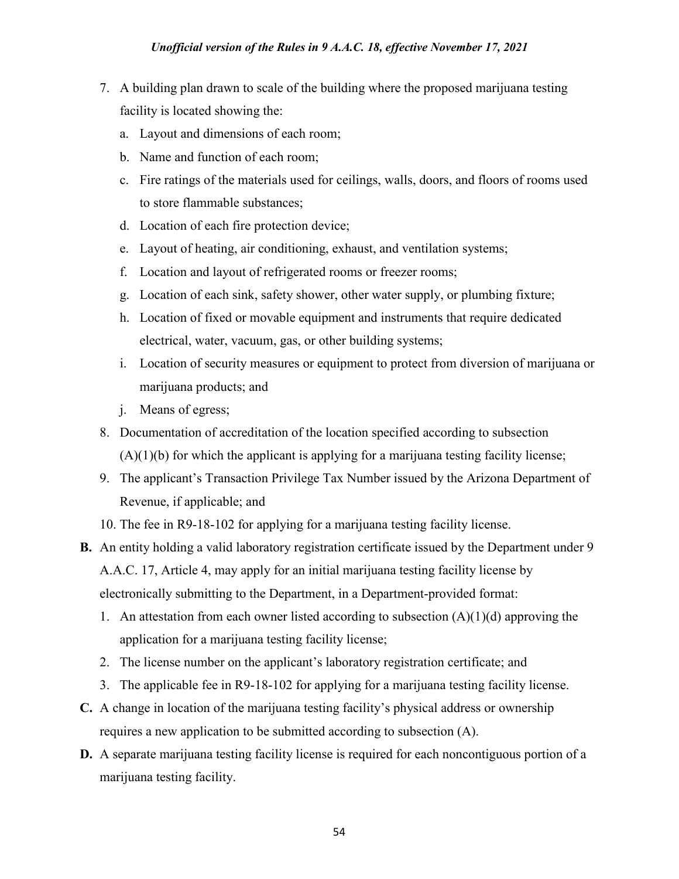7. A building plan drawn to scale of the building where the proposed marijuana testing facility is located showing the:
   a. Layout and dimensions of each room;
   b. Name and function of each room;
   c. Fire ratings of the materials used for ceilings, walls, doors, and floors of rooms used to store flammable substances;
   d. Location of each fire protection device;
   e. Layout of heating, air conditioning, exhaust, and ventilation systems;
   f. Location and layout of refrigerated rooms or freezer rooms;
   g. Location of each sink, safety shower, other water supply, or plumbing fixture;
   h. Location of fixed or movable equipment and instruments that require dedicated electrical, water, vacuum, gas, or other building systems;
   i. Location of security measures or equipment to protect from diversion of marijuana or marijuana products; and
   j. Means of egress;
8. Documentation of accreditation of the location specified according to subsection (A)(1)(b) for which the applicant is applying for a marijuana testing facility license;
9. The applicant's Transaction Privilege Tax Number issued by the Arizona Department of Revenue, if applicable; and
10. The fee in R9-18-102 for applying for a marijuana testing facility license.

**B.** An entity holding a valid laboratory registration certificate issued by the Department under 9 A.A.C. 17, Article 4, may apply for an initial marijuana testing facility license by electronically submitting to the Department, in a Department-provided format:

1. An attestation from each owner listed according to subsection (A)(1)(d) approving the application for a marijuana testing facility license;
2. The license number on the applicant's laboratory registration certificate; and
3. The applicable fee in R9-18-102 for applying for a marijuana testing facility license.

**C.** A change in location of the marijuana testing facility's physical address or ownership requires a new application to be submitted according to subsection (A).

**D.** A separate marijuana testing facility license is required for each noncontiguous portion of a marijuana testing facility.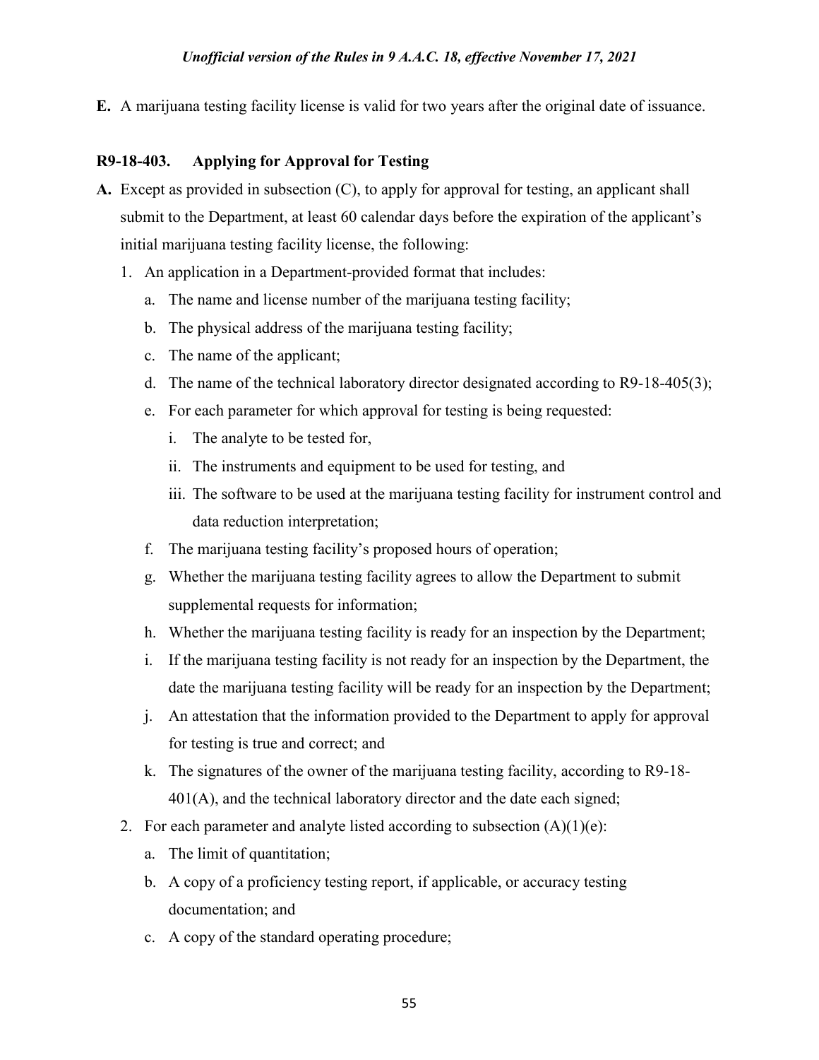**E.** A marijuana testing facility license is valid for two years after the original date of issuance.

### R9-18-403. Applying for Approval for Testing

**A.** Except as provided in subsection (C), to apply for approval for testing, an applicant shall submit to the Department, at least 60 calendar days before the expiration of the applicant's initial marijuana testing facility license, the following:

1. An application in a Department-provided format that includes:
   a. The name and license number of the marijuana testing facility;
   b. The physical address of the marijuana testing facility;
   c. The name of the applicant;
   d. The name of the technical laboratory director designated according to R9-18-405(3);
   e. For each parameter for which approval for testing is being requested:
      i. The analyte to be tested for,
      ii. The instruments and equipment to be used for testing, and
      iii. The software to be used at the marijuana testing facility for instrument control and data reduction interpretation;
   f. The marijuana testing facility's proposed hours of operation;
   g. Whether the marijuana testing facility agrees to allow the Department to submit supplemental requests for information;
   h. Whether the marijuana testing facility is ready for an inspection by the Department;
   i. If the marijuana testing facility is not ready for an inspection by the Department, the date the marijuana testing facility will be ready for an inspection by the Department;
   j. An attestation that the information provided to the Department to apply for approval for testing is true and correct; and
   k. The signatures of the owner of the marijuana testing facility, according to R9-18-401(A), and the technical laboratory director and the date each signed;
2. For each parameter and analyte listed according to subsection (A)(1)(e):
   a. The limit of quantitation;
   b. A copy of a proficiency testing report, if applicable, or accuracy testing documentation; and
   c. A copy of the standard operating procedure;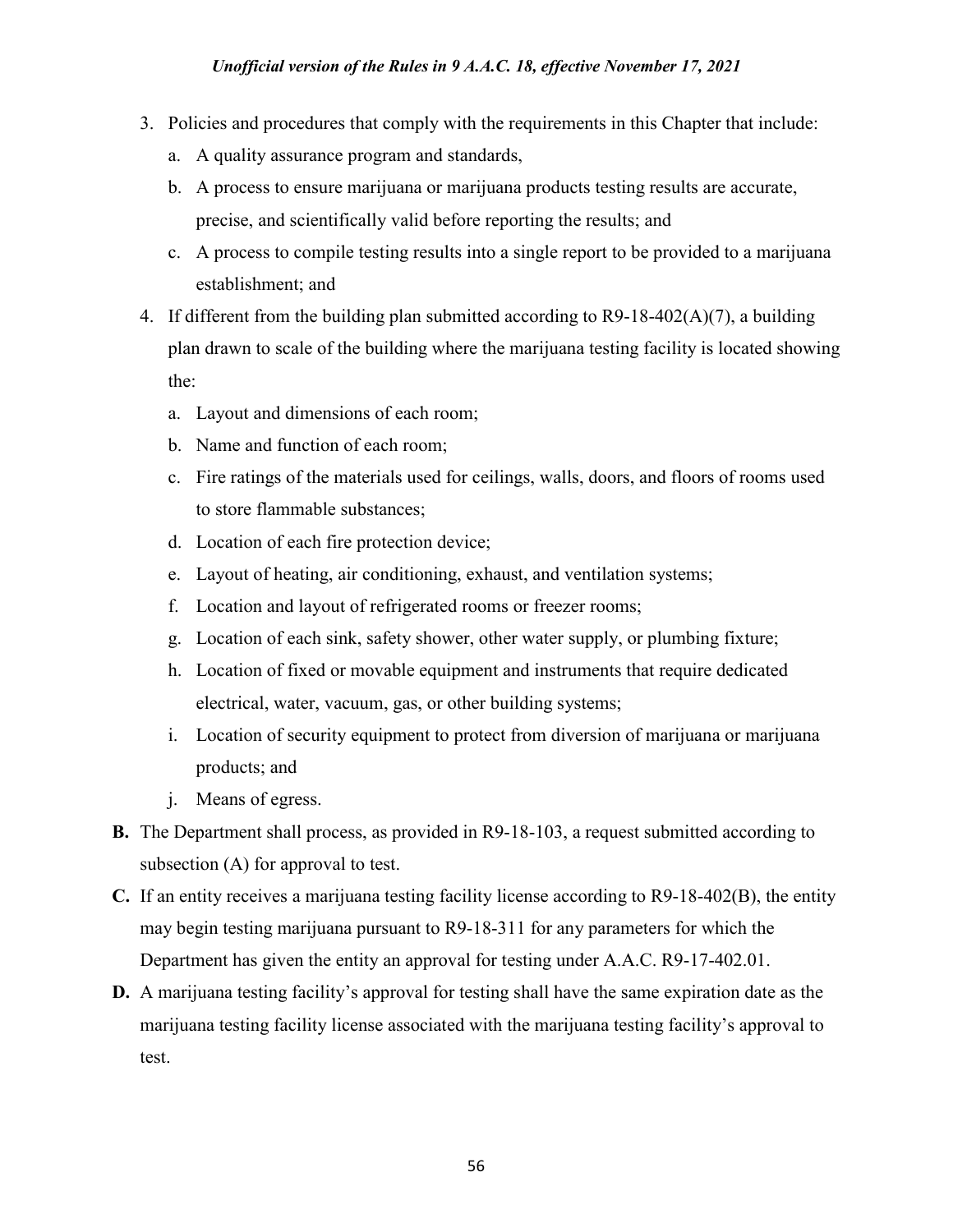3. Policies and procedures that comply with the requirements in this Chapter that include:
   a. A quality assurance program and standards,
   b. A process to ensure marijuana or marijuana products testing results are accurate, precise, and scientifically valid before reporting the results; and
   c. A process to compile testing results into a single report to be provided to a marijuana establishment; and
4. If different from the building plan submitted according to R9-18-402(A)(7), a building plan drawn to scale of the building where the marijuana testing facility is located showing the:
   a. Layout and dimensions of each room;
   b. Name and function of each room;
   c. Fire ratings of the materials used for ceilings, walls, doors, and floors of rooms used to store flammable substances;
   d. Location of each fire protection device;
   e. Layout of heating, air conditioning, exhaust, and ventilation systems;
   f. Location and layout of refrigerated rooms or freezer rooms;
   g. Location of each sink, safety shower, other water supply, or plumbing fixture;
   h. Location of fixed or movable equipment and instruments that require dedicated electrical, water, vacuum, gas, or other building systems;
   i. Location of security equipment to protect from diversion of marijuana or marijuana products; and
   j. Means of egress.

**B.** The Department shall process, as provided in R9-18-103, a request submitted according to subsection (A) for approval to test.

**C.** If an entity receives a marijuana testing facility license according to R9-18-402(B), the entity may begin testing marijuana pursuant to R9-18-311 for any parameters for which the Department has given the entity an approval for testing under A.A.C. R9-17-402.01.

**D.** A marijuana testing facility's approval for testing shall have the same expiration date as the marijuana testing facility license associated with the marijuana testing facility's approval to test.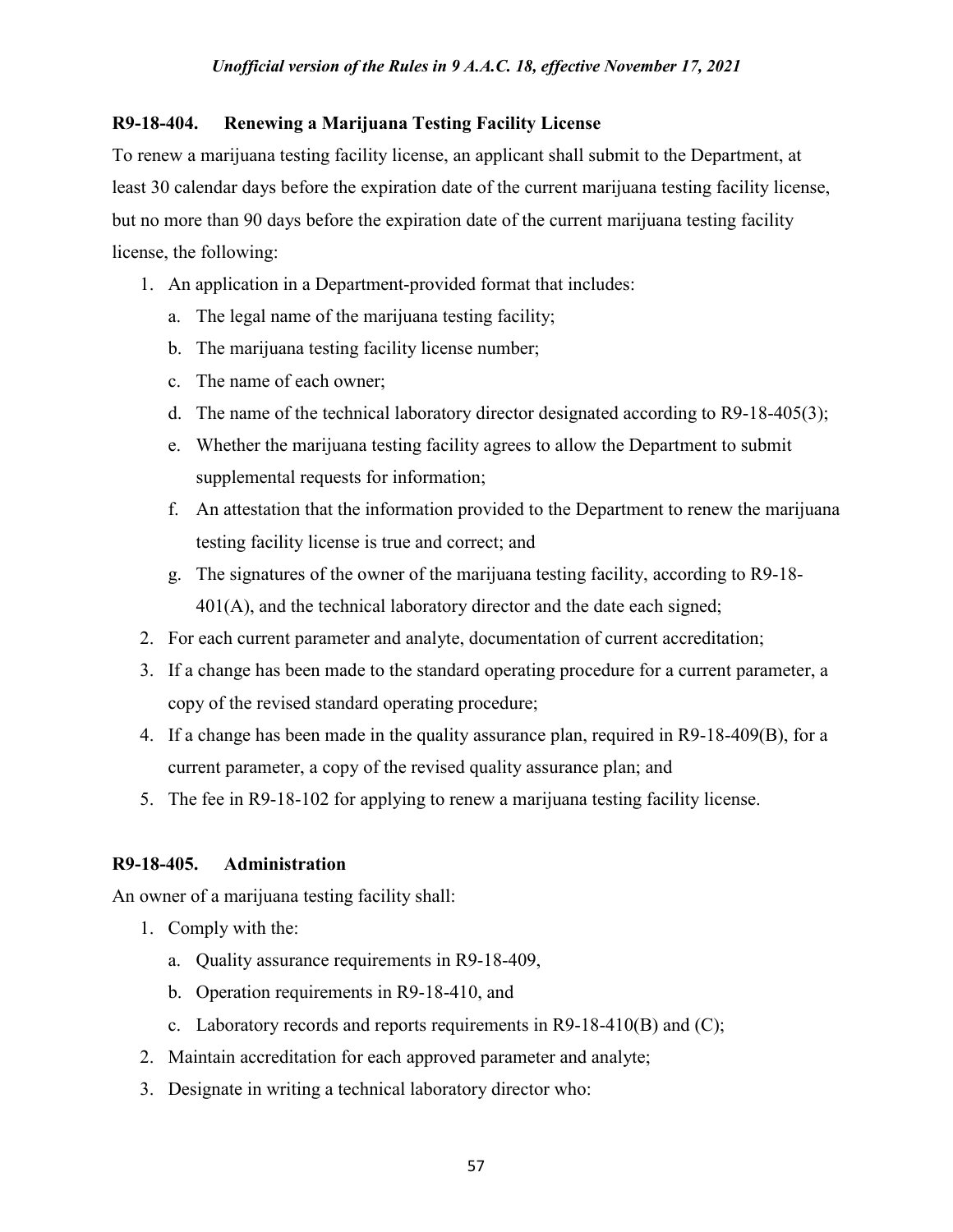### R9-18-404. Renewing a Marijuana Testing Facility License

To renew a marijuana testing facility license, an applicant shall submit to the Department, at least 30 calendar days before the expiration date of the current marijuana testing facility license, but no more than 90 days before the expiration date of the current marijuana testing facility license, the following:

1. An application in a Department-provided format that includes:
   a. The legal name of the marijuana testing facility;
   b. The marijuana testing facility license number;
   c. The name of each owner;
   d. The name of the technical laboratory director designated according to R9-18-405(3);
   e. Whether the marijuana testing facility agrees to allow the Department to submit supplemental requests for information;
   f. An attestation that the information provided to the Department to renew the marijuana testing facility license is true and correct; and
   g. The signatures of the owner of the marijuana testing facility, according to R9-18-401(A), and the technical laboratory director and the date each signed;
2. For each current parameter and analyte, documentation of current accreditation;
3. If a change has been made to the standard operating procedure for a current parameter, a copy of the revised standard operating procedure;
4. If a change has been made in the quality assurance plan, required in R9-18-409(B), for a current parameter, a copy of the revised quality assurance plan; and
5. The fee in R9-18-102 for applying to renew a marijuana testing facility license.

### R9-18-405. Administration

An owner of a marijuana testing facility shall:

1. Comply with the:
   a. Quality assurance requirements in R9-18-409,
   b. Operation requirements in R9-18-410, and
   c. Laboratory records and reports requirements in R9-18-410(B) and (C);
2. Maintain accreditation for each approved parameter and analyte;
3. Designate in writing a technical laboratory director who: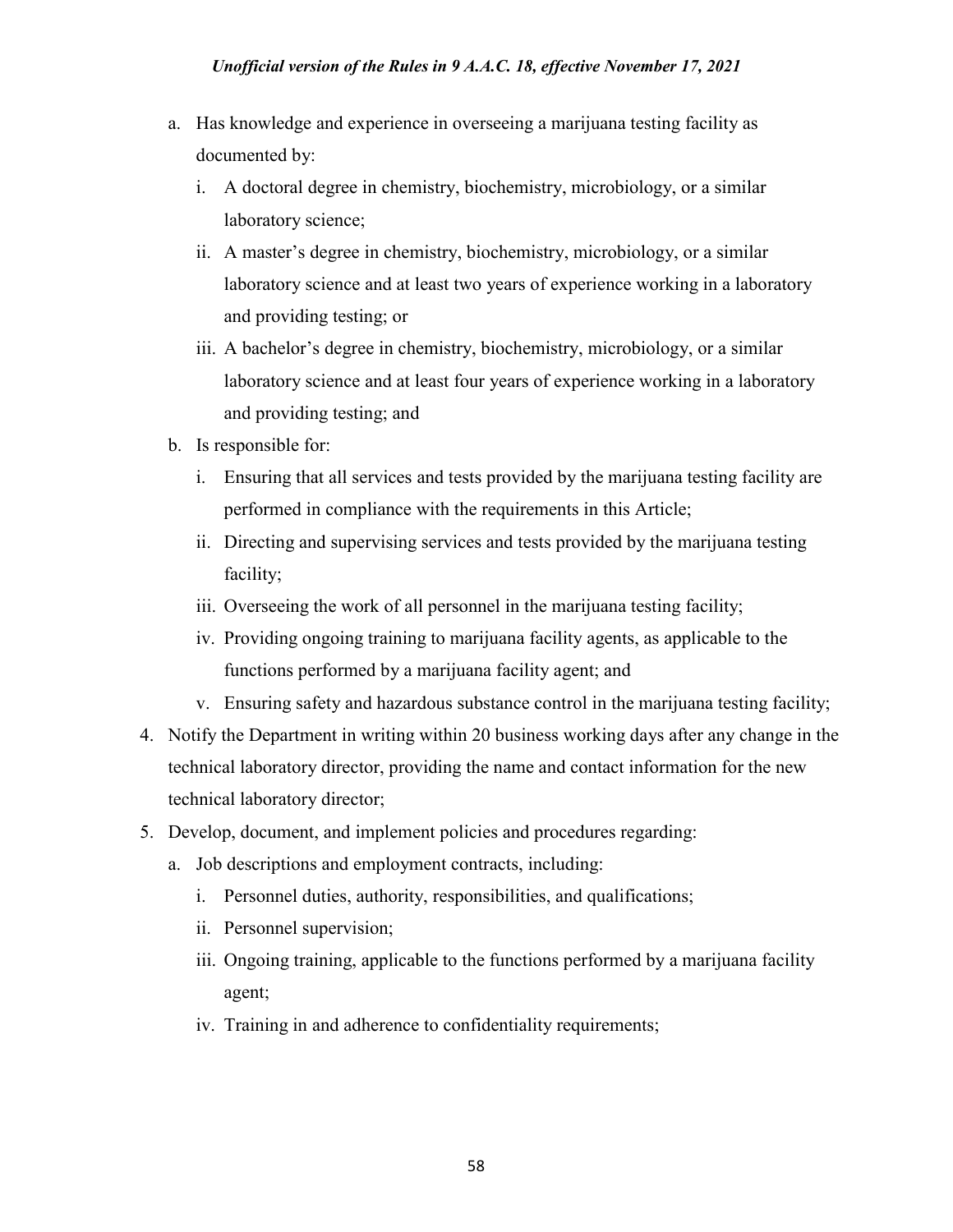a. Has knowledge and experience in overseeing a marijuana testing facility as documented by:
      i. A doctoral degree in chemistry, biochemistry, microbiology, or a similar laboratory science;
      ii. A master's degree in chemistry, biochemistry, microbiology, or a similar laboratory science and at least two years of experience working in a laboratory and providing testing; or
      iii. A bachelor's degree in chemistry, biochemistry, microbiology, or a similar laboratory science and at least four years of experience working in a laboratory and providing testing; and
   b. Is responsible for:
      i. Ensuring that all services and tests provided by the marijuana testing facility are performed in compliance with the requirements in this Article;
      ii. Directing and supervising services and tests provided by the marijuana testing facility;
      iii. Overseeing the work of all personnel in the marijuana testing facility;
      iv. Providing ongoing training to marijuana facility agents, as applicable to the functions performed by a marijuana facility agent; and
      v. Ensuring safety and hazardous substance control in the marijuana testing facility;
4. Notify the Department in writing within 20 business working days after any change in the technical laboratory director, providing the name and contact information for the new technical laboratory director;
5. Develop, document, and implement policies and procedures regarding:
   a. Job descriptions and employment contracts, including:
      i. Personnel duties, authority, responsibilities, and qualifications;
      ii. Personnel supervision;
      iii. Ongoing training, applicable to the functions performed by a marijuana facility agent;
      iv. Training in and adherence to confidentiality requirements;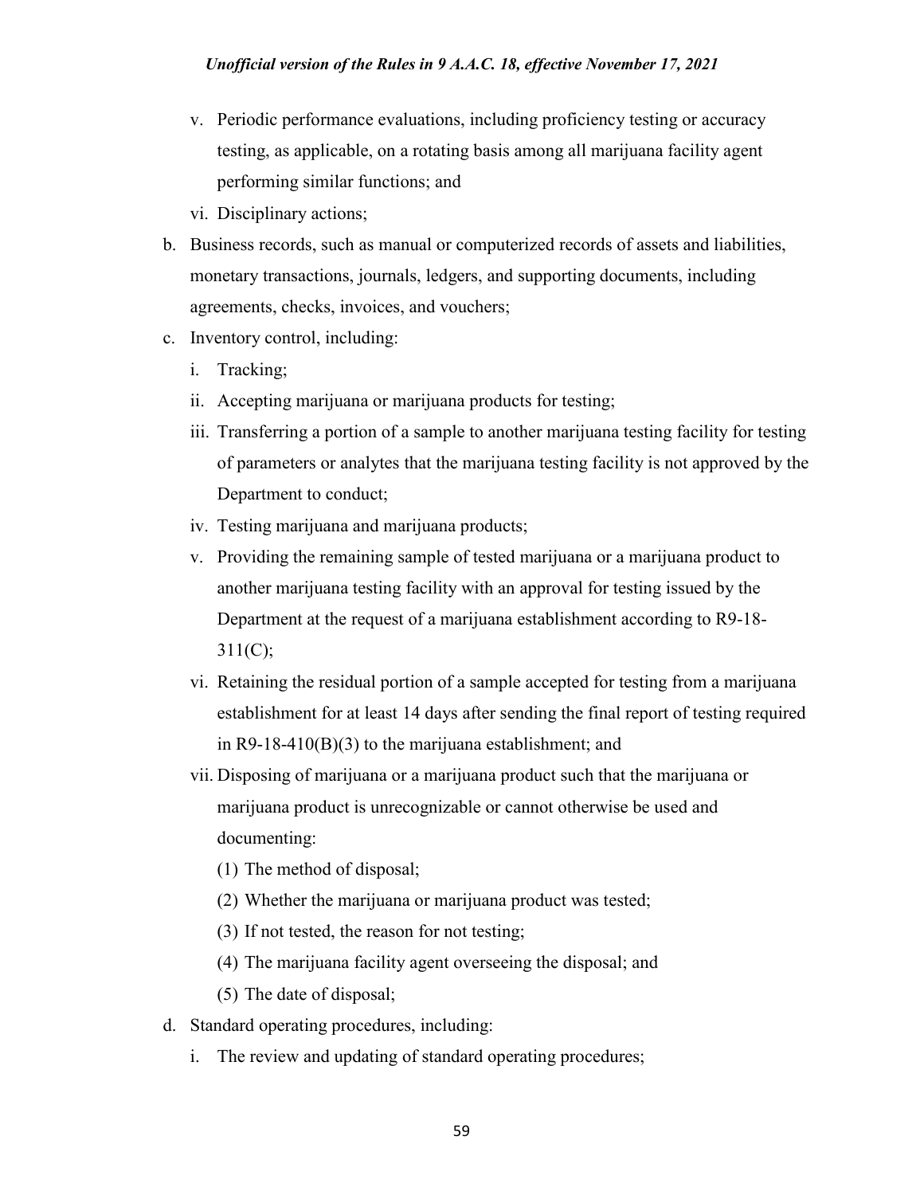v. Periodic performance evaluations, including proficiency testing or accuracy testing, as applicable, on a rotating basis among all marijuana facility agent performing similar functions; and
vi. Disciplinary actions;

b. Business records, such as manual or computerized records of assets and liabilities, monetary transactions, journals, ledgers, and supporting documents, including agreements, checks, invoices, and vouchers;
c. Inventory control, including:
   i. Tracking;
   ii. Accepting marijuana or marijuana products for testing;
   iii. Transferring a portion of a sample to another marijuana testing facility for testing of parameters or analytes that the marijuana testing facility is not approved by the Department to conduct;
   iv. Testing marijuana and marijuana products;
   v. Providing the remaining sample of tested marijuana or a marijuana product to another marijuana testing facility with an approval for testing issued by the Department at the request of a marijuana establishment according to R9-18-311(C);
   vi. Retaining the residual portion of a sample accepted for testing from a marijuana establishment for at least 14 days after sending the final report of testing required in R9-18-410(B)(3) to the marijuana establishment; and
   vii. Disposing of marijuana or a marijuana product such that the marijuana or marijuana product is unrecognizable or cannot otherwise be used and documenting:
      (1) The method of disposal;
      (2) Whether the marijuana or marijuana product was tested;
      (3) If not tested, the reason for not testing;
      (4) The marijuana facility agent overseeing the disposal; and
      (5) The date of disposal;
d. Standard operating procedures, including:
   i. The review and updating of standard operating procedures;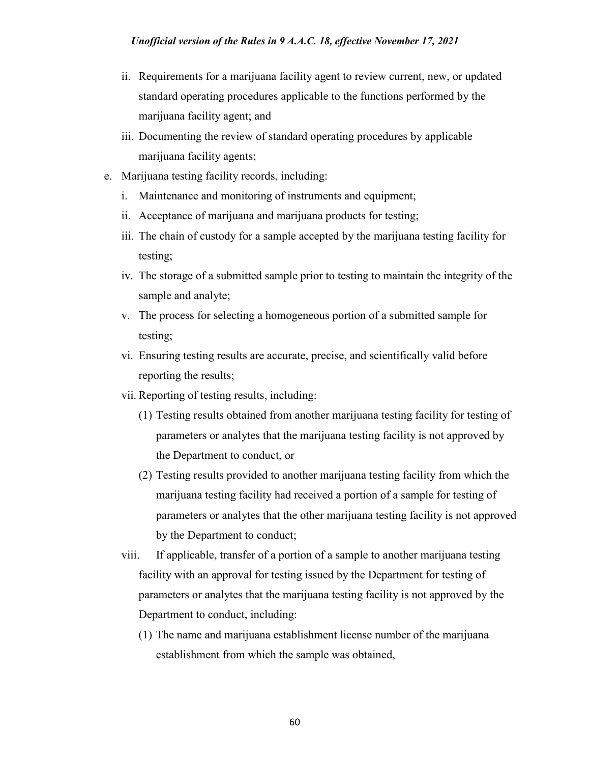- ii. Requirements for a marijuana facility agent to review current, new, or updated standard operating procedures applicable to the functions performed by the marijuana facility agent; and
- iii. Documenting the review of standard operating procedures by applicable marijuana facility agents;

e. Marijuana testing facility records, including:

- i. Maintenance and monitoring of instruments and equipment;
- ii. Acceptance of marijuana and marijuana products for testing;
- iii. The chain of custody for a sample accepted by the marijuana testing facility for testing;
- iv. The storage of a submitted sample prior to testing to maintain the integrity of the sample and analyte;
- v. The process for selecting a homogeneous portion of a submitted sample for testing;
- vi. Ensuring testing results are accurate, precise, and scientifically valid before reporting the results;
- vii. Reporting of testing results, including:
  - (1) Testing results obtained from another marijuana testing facility for testing of parameters or analytes that the marijuana testing facility is not approved by the Department to conduct, or
  - (2) Testing results provided to another marijuana testing facility from which the marijuana testing facility had received a portion of a sample for testing of parameters or analytes that the other marijuana testing facility is not approved by the Department to conduct;
- viii. If applicable, transfer of a portion of a sample to another marijuana testing facility with an approval for testing issued by the Department for testing of parameters or analytes that the marijuana testing facility is not approved by the Department to conduct, including:
  - (1) The name and marijuana establishment license number of the marijuana establishment from which the sample was obtained,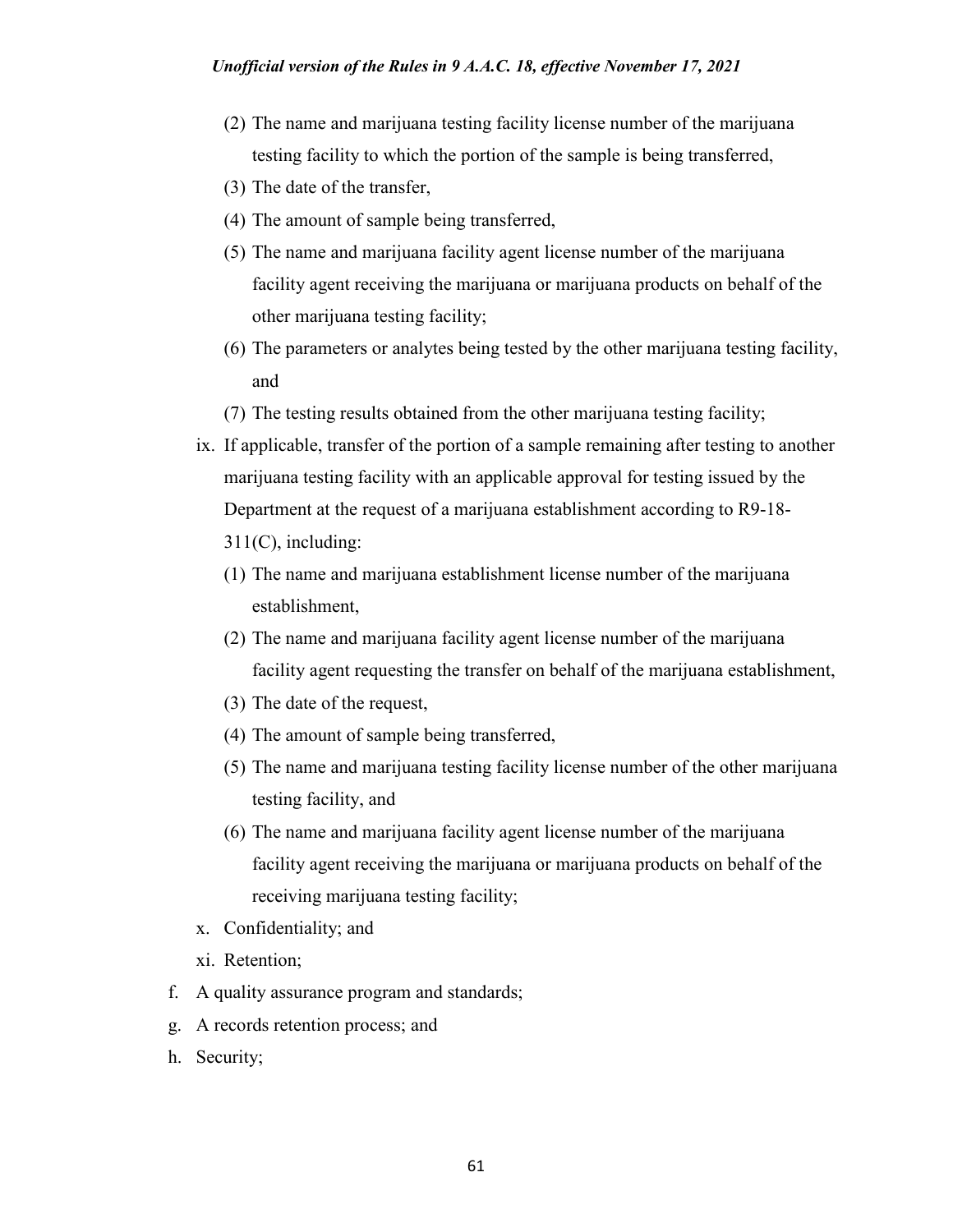(2) The name and marijuana testing facility license number of the marijuana testing facility to which the portion of the sample is being transferred,

(3) The date of the transfer,

(4) The amount of sample being transferred,

(5) The name and marijuana facility agent license number of the marijuana facility agent receiving the marijuana or marijuana products on behalf of the other marijuana testing facility;

(6) The parameters or analytes being tested by the other marijuana testing facility, and

(7) The testing results obtained from the other marijuana testing facility;

ix. If applicable, transfer of the portion of a sample remaining after testing to another marijuana testing facility with an applicable approval for testing issued by the Department at the request of a marijuana establishment according to R9-18-311(C), including:

(1) The name and marijuana establishment license number of the marijuana establishment,

(2) The name and marijuana facility agent license number of the marijuana facility agent requesting the transfer on behalf of the marijuana establishment,

(3) The date of the request,

(4) The amount of sample being transferred,

(5) The name and marijuana testing facility license number of the other marijuana testing facility, and

(6) The name and marijuana facility agent license number of the marijuana facility agent receiving the marijuana or marijuana products on behalf of the receiving marijuana testing facility;

x. Confidentiality; and

xi. Retention;

f. A quality assurance program and standards;

g. A records retention process; and

h. Security;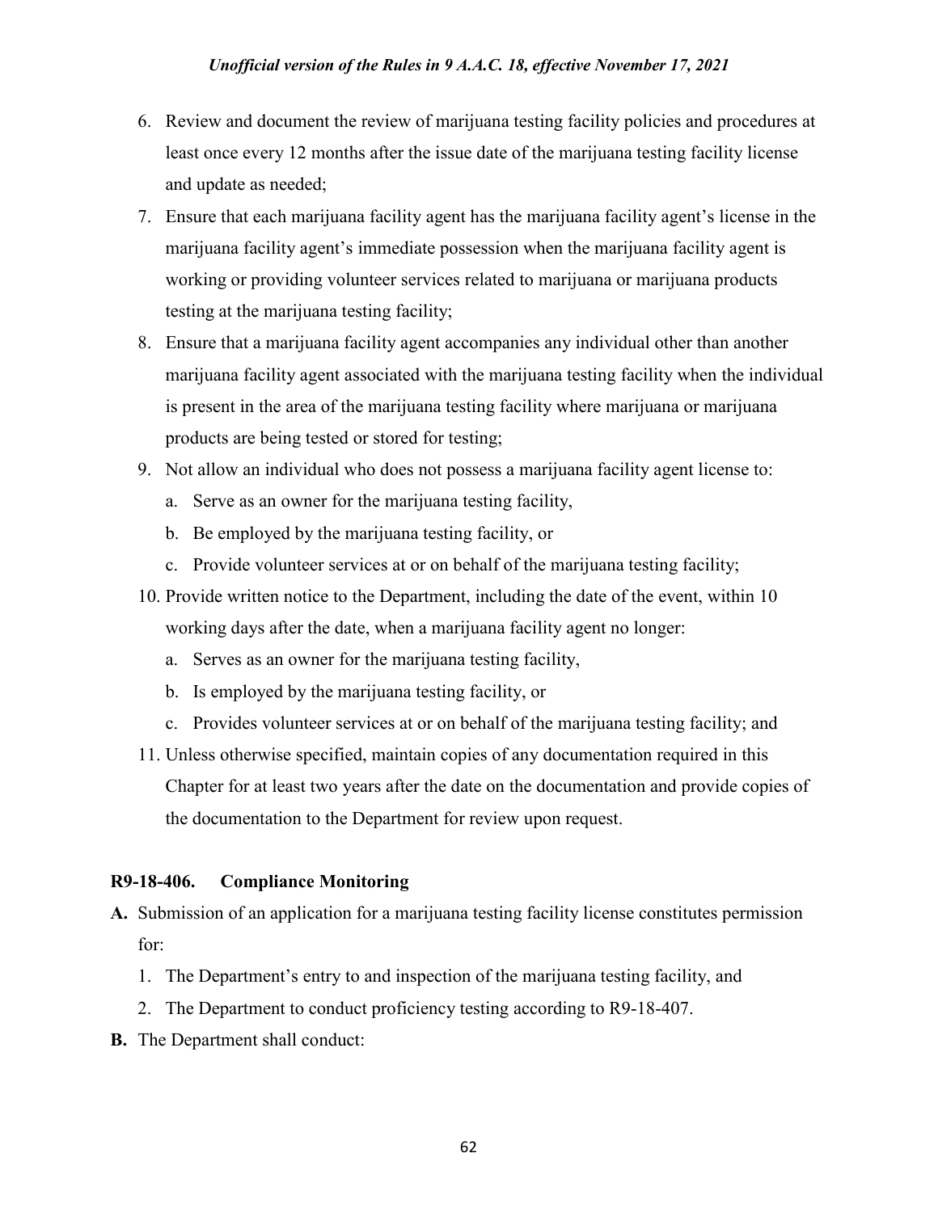6. Review and document the review of marijuana testing facility policies and procedures at least once every 12 months after the issue date of the marijuana testing facility license and update as needed;
7. Ensure that each marijuana facility agent has the marijuana facility agent's license in the marijuana facility agent's immediate possession when the marijuana facility agent is working or providing volunteer services related to marijuana or marijuana products testing at the marijuana testing facility;
8. Ensure that a marijuana facility agent accompanies any individual other than another marijuana facility agent associated with the marijuana testing facility when the individual is present in the area of the marijuana testing facility where marijuana or marijuana products are being tested or stored for testing;
9. Not allow an individual who does not possess a marijuana facility agent license to:
   a. Serve as an owner for the marijuana testing facility,
   b. Be employed by the marijuana testing facility, or
   c. Provide volunteer services at or on behalf of the marijuana testing facility;
10. Provide written notice to the Department, including the date of the event, within 10 working days after the date, when a marijuana facility agent no longer:
    a. Serves as an owner for the marijuana testing facility,
    b. Is employed by the marijuana testing facility, or
    c. Provides volunteer services at or on behalf of the marijuana testing facility; and
11. Unless otherwise specified, maintain copies of any documentation required in this Chapter for at least two years after the date on the documentation and provide copies of the documentation to the Department for review upon request.

**R9-18-406. Compliance Monitoring**

**A.** Submission of an application for a marijuana testing facility license constitutes permission for:

1. The Department's entry to and inspection of the marijuana testing facility, and
2. The Department to conduct proficiency testing according to R9-18-407.

**B.** The Department shall conduct: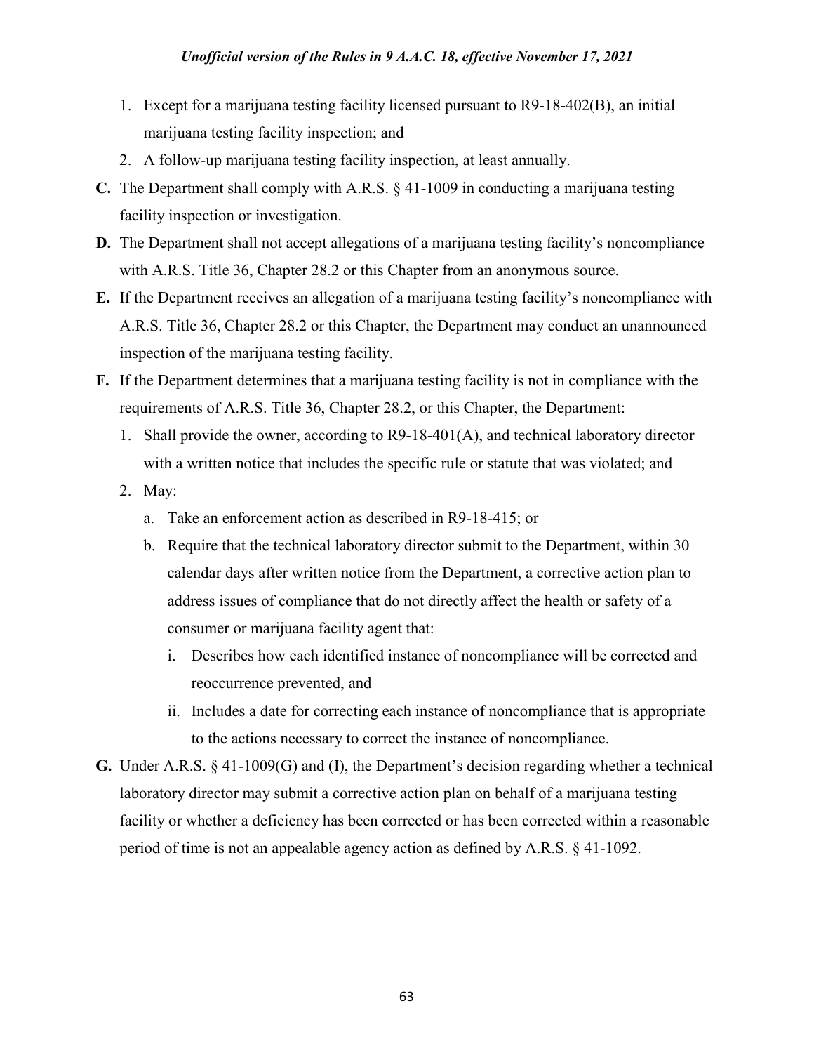1. Except for a marijuana testing facility licensed pursuant to R9-18-402(B), an initial marijuana testing facility inspection; and
2. A follow-up marijuana testing facility inspection, at least annually.

**C.** The Department shall comply with A.R.S. § 41-1009 in conducting a marijuana testing facility inspection or investigation.

**D.** The Department shall not accept allegations of a marijuana testing facility's noncompliance with A.R.S. Title 36, Chapter 28.2 or this Chapter from an anonymous source.

**E.** If the Department receives an allegation of a marijuana testing facility's noncompliance with A.R.S. Title 36, Chapter 28.2 or this Chapter, the Department may conduct an unannounced inspection of the marijuana testing facility.

**F.** If the Department determines that a marijuana testing facility is not in compliance with the requirements of A.R.S. Title 36, Chapter 28.2, or this Chapter, the Department:

1. Shall provide the owner, according to R9-18-401(A), and technical laboratory director with a written notice that includes the specific rule or statute that was violated; and
2. May:
   a. Take an enforcement action as described in R9-18-415; or
   b. Require that the technical laboratory director submit to the Department, within 30 calendar days after written notice from the Department, a corrective action plan to address issues of compliance that do not directly affect the health or safety of a consumer or marijuana facility agent that:
      i. Describes how each identified instance of noncompliance will be corrected and reoccurrence prevented, and
      ii. Includes a date for correcting each instance of noncompliance that is appropriate to the actions necessary to correct the instance of noncompliance.

**G.** Under A.R.S. § 41-1009(G) and (I), the Department's decision regarding whether a technical laboratory director may submit a corrective action plan on behalf of a marijuana testing facility or whether a deficiency has been corrected or has been corrected within a reasonable period of time is not an appealable agency action as defined by A.R.S. § 41-1092.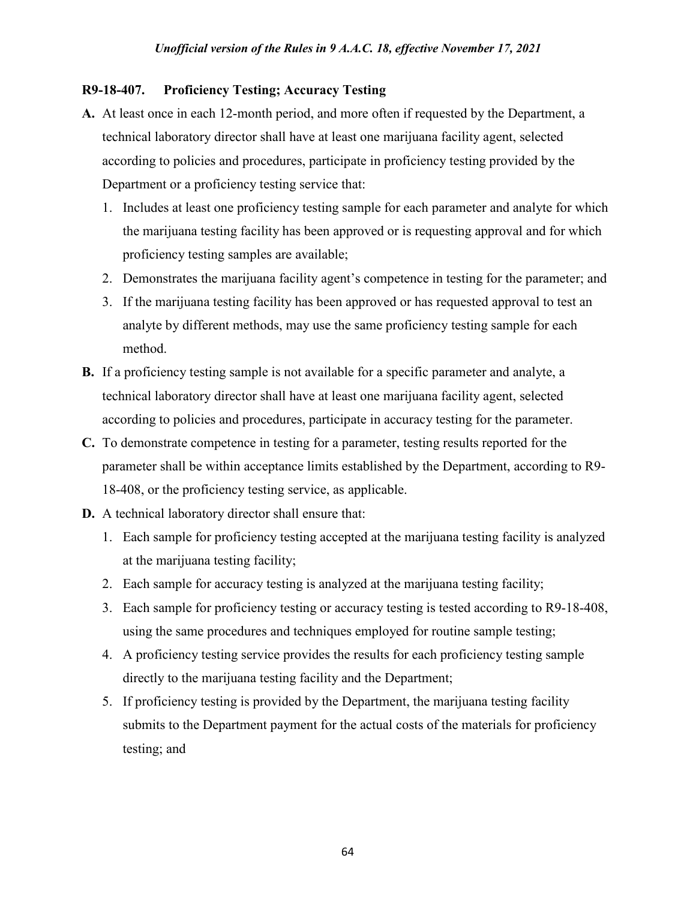## R9-18-407. Proficiency Testing; Accuracy Testing

**A.** At least once in each 12-month period, and more often if requested by the Department, a technical laboratory director shall have at least one marijuana facility agent, selected according to policies and procedures, participate in proficiency testing provided by the Department or a proficiency testing service that:

1. Includes at least one proficiency testing sample for each parameter and analyte for which the marijuana testing facility has been approved or is requesting approval and for which proficiency testing samples are available;
2. Demonstrates the marijuana facility agent's competence in testing for the parameter; and
3. If the marijuana testing facility has been approved or has requested approval to test an analyte by different methods, may use the same proficiency testing sample for each method.

**B.** If a proficiency testing sample is not available for a specific parameter and analyte, a technical laboratory director shall have at least one marijuana facility agent, selected according to policies and procedures, participate in accuracy testing for the parameter.

**C.** To demonstrate competence in testing for a parameter, testing results reported for the parameter shall be within acceptance limits established by the Department, according to R9-18-408, or the proficiency testing service, as applicable.

**D.** A technical laboratory director shall ensure that:

1. Each sample for proficiency testing accepted at the marijuana testing facility is analyzed at the marijuana testing facility;
2. Each sample for accuracy testing is analyzed at the marijuana testing facility;
3. Each sample for proficiency testing or accuracy testing is tested according to R9-18-408, using the same procedures and techniques employed for routine sample testing;
4. A proficiency testing service provides the results for each proficiency testing sample directly to the marijuana testing facility and the Department;
5. If proficiency testing is provided by the Department, the marijuana testing facility submits to the Department payment for the actual costs of the materials for proficiency testing; and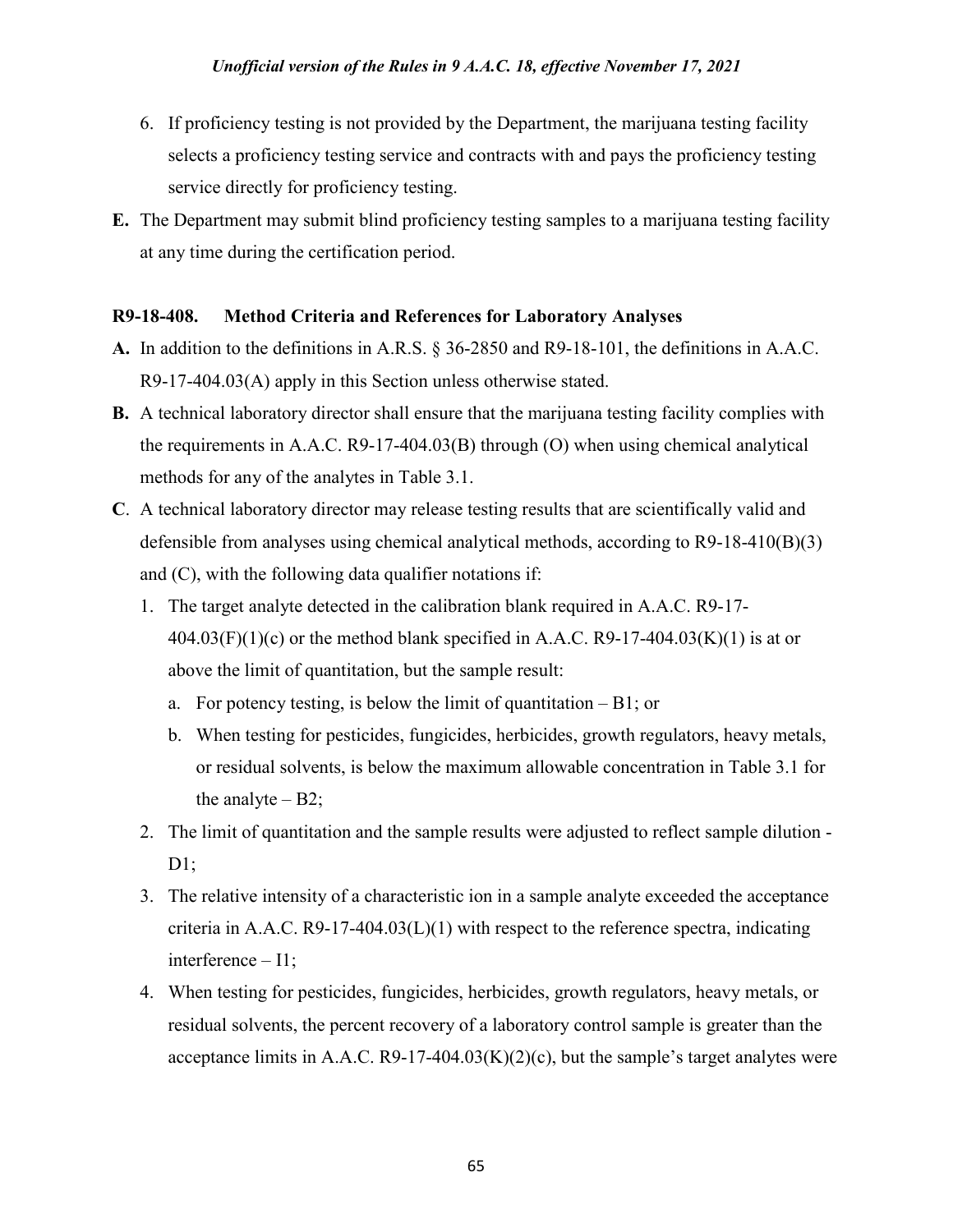6. If proficiency testing is not provided by the Department, the marijuana testing facility selects a proficiency testing service and contracts with and pays the proficiency testing service directly for proficiency testing.

**E.** The Department may submit blind proficiency testing samples to a marijuana testing facility at any time during the certification period.

### R9-18-408. Method Criteria and References for Laboratory Analyses

**A.** In addition to the definitions in A.R.S. § 36-2850 and R9-18-101, the definitions in A.A.C. R9-17-404.03(A) apply in this Section unless otherwise stated.

**B.** A technical laboratory director shall ensure that the marijuana testing facility complies with the requirements in A.A.C. R9-17-404.03(B) through (O) when using chemical analytical methods for any of the analytes in Table 3.1.

**C**. A technical laboratory director may release testing results that are scientifically valid and defensible from analyses using chemical analytical methods, according to R9-18-410(B)(3) and (C), with the following data qualifier notations if:

1. The target analyte detected in the calibration blank required in A.A.C. R9-17-404.03(F)(1)(c) or the method blank specified in A.A.C. R9-17-404.03(K)(1) is at or above the limit of quantitation, but the sample result:
   a. For potency testing, is below the limit of quantitation – B1; or
   b. When testing for pesticides, fungicides, herbicides, growth regulators, heavy metals, or residual solvents, is below the maximum allowable concentration in Table 3.1 for the analyte – B2;
2. The limit of quantitation and the sample results were adjusted to reflect sample dilution - D1;
3. The relative intensity of a characteristic ion in a sample analyte exceeded the acceptance criteria in A.A.C. R9-17-404.03(L)(1) with respect to the reference spectra, indicating interference – I1;
4. When testing for pesticides, fungicides, herbicides, growth regulators, heavy metals, or residual solvents, the percent recovery of a laboratory control sample is greater than the acceptance limits in A.A.C. R9-17-404.03(K)(2)(c), but the sample's target analytes were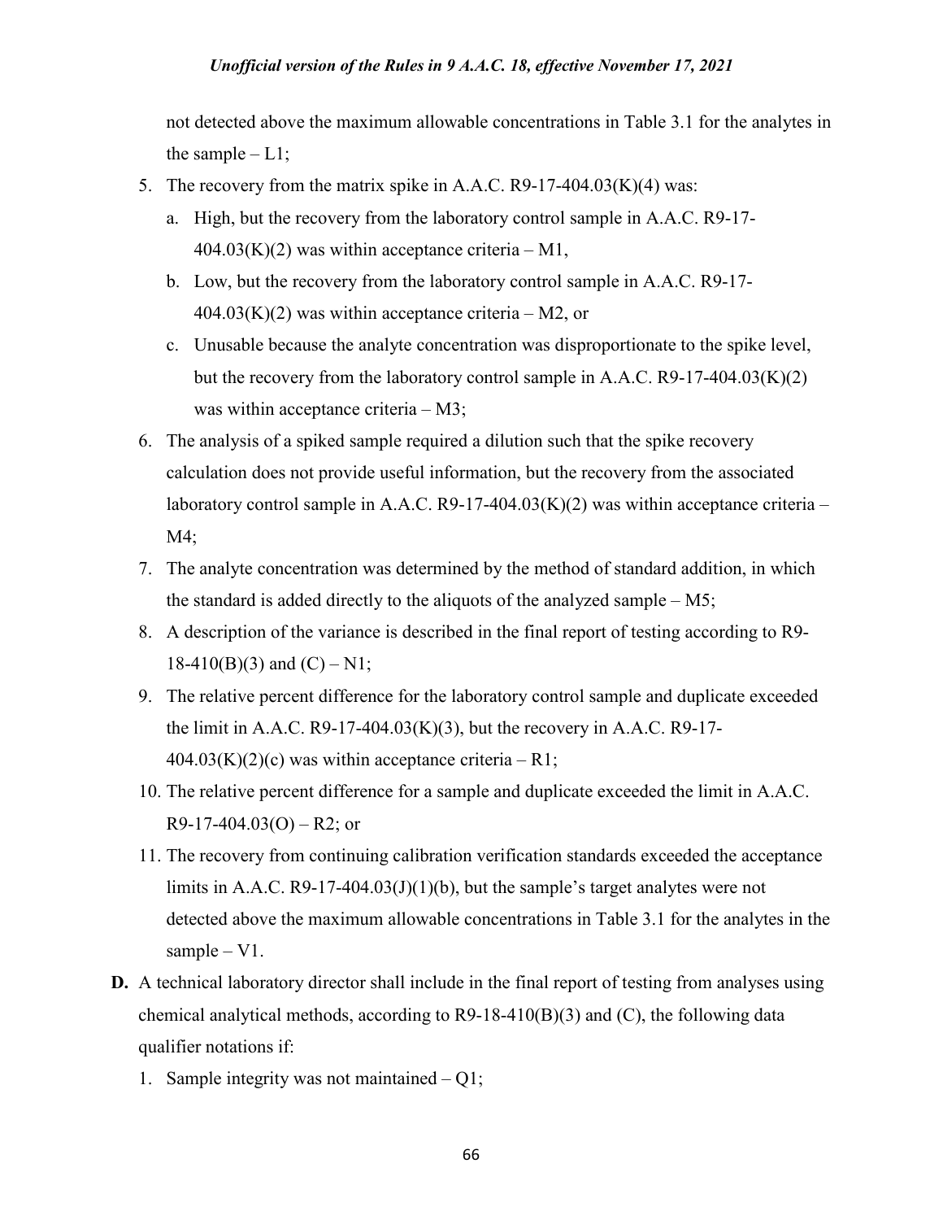not detected above the maximum allowable concentrations in Table 3.1 for the analytes in the sample – L1;

5. The recovery from the matrix spike in A.A.C. R9-17-404.03(K)(4) was:
   a. High, but the recovery from the laboratory control sample in A.A.C. R9-17-404.03(K)(2) was within acceptance criteria – M1,
   b. Low, but the recovery from the laboratory control sample in A.A.C. R9-17-404.03(K)(2) was within acceptance criteria – M2, or
   c. Unusable because the analyte concentration was disproportionate to the spike level, but the recovery from the laboratory control sample in A.A.C. R9-17-404.03(K)(2) was within acceptance criteria – M3;
6. The analysis of a spiked sample required a dilution such that the spike recovery calculation does not provide useful information, but the recovery from the associated laboratory control sample in A.A.C. R9-17-404.03(K)(2) was within acceptance criteria – M4;
7. The analyte concentration was determined by the method of standard addition, in which the standard is added directly to the aliquots of the analyzed sample – M5;
8. A description of the variance is described in the final report of testing according to R9-18-410(B)(3) and (C) – N1;
9. The relative percent difference for the laboratory control sample and duplicate exceeded the limit in A.A.C. R9-17-404.03(K)(3), but the recovery in A.A.C. R9-17-404.03(K)(2)(c) was within acceptance criteria – R1;
10. The relative percent difference for a sample and duplicate exceeded the limit in A.A.C. R9-17-404.03(O) – R2; or
11. The recovery from continuing calibration verification standards exceeded the acceptance limits in A.A.C. R9-17-404.03(J)(1)(b), but the sample's target analytes were not detected above the maximum allowable concentrations in Table 3.1 for the analytes in the sample – V1.

**D.** A technical laboratory director shall include in the final report of testing from analyses using chemical analytical methods, according to R9-18-410(B)(3) and (C), the following data qualifier notations if:

1. Sample integrity was not maintained – Q1;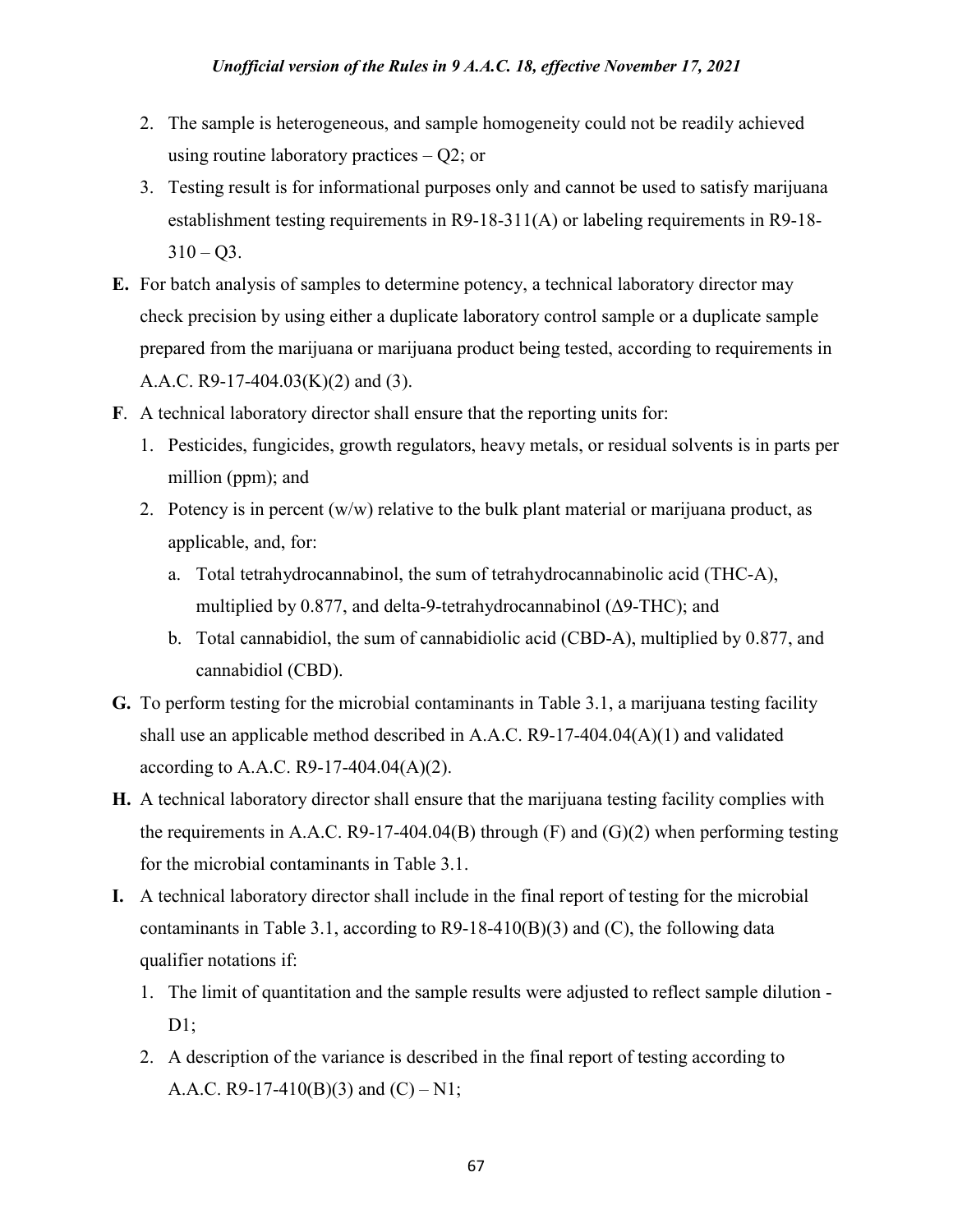2. The sample is heterogeneous, and sample homogeneity could not be readily achieved using routine laboratory practices – Q2; or
3. Testing result is for informational purposes only and cannot be used to satisfy marijuana establishment testing requirements in R9-18-311(A) or labeling requirements in R9-18-310 – Q3.

**E.** For batch analysis of samples to determine potency, a technical laboratory director may check precision by using either a duplicate laboratory control sample or a duplicate sample prepared from the marijuana or marijuana product being tested, according to requirements in A.A.C. R9-17-404.03(K)(2) and (3).

**F**. A technical laboratory director shall ensure that the reporting units for:

1. Pesticides, fungicides, growth regulators, heavy metals, or residual solvents is in parts per million (ppm); and
2. Potency is in percent (w/w) relative to the bulk plant material or marijuana product, as applicable, and, for:
   a. Total tetrahydrocannabinol, the sum of tetrahydrocannabinolic acid (THC-A), multiplied by 0.877, and delta-9-tetrahydrocannabinol (Δ9-THC); and
   b. Total cannabidiol, the sum of cannabidiolic acid (CBD-A), multiplied by 0.877, and cannabidiol (CBD).

**G.** To perform testing for the microbial contaminants in Table 3.1, a marijuana testing facility shall use an applicable method described in A.A.C. R9-17-404.04(A)(1) and validated according to A.A.C. R9-17-404.04(A)(2).

**H.** A technical laboratory director shall ensure that the marijuana testing facility complies with the requirements in A.A.C. R9-17-404.04(B) through (F) and (G)(2) when performing testing for the microbial contaminants in Table 3.1.

**I.** A technical laboratory director shall include in the final report of testing for the microbial contaminants in Table 3.1, according to R9-18-410(B)(3) and (C), the following data qualifier notations if:

1. The limit of quantitation and the sample results were adjusted to reflect sample dilution - D1;
2. A description of the variance is described in the final report of testing according to A.A.C. R9-17-410(B)(3) and (C) – N1;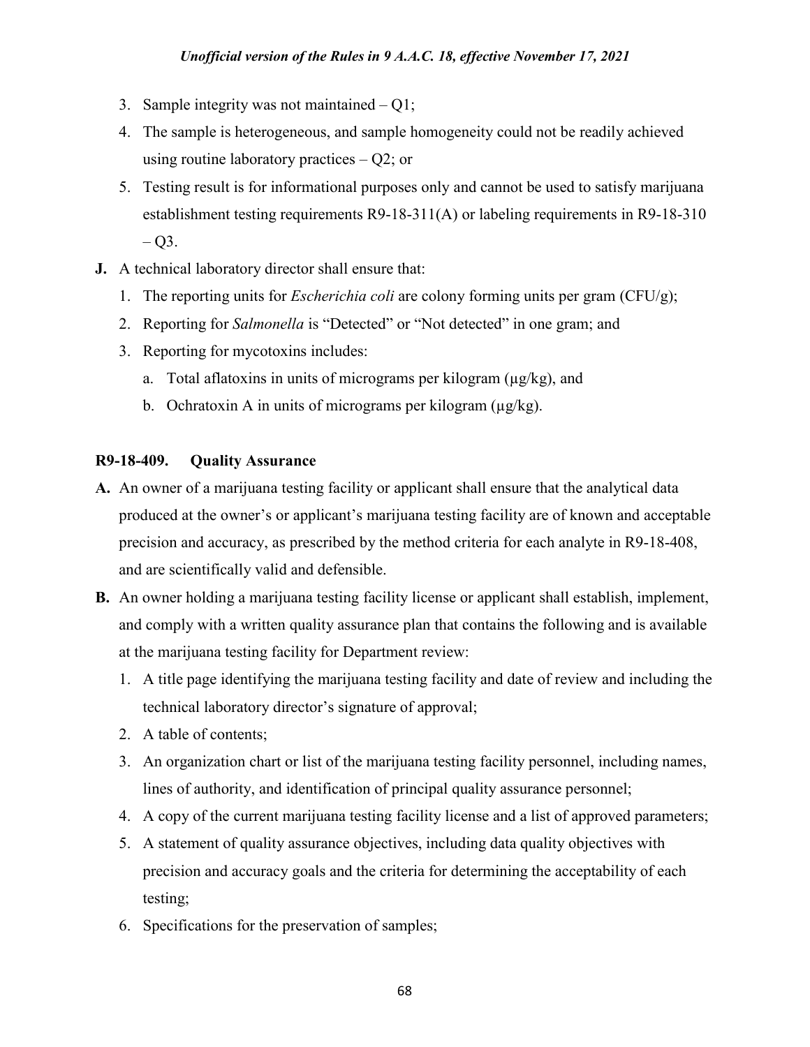3. Sample integrity was not maintained – Q1;
4. The sample is heterogeneous, and sample homogeneity could not be readily achieved using routine laboratory practices – Q2; or
5. Testing result is for informational purposes only and cannot be used to satisfy marijuana establishment testing requirements R9-18-311(A) or labeling requirements in R9-18-310 – Q3.

**J.** A technical laboratory director shall ensure that:

1. The reporting units for *Escherichia coli* are colony forming units per gram (CFU/g);
2. Reporting for *Salmonella* is "Detected" or "Not detected" in one gram; and
3. Reporting for mycotoxins includes:
   a. Total aflatoxins in units of micrograms per kilogram (µg/kg), and
   b. Ochratoxin A in units of micrograms per kilogram (µg/kg).

**R9-18-409. Quality Assurance**

**A.** An owner of a marijuana testing facility or applicant shall ensure that the analytical data produced at the owner's or applicant's marijuana testing facility are of known and acceptable precision and accuracy, as prescribed by the method criteria for each analyte in R9-18-408, and are scientifically valid and defensible.

**B.** An owner holding a marijuana testing facility license or applicant shall establish, implement, and comply with a written quality assurance plan that contains the following and is available at the marijuana testing facility for Department review:

1. A title page identifying the marijuana testing facility and date of review and including the technical laboratory director's signature of approval;
2. A table of contents;
3. An organization chart or list of the marijuana testing facility personnel, including names, lines of authority, and identification of principal quality assurance personnel;
4. A copy of the current marijuana testing facility license and a list of approved parameters;
5. A statement of quality assurance objectives, including data quality objectives with precision and accuracy goals and the criteria for determining the acceptability of each testing;
6. Specifications for the preservation of samples;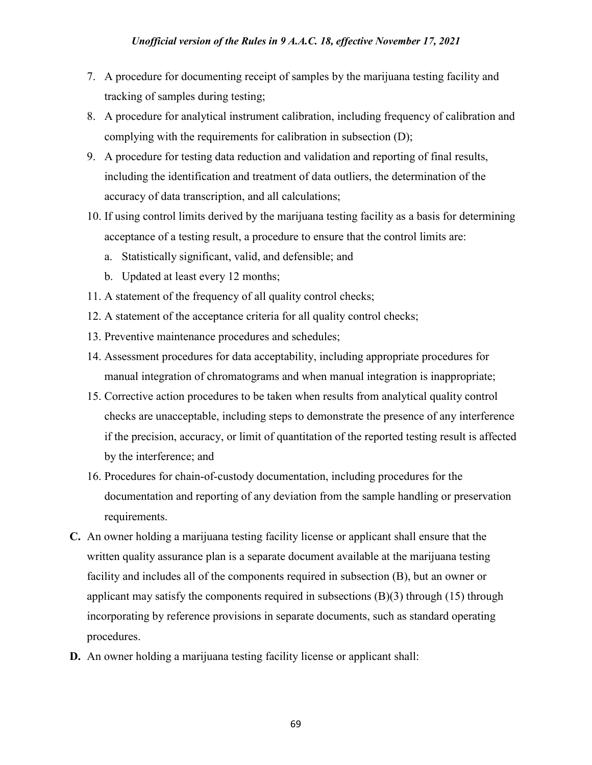7. A procedure for documenting receipt of samples by the marijuana testing facility and tracking of samples during testing;
8. A procedure for analytical instrument calibration, including frequency of calibration and complying with the requirements for calibration in subsection (D);
9. A procedure for testing data reduction and validation and reporting of final results, including the identification and treatment of data outliers, the determination of the accuracy of data transcription, and all calculations;
10. If using control limits derived by the marijuana testing facility as a basis for determining acceptance of a testing result, a procedure to ensure that the control limits are:
    a. Statistically significant, valid, and defensible; and
    b. Updated at least every 12 months;
11. A statement of the frequency of all quality control checks;
12. A statement of the acceptance criteria for all quality control checks;
13. Preventive maintenance procedures and schedules;
14. Assessment procedures for data acceptability, including appropriate procedures for manual integration of chromatograms and when manual integration is inappropriate;
15. Corrective action procedures to be taken when results from analytical quality control checks are unacceptable, including steps to demonstrate the presence of any interference if the precision, accuracy, or limit of quantitation of the reported testing result is affected by the interference; and
16. Procedures for chain-of-custody documentation, including procedures for the documentation and reporting of any deviation from the sample handling or preservation requirements.

**C.** An owner holding a marijuana testing facility license or applicant shall ensure that the written quality assurance plan is a separate document available at the marijuana testing facility and includes all of the components required in subsection (B), but an owner or applicant may satisfy the components required in subsections (B)(3) through (15) through incorporating by reference provisions in separate documents, such as standard operating procedures.

**D.** An owner holding a marijuana testing facility license or applicant shall: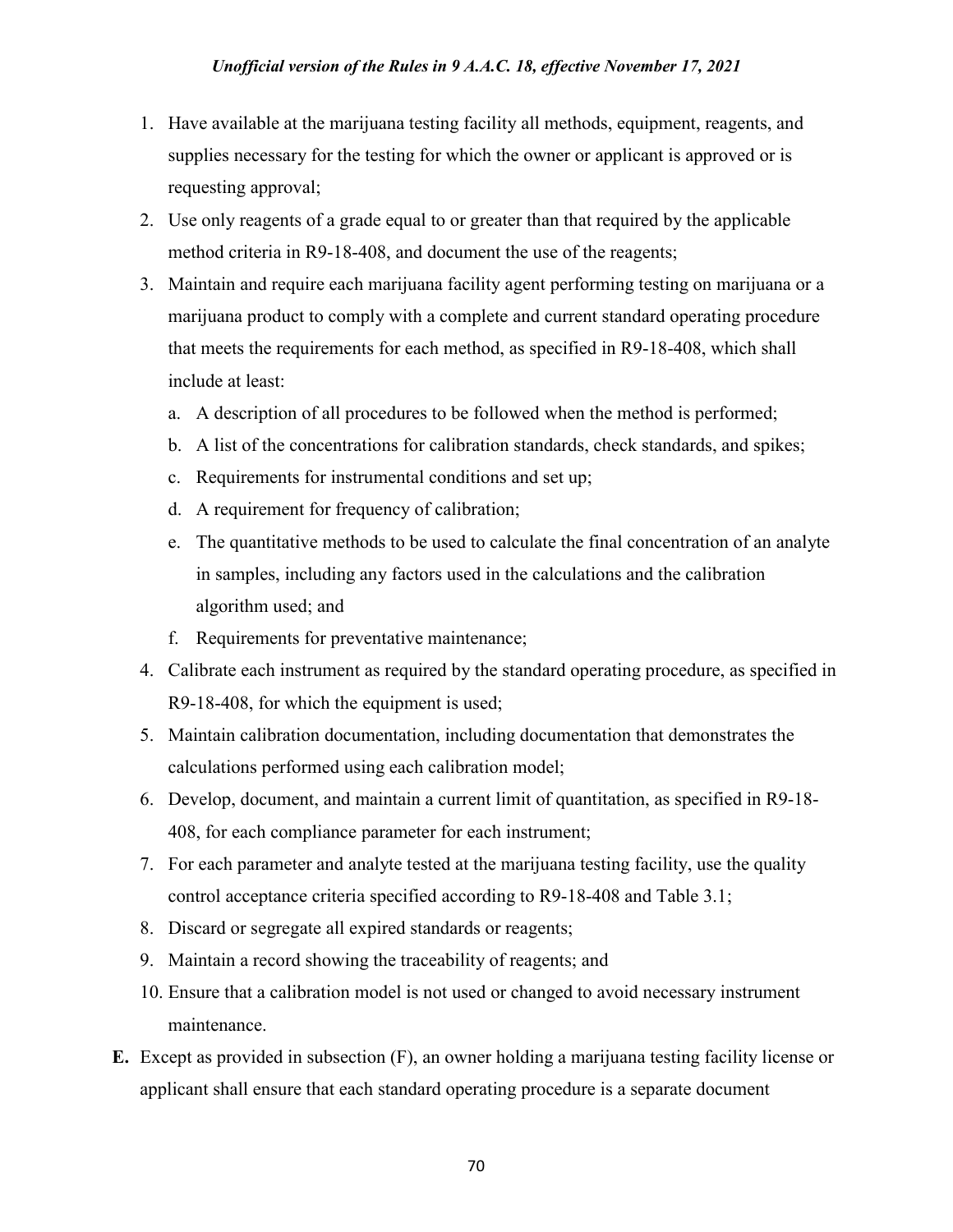1. Have available at the marijuana testing facility all methods, equipment, reagents, and supplies necessary for the testing for which the owner or applicant is approved or is requesting approval;
2. Use only reagents of a grade equal to or greater than that required by the applicable method criteria in R9-18-408, and document the use of the reagents;
3. Maintain and require each marijuana facility agent performing testing on marijuana or a marijuana product to comply with a complete and current standard operating procedure that meets the requirements for each method, as specified in R9-18-408, which shall include at least:
   a. A description of all procedures to be followed when the method is performed;
   b. A list of the concentrations for calibration standards, check standards, and spikes;
   c. Requirements for instrumental conditions and set up;
   d. A requirement for frequency of calibration;
   e. The quantitative methods to be used to calculate the final concentration of an analyte in samples, including any factors used in the calculations and the calibration algorithm used; and
   f. Requirements for preventative maintenance;
4. Calibrate each instrument as required by the standard operating procedure, as specified in R9-18-408, for which the equipment is used;
5. Maintain calibration documentation, including documentation that demonstrates the calculations performed using each calibration model;
6. Develop, document, and maintain a current limit of quantitation, as specified in R9-18-408, for each compliance parameter for each instrument;
7. For each parameter and analyte tested at the marijuana testing facility, use the quality control acceptance criteria specified according to R9-18-408 and Table 3.1;
8. Discard or segregate all expired standards or reagents;
9. Maintain a record showing the traceability of reagents; and
10. Ensure that a calibration model is not used or changed to avoid necessary instrument maintenance.

**E.** Except as provided in subsection (F), an owner holding a marijuana testing facility license or applicant shall ensure that each standard operating procedure is a separate document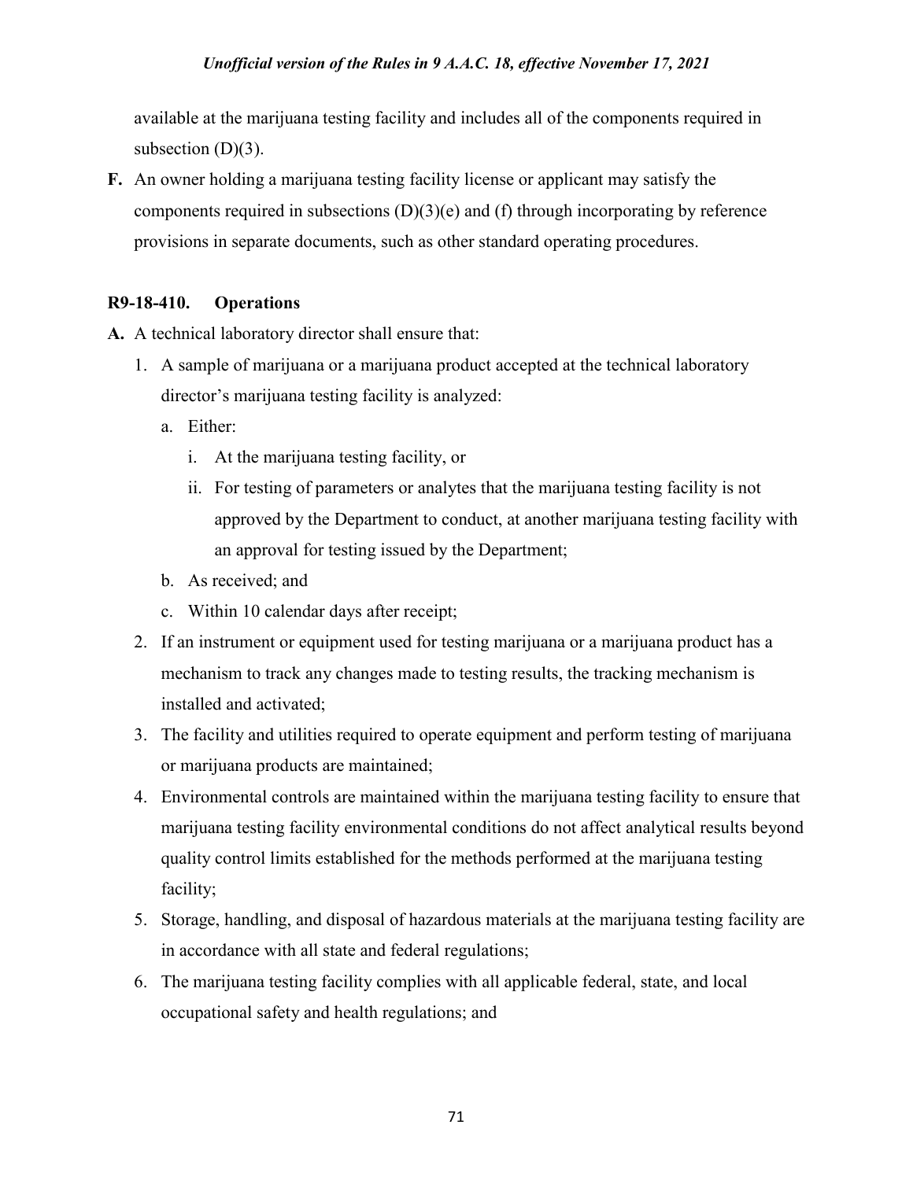available at the marijuana testing facility and includes all of the components required in subsection (D)(3).

**F.** An owner holding a marijuana testing facility license or applicant may satisfy the components required in subsections (D)(3)(e) and (f) through incorporating by reference provisions in separate documents, such as other standard operating procedures.

### R9-18-410. Operations

**A.** A technical laboratory director shall ensure that:

1. A sample of marijuana or a marijuana product accepted at the technical laboratory director's marijuana testing facility is analyzed:
   a. Either:
      i. At the marijuana testing facility, or
      ii. For testing of parameters or analytes that the marijuana testing facility is not approved by the Department to conduct, at another marijuana testing facility with an approval for testing issued by the Department;
   b. As received; and
   c. Within 10 calendar days after receipt;
2. If an instrument or equipment used for testing marijuana or a marijuana product has a mechanism to track any changes made to testing results, the tracking mechanism is installed and activated;
3. The facility and utilities required to operate equipment and perform testing of marijuana or marijuana products are maintained;
4. Environmental controls are maintained within the marijuana testing facility to ensure that marijuana testing facility environmental conditions do not affect analytical results beyond quality control limits established for the methods performed at the marijuana testing facility;
5. Storage, handling, and disposal of hazardous materials at the marijuana testing facility are in accordance with all state and federal regulations;
6. The marijuana testing facility complies with all applicable federal, state, and local occupational safety and health regulations; and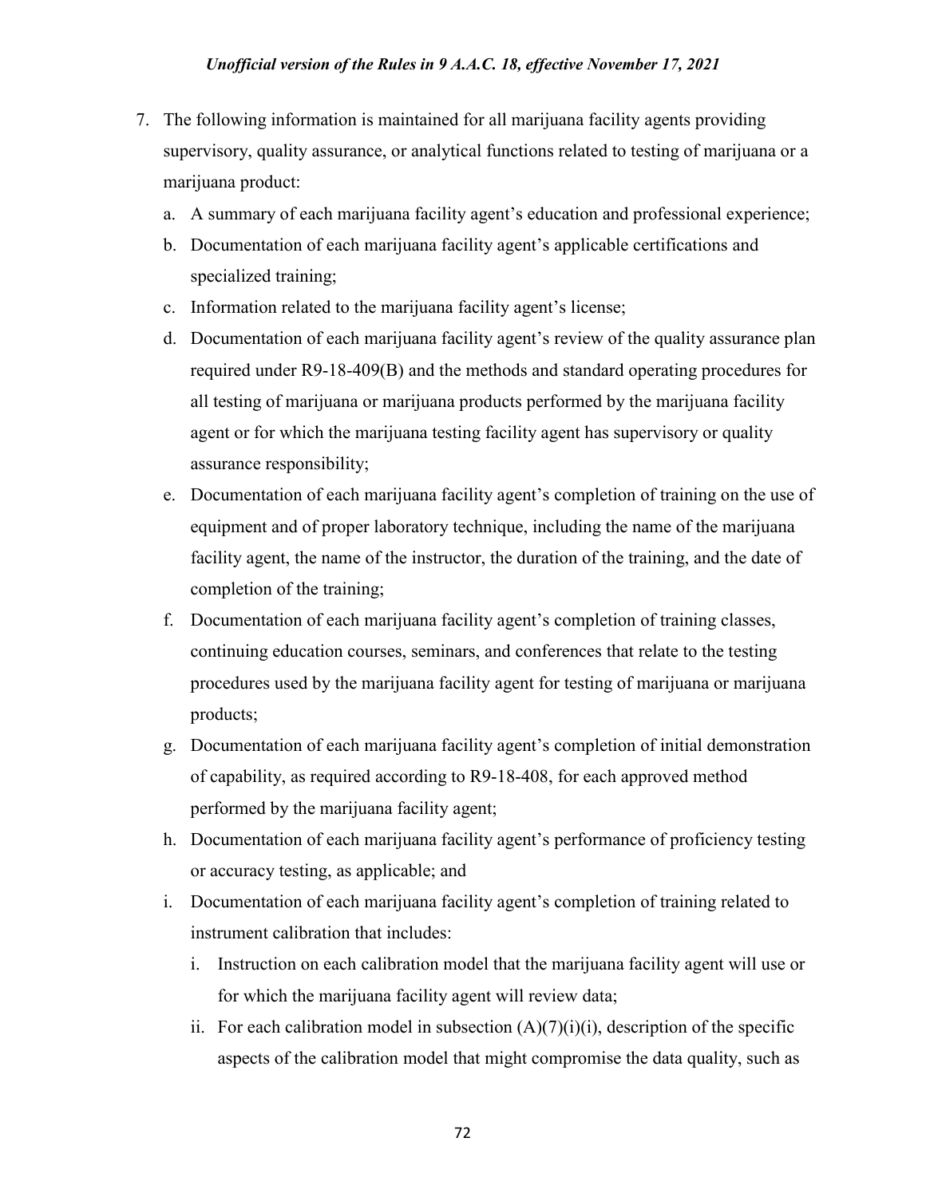7. The following information is maintained for all marijuana facility agents providing supervisory, quality assurance, or analytical functions related to testing of marijuana or a marijuana product:
   a. A summary of each marijuana facility agent's education and professional experience;
   b. Documentation of each marijuana facility agent's applicable certifications and specialized training;
   c. Information related to the marijuana facility agent's license;
   d. Documentation of each marijuana facility agent's review of the quality assurance plan required under R9-18-409(B) and the methods and standard operating procedures for all testing of marijuana or marijuana products performed by the marijuana facility agent or for which the marijuana testing facility agent has supervisory or quality assurance responsibility;
   e. Documentation of each marijuana facility agent's completion of training on the use of equipment and of proper laboratory technique, including the name of the marijuana facility agent, the name of the instructor, the duration of the training, and the date of completion of the training;
   f. Documentation of each marijuana facility agent's completion of training classes, continuing education courses, seminars, and conferences that relate to the testing procedures used by the marijuana facility agent for testing of marijuana or marijuana products;
   g. Documentation of each marijuana facility agent's completion of initial demonstration of capability, as required according to R9-18-408, for each approved method performed by the marijuana facility agent;
   h. Documentation of each marijuana facility agent's performance of proficiency testing or accuracy testing, as applicable; and
   i. Documentation of each marijuana facility agent's completion of training related to instrument calibration that includes:
      i. Instruction on each calibration model that the marijuana facility agent will use or for which the marijuana facility agent will review data;
      ii. For each calibration model in subsection (A)(7)(i)(i), description of the specific aspects of the calibration model that might compromise the data quality, such as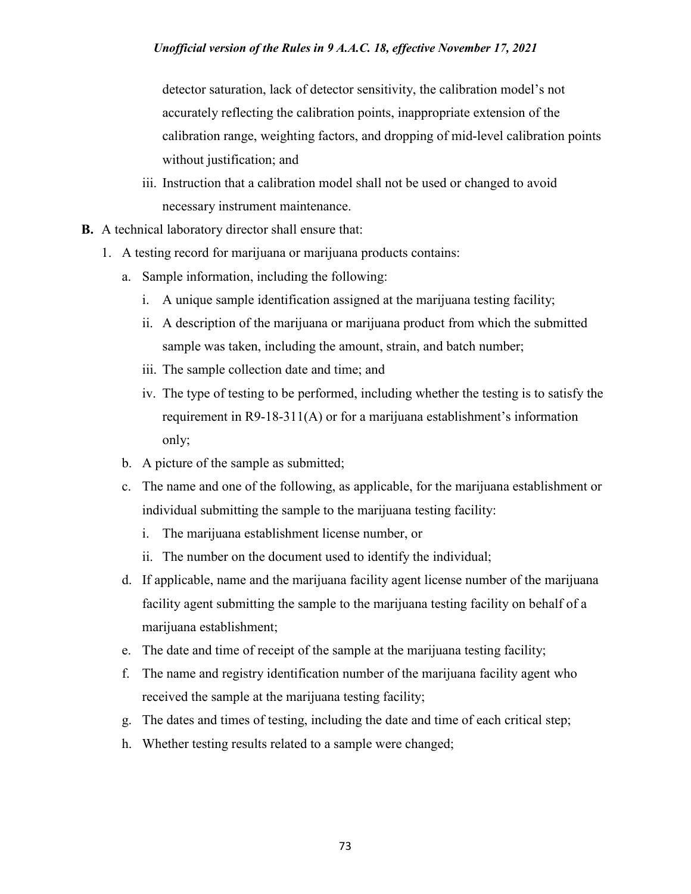detector saturation, lack of detector sensitivity, the calibration model's not accurately reflecting the calibration points, inappropriate extension of the calibration range, weighting factors, and dropping of mid-level calibration points without justification; and

iii. Instruction that a calibration model shall not be used or changed to avoid necessary instrument maintenance.

**B.** A technical laboratory director shall ensure that:

1. A testing record for marijuana or marijuana products contains:
   a. Sample information, including the following:
      i. A unique sample identification assigned at the marijuana testing facility;
      ii. A description of the marijuana or marijuana product from which the submitted sample was taken, including the amount, strain, and batch number;
      iii. The sample collection date and time; and
      iv. The type of testing to be performed, including whether the testing is to satisfy the requirement in R9-18-311(A) or for a marijuana establishment's information only;
   b. A picture of the sample as submitted;
   c. The name and one of the following, as applicable, for the marijuana establishment or individual submitting the sample to the marijuana testing facility:
      i. The marijuana establishment license number, or
      ii. The number on the document used to identify the individual;
   d. If applicable, name and the marijuana facility agent license number of the marijuana facility agent submitting the sample to the marijuana testing facility on behalf of a marijuana establishment;
   e. The date and time of receipt of the sample at the marijuana testing facility;
   f. The name and registry identification number of the marijuana facility agent who received the sample at the marijuana testing facility;
   g. The dates and times of testing, including the date and time of each critical step;
   h. Whether testing results related to a sample were changed;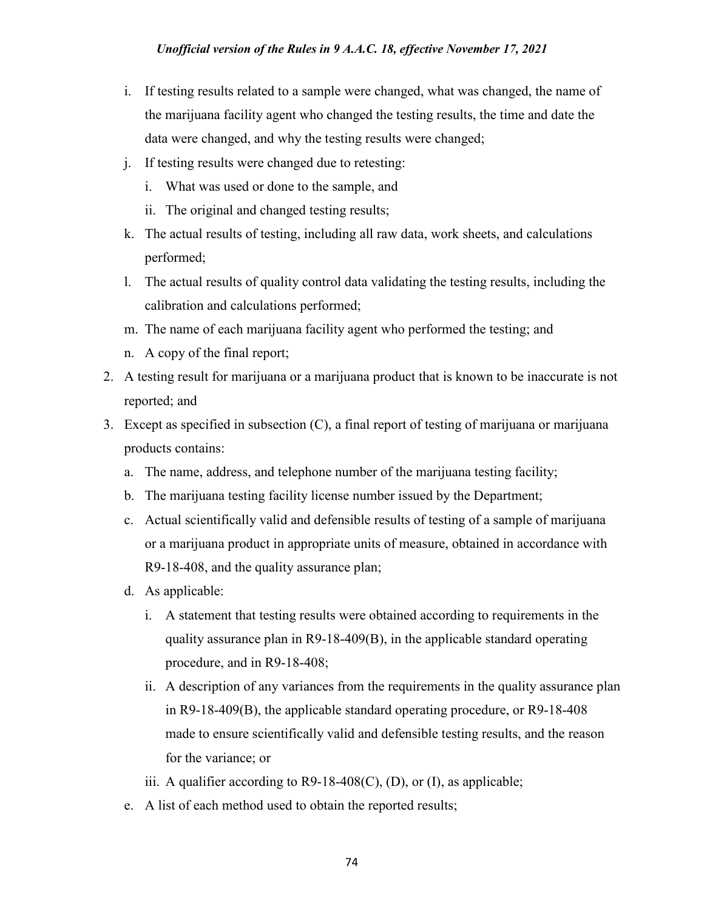i. If testing results related to a sample were changed, what was changed, the name of the marijuana facility agent who changed the testing results, the time and date the data were changed, and why the testing results were changed;

j. If testing results were changed due to retesting:

   i. What was used or done to the sample, and

   ii. The original and changed testing results;

k. The actual results of testing, including all raw data, work sheets, and calculations performed;

l. The actual results of quality control data validating the testing results, including the calibration and calculations performed;

m. The name of each marijuana facility agent who performed the testing; and

n. A copy of the final report;

2. A testing result for marijuana or a marijuana product that is known to be inaccurate is not reported; and

3. Except as specified in subsection (C), a final report of testing of marijuana or marijuana products contains:

   a. The name, address, and telephone number of the marijuana testing facility;

   b. The marijuana testing facility license number issued by the Department;

   c. Actual scientifically valid and defensible results of testing of a sample of marijuana or a marijuana product in appropriate units of measure, obtained in accordance with R9-18-408, and the quality assurance plan;

   d. As applicable:

      i. A statement that testing results were obtained according to requirements in the quality assurance plan in R9-18-409(B), in the applicable standard operating procedure, and in R9-18-408;

      ii. A description of any variances from the requirements in the quality assurance plan in R9-18-409(B), the applicable standard operating procedure, or R9-18-408 made to ensure scientifically valid and defensible testing results, and the reason for the variance; or

      iii. A qualifier according to R9-18-408(C), (D), or (I), as applicable;

   e. A list of each method used to obtain the reported results;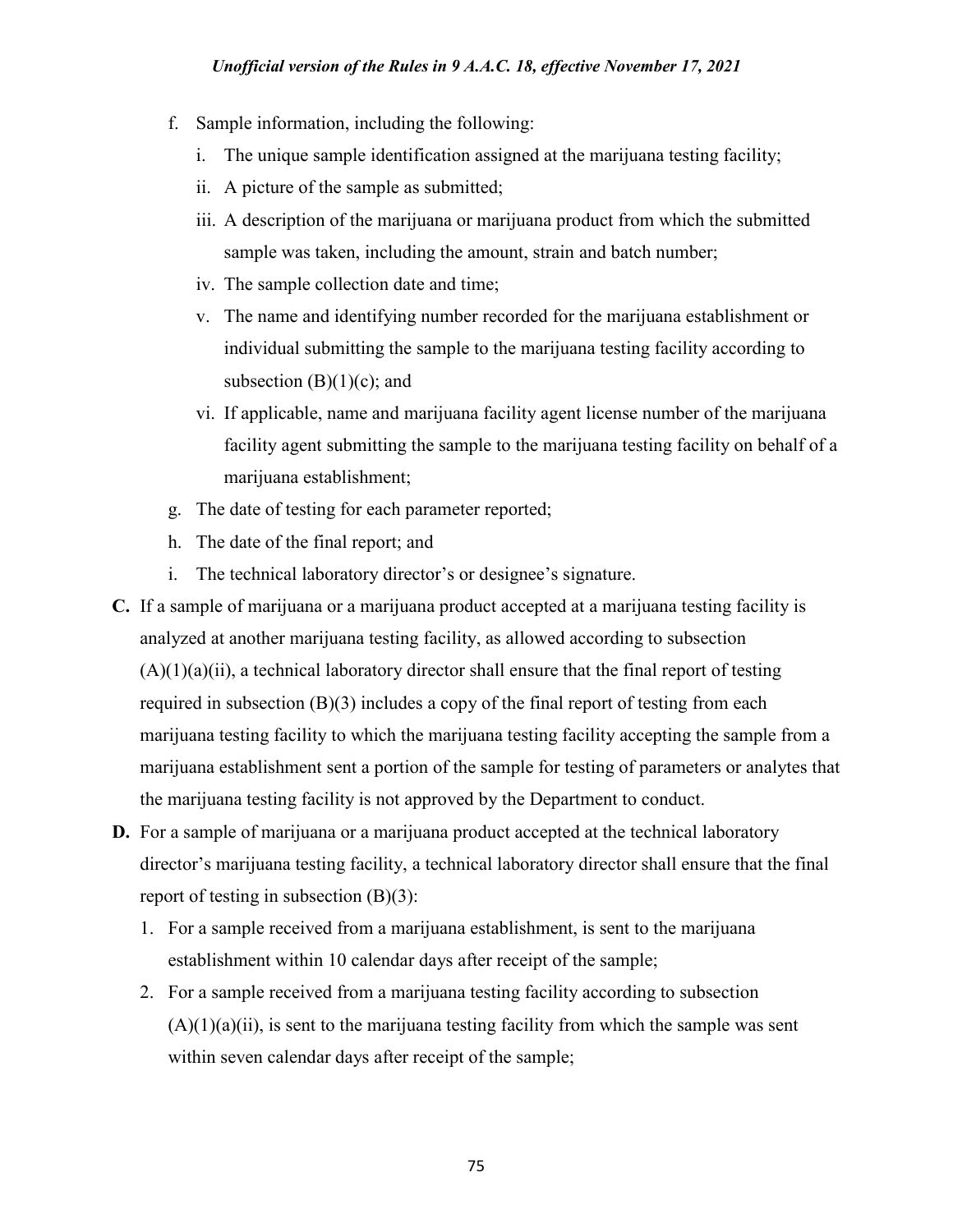f. Sample information, including the following:
   i. The unique sample identification assigned at the marijuana testing facility;
   ii. A picture of the sample as submitted;
   iii. A description of the marijuana or marijuana product from which the submitted sample was taken, including the amount, strain and batch number;
   iv. The sample collection date and time;
   v. The name and identifying number recorded for the marijuana establishment or individual submitting the sample to the marijuana testing facility according to subsection (B)(1)(c); and
   vi. If applicable, name and marijuana facility agent license number of the marijuana facility agent submitting the sample to the marijuana testing facility on behalf of a marijuana establishment;
g. The date of testing for each parameter reported;
h. The date of the final report; and
i. The technical laboratory director's or designee's signature.

**C.** If a sample of marijuana or a marijuana product accepted at a marijuana testing facility is analyzed at another marijuana testing facility, as allowed according to subsection (A)(1)(a)(ii), a technical laboratory director shall ensure that the final report of testing required in subsection (B)(3) includes a copy of the final report of testing from each marijuana testing facility to which the marijuana testing facility accepting the sample from a marijuana establishment sent a portion of the sample for testing of parameters or analytes that the marijuana testing facility is not approved by the Department to conduct.

**D.** For a sample of marijuana or a marijuana product accepted at the technical laboratory director's marijuana testing facility, a technical laboratory director shall ensure that the final report of testing in subsection (B)(3):

1. For a sample received from a marijuana establishment, is sent to the marijuana establishment within 10 calendar days after receipt of the sample;
2. For a sample received from a marijuana testing facility according to subsection (A)(1)(a)(ii), is sent to the marijuana testing facility from which the sample was sent within seven calendar days after receipt of the sample;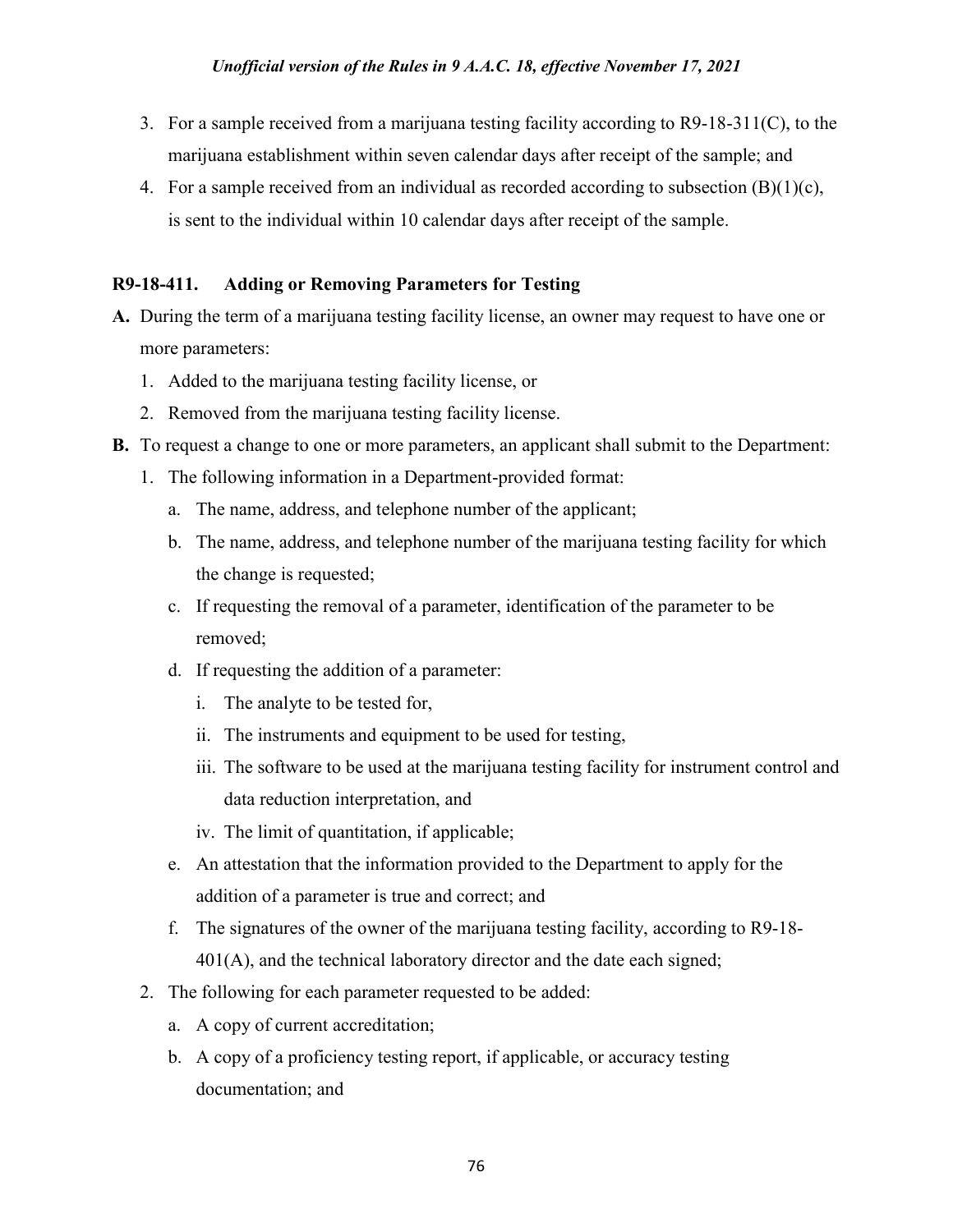3. For a sample received from a marijuana testing facility according to R9-18-311(C), to the marijuana establishment within seven calendar days after receipt of the sample; and
4. For a sample received from an individual as recorded according to subsection (B)(1)(c), is sent to the individual within 10 calendar days after receipt of the sample.

**R9-18-411. Adding or Removing Parameters for Testing**

**A.** During the term of a marijuana testing facility license, an owner may request to have one or more parameters:
   1. Added to the marijuana testing facility license, or
   2. Removed from the marijuana testing facility license.

**B.** To request a change to one or more parameters, an applicant shall submit to the Department:
   1. The following information in a Department-provided format:
      a. The name, address, and telephone number of the applicant;
      b. The name, address, and telephone number of the marijuana testing facility for which the change is requested;
      c. If requesting the removal of a parameter, identification of the parameter to be removed;
      d. If requesting the addition of a parameter:
         i. The analyte to be tested for,
         ii. The instruments and equipment to be used for testing,
         iii. The software to be used at the marijuana testing facility for instrument control and data reduction interpretation, and
         iv. The limit of quantitation, if applicable;
      e. An attestation that the information provided to the Department to apply for the addition of a parameter is true and correct; and
      f. The signatures of the owner of the marijuana testing facility, according to R9-18-401(A), and the technical laboratory director and the date each signed;
   2. The following for each parameter requested to be added:
      a. A copy of current accreditation;
      b. A copy of a proficiency testing report, if applicable, or accuracy testing documentation; and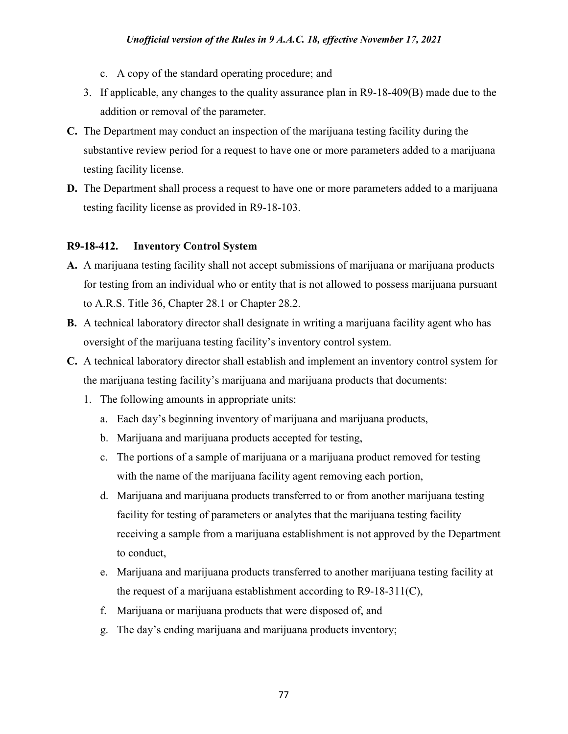c. A copy of the standard operating procedure; and

3. If applicable, any changes to the quality assurance plan in R9-18-409(B) made due to the addition or removal of the parameter.

**C.** The Department may conduct an inspection of the marijuana testing facility during the substantive review period for a request to have one or more parameters added to a marijuana testing facility license.

**D.** The Department shall process a request to have one or more parameters added to a marijuana testing facility license as provided in R9-18-103.

**R9-18-412. Inventory Control System**

**A.** A marijuana testing facility shall not accept submissions of marijuana or marijuana products for testing from an individual who or entity that is not allowed to possess marijuana pursuant to A.R.S. Title 36, Chapter 28.1 or Chapter 28.2.

**B.** A technical laboratory director shall designate in writing a marijuana facility agent who has oversight of the marijuana testing facility's inventory control system.

**C.** A technical laboratory director shall establish and implement an inventory control system for the marijuana testing facility's marijuana and marijuana products that documents:

1. The following amounts in appropriate units:
   a. Each day's beginning inventory of marijuana and marijuana products,
   b. Marijuana and marijuana products accepted for testing,
   c. The portions of a sample of marijuana or a marijuana product removed for testing with the name of the marijuana facility agent removing each portion,
   d. Marijuana and marijuana products transferred to or from another marijuana testing facility for testing of parameters or analytes that the marijuana testing facility receiving a sample from a marijuana establishment is not approved by the Department to conduct,
   e. Marijuana and marijuana products transferred to another marijuana testing facility at the request of a marijuana establishment according to R9-18-311(C),
   f. Marijuana or marijuana products that were disposed of, and
   g. The day's ending marijuana and marijuana products inventory;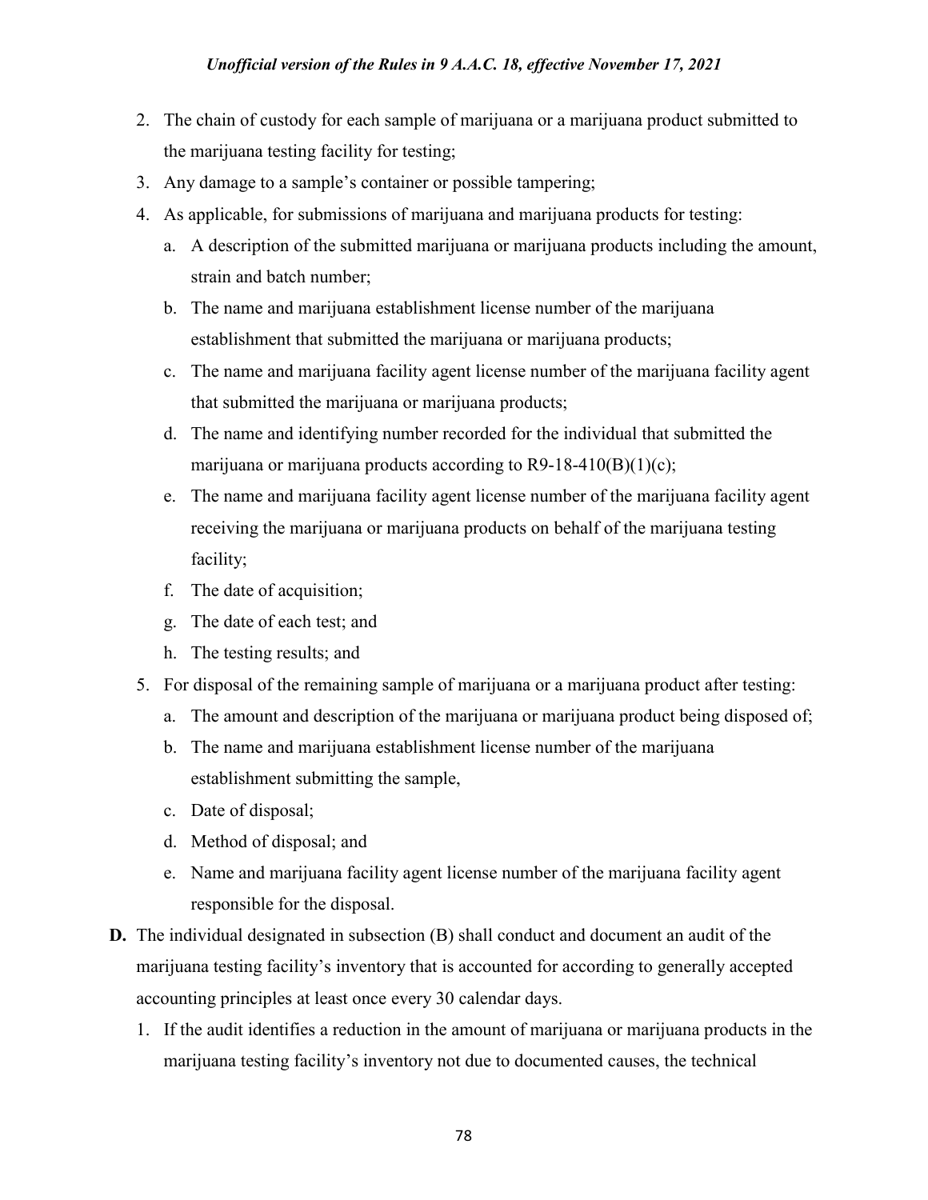2. The chain of custody for each sample of marijuana or a marijuana product submitted to the marijuana testing facility for testing;
3. Any damage to a sample's container or possible tampering;
4. As applicable, for submissions of marijuana and marijuana products for testing:
   a. A description of the submitted marijuana or marijuana products including the amount, strain and batch number;
   b. The name and marijuana establishment license number of the marijuana establishment that submitted the marijuana or marijuana products;
   c. The name and marijuana facility agent license number of the marijuana facility agent that submitted the marijuana or marijuana products;
   d. The name and identifying number recorded for the individual that submitted the marijuana or marijuana products according to R9-18-410(B)(1)(c);
   e. The name and marijuana facility agent license number of the marijuana facility agent receiving the marijuana or marijuana products on behalf of the marijuana testing facility;
   f. The date of acquisition;
   g. The date of each test; and
   h. The testing results; and
5. For disposal of the remaining sample of marijuana or a marijuana product after testing:
   a. The amount and description of the marijuana or marijuana product being disposed of;
   b. The name and marijuana establishment license number of the marijuana establishment submitting the sample,
   c. Date of disposal;
   d. Method of disposal; and
   e. Name and marijuana facility agent license number of the marijuana facility agent responsible for the disposal.

**D.** The individual designated in subsection (B) shall conduct and document an audit of the marijuana testing facility's inventory that is accounted for according to generally accepted accounting principles at least once every 30 calendar days.

1. If the audit identifies a reduction in the amount of marijuana or marijuana products in the marijuana testing facility's inventory not due to documented causes, the technical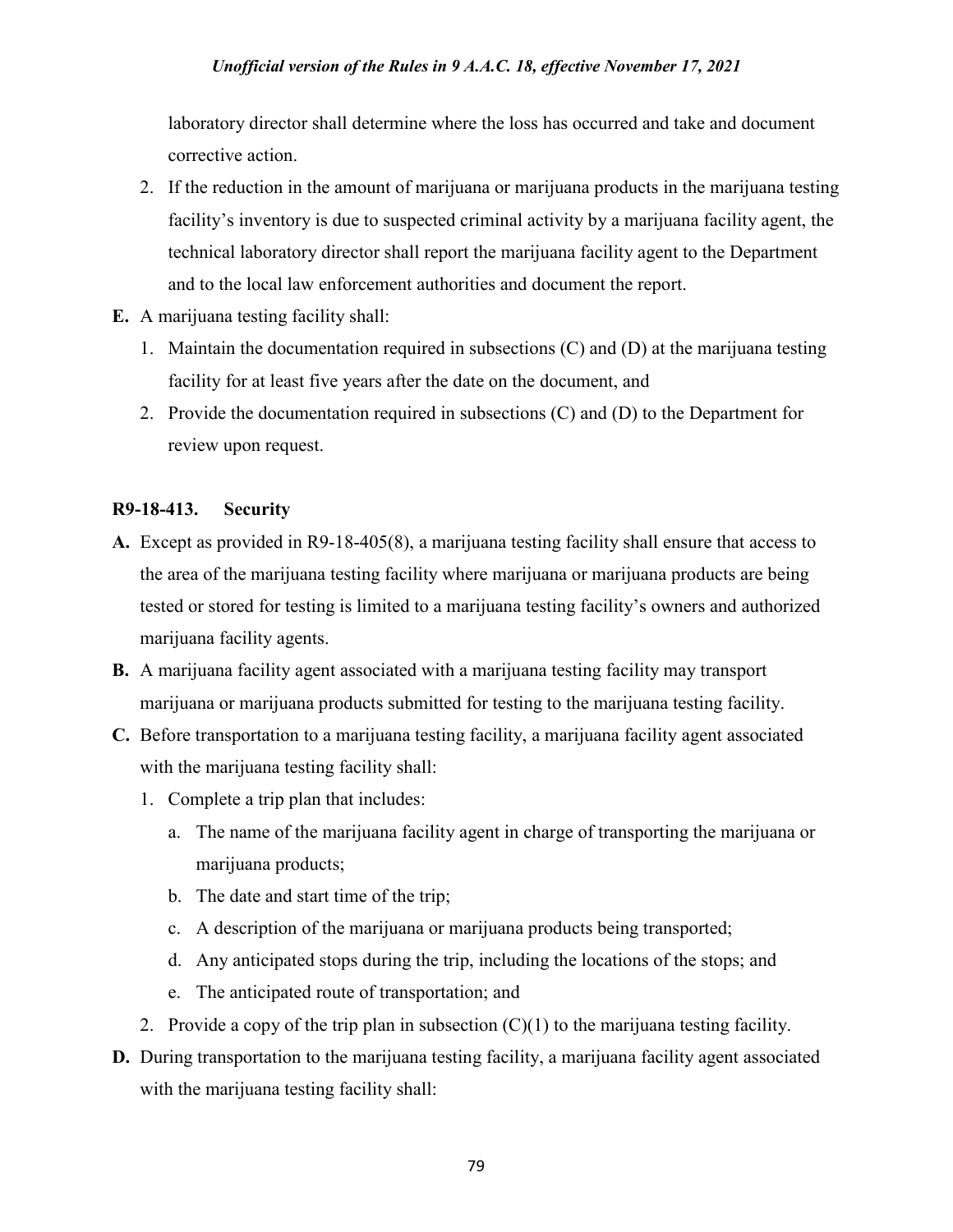laboratory director shall determine where the loss has occurred and take and document corrective action.

2. If the reduction in the amount of marijuana or marijuana products in the marijuana testing facility's inventory is due to suspected criminal activity by a marijuana facility agent, the technical laboratory director shall report the marijuana facility agent to the Department and to the local law enforcement authorities and document the report.

**E.** A marijuana testing facility shall:

1. Maintain the documentation required in subsections (C) and (D) at the marijuana testing facility for at least five years after the date on the document, and
2. Provide the documentation required in subsections (C) and (D) to the Department for review upon request.

**R9-18-413. Security**

**A.** Except as provided in R9-18-405(8), a marijuana testing facility shall ensure that access to the area of the marijuana testing facility where marijuana or marijuana products are being tested or stored for testing is limited to a marijuana testing facility's owners and authorized marijuana facility agents.

**B.** A marijuana facility agent associated with a marijuana testing facility may transport marijuana or marijuana products submitted for testing to the marijuana testing facility.

**C.** Before transportation to a marijuana testing facility, a marijuana facility agent associated with the marijuana testing facility shall:

1. Complete a trip plan that includes:
   a. The name of the marijuana facility agent in charge of transporting the marijuana or marijuana products;
   b. The date and start time of the trip;
   c. A description of the marijuana or marijuana products being transported;
   d. Any anticipated stops during the trip, including the locations of the stops; and
   e. The anticipated route of transportation; and
2. Provide a copy of the trip plan in subsection (C)(1) to the marijuana testing facility.

**D.** During transportation to the marijuana testing facility, a marijuana facility agent associated with the marijuana testing facility shall: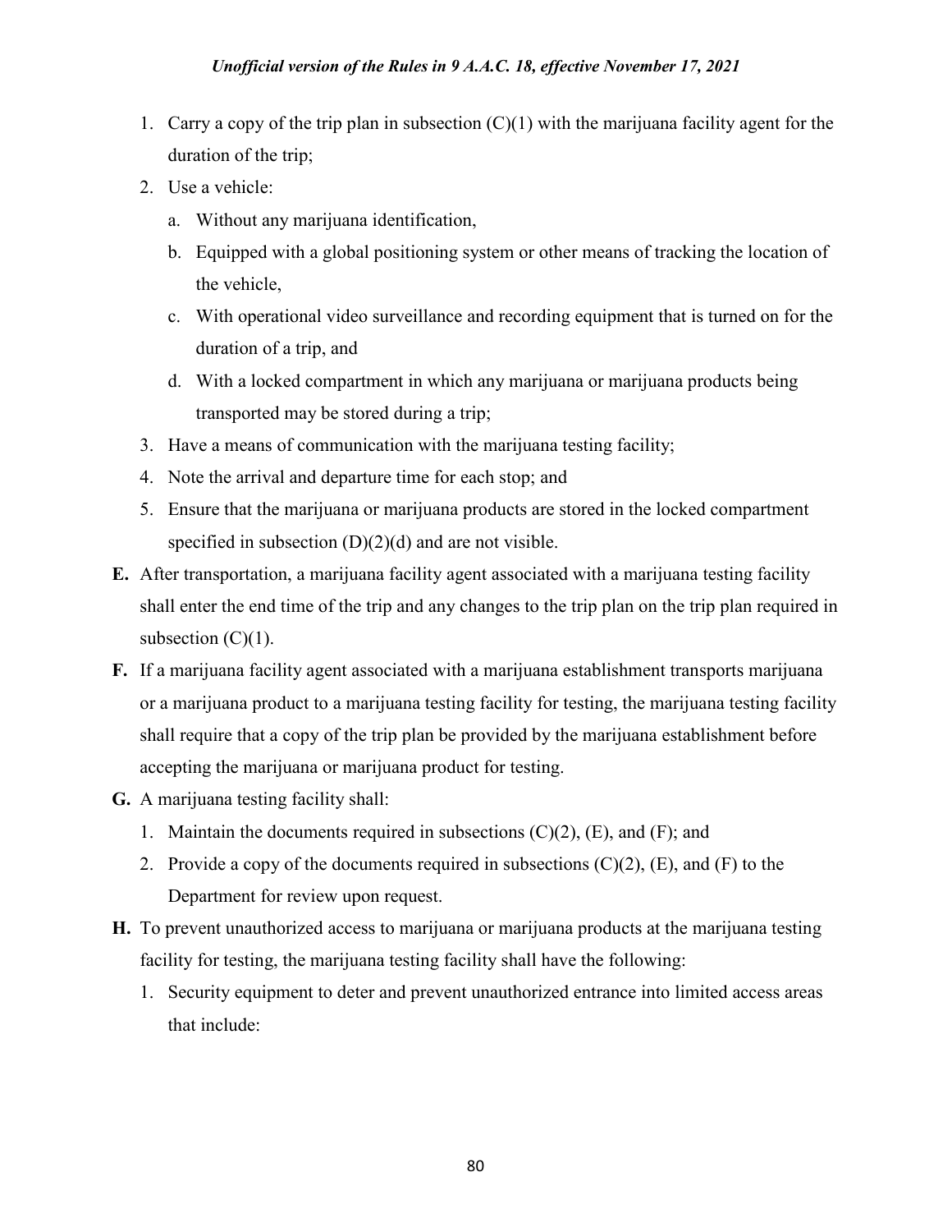1. Carry a copy of the trip plan in subsection (C)(1) with the marijuana facility agent for the duration of the trip;
2. Use a vehicle:
   a. Without any marijuana identification,
   b. Equipped with a global positioning system or other means of tracking the location of the vehicle,
   c. With operational video surveillance and recording equipment that is turned on for the duration of a trip, and
   d. With a locked compartment in which any marijuana or marijuana products being transported may be stored during a trip;
3. Have a means of communication with the marijuana testing facility;
4. Note the arrival and departure time for each stop; and
5. Ensure that the marijuana or marijuana products are stored in the locked compartment specified in subsection (D)(2)(d) and are not visible.

**E.** After transportation, a marijuana facility agent associated with a marijuana testing facility shall enter the end time of the trip and any changes to the trip plan on the trip plan required in subsection (C)(1).

**F.** If a marijuana facility agent associated with a marijuana establishment transports marijuana or a marijuana product to a marijuana testing facility for testing, the marijuana testing facility shall require that a copy of the trip plan be provided by the marijuana establishment before accepting the marijuana or marijuana product for testing.

**G.** A marijuana testing facility shall:

1. Maintain the documents required in subsections (C)(2), (E), and (F); and
2. Provide a copy of the documents required in subsections (C)(2), (E), and (F) to the Department for review upon request.

**H.** To prevent unauthorized access to marijuana or marijuana products at the marijuana testing facility for testing, the marijuana testing facility shall have the following:

1. Security equipment to deter and prevent unauthorized entrance into limited access areas that include: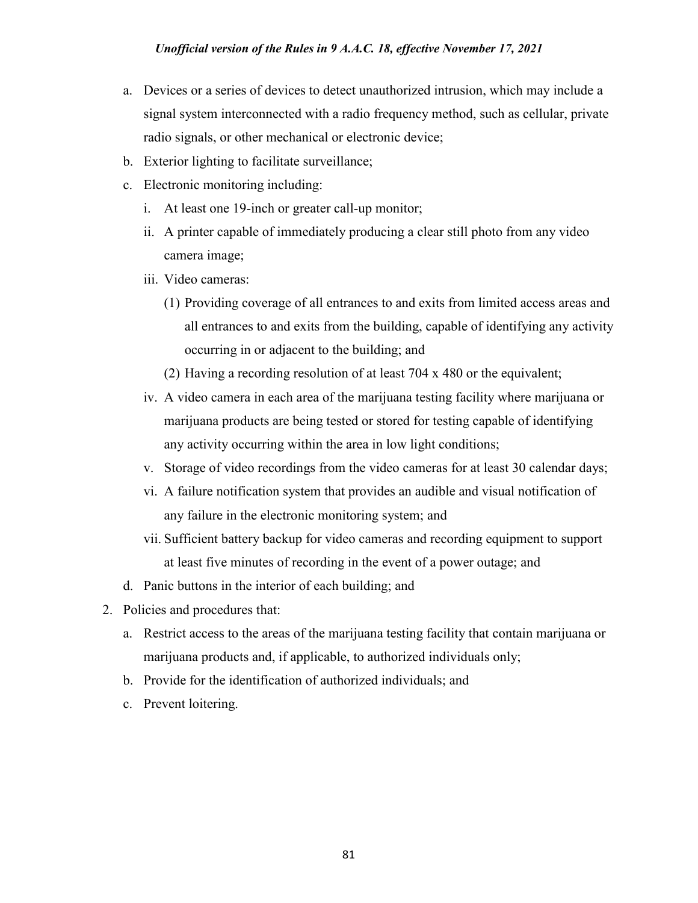a. Devices or a series of devices to detect unauthorized intrusion, which may include a signal system interconnected with a radio frequency method, such as cellular, private radio signals, or other mechanical or electronic device;
b. Exterior lighting to facilitate surveillance;
c. Electronic monitoring including:
   i. At least one 19-inch or greater call-up monitor;
   ii. A printer capable of immediately producing a clear still photo from any video camera image;
   iii. Video cameras:
      (1) Providing coverage of all entrances to and exits from limited access areas and all entrances to and exits from the building, capable of identifying any activity occurring in or adjacent to the building; and
      (2) Having a recording resolution of at least 704 x 480 or the equivalent;
   iv. A video camera in each area of the marijuana testing facility where marijuana or marijuana products are being tested or stored for testing capable of identifying any activity occurring within the area in low light conditions;
   v. Storage of video recordings from the video cameras for at least 30 calendar days;
   vi. A failure notification system that provides an audible and visual notification of any failure in the electronic monitoring system; and
   vii. Sufficient battery backup for video cameras and recording equipment to support at least five minutes of recording in the event of a power outage; and
d. Panic buttons in the interior of each building; and

2. Policies and procedures that:
   a. Restrict access to the areas of the marijuana testing facility that contain marijuana or marijuana products and, if applicable, to authorized individuals only;
   b. Provide for the identification of authorized individuals; and
   c. Prevent loitering.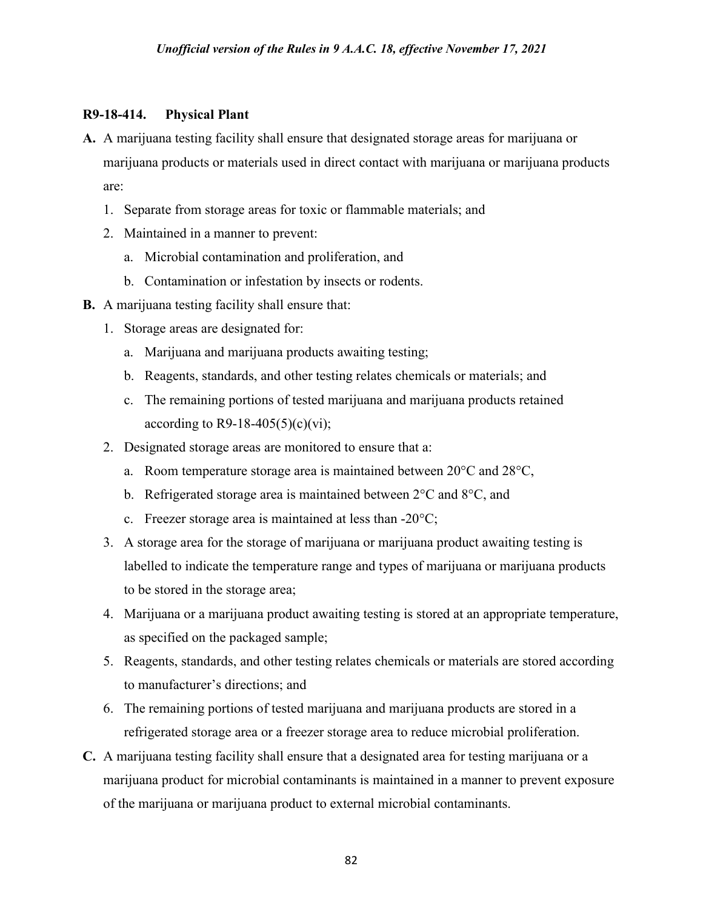### R9-18-414. Physical Plant

**A.** A marijuana testing facility shall ensure that designated storage areas for marijuana or marijuana products or materials used in direct contact with marijuana or marijuana products are:

1. Separate from storage areas for toxic or flammable materials; and
2. Maintained in a manner to prevent:
   a. Microbial contamination and proliferation, and
   b. Contamination or infestation by insects or rodents.

**B.** A marijuana testing facility shall ensure that:

1. Storage areas are designated for:
   a. Marijuana and marijuana products awaiting testing;
   b. Reagents, standards, and other testing relates chemicals or materials; and
   c. The remaining portions of tested marijuana and marijuana products retained according to R9-18-405(5)(c)(vi);
2. Designated storage areas are monitored to ensure that a:
   a. Room temperature storage area is maintained between 20°C and 28°C,
   b. Refrigerated storage area is maintained between 2°C and 8°C, and
   c. Freezer storage area is maintained at less than -20°C;
3. A storage area for the storage of marijuana or marijuana product awaiting testing is labelled to indicate the temperature range and types of marijuana or marijuana products to be stored in the storage area;
4. Marijuana or a marijuana product awaiting testing is stored at an appropriate temperature, as specified on the packaged sample;
5. Reagents, standards, and other testing relates chemicals or materials are stored according to manufacturer's directions; and
6. The remaining portions of tested marijuana and marijuana products are stored in a refrigerated storage area or a freezer storage area to reduce microbial proliferation.

**C.** A marijuana testing facility shall ensure that a designated area for testing marijuana or a marijuana product for microbial contaminants is maintained in a manner to prevent exposure of the marijuana or marijuana product to external microbial contaminants.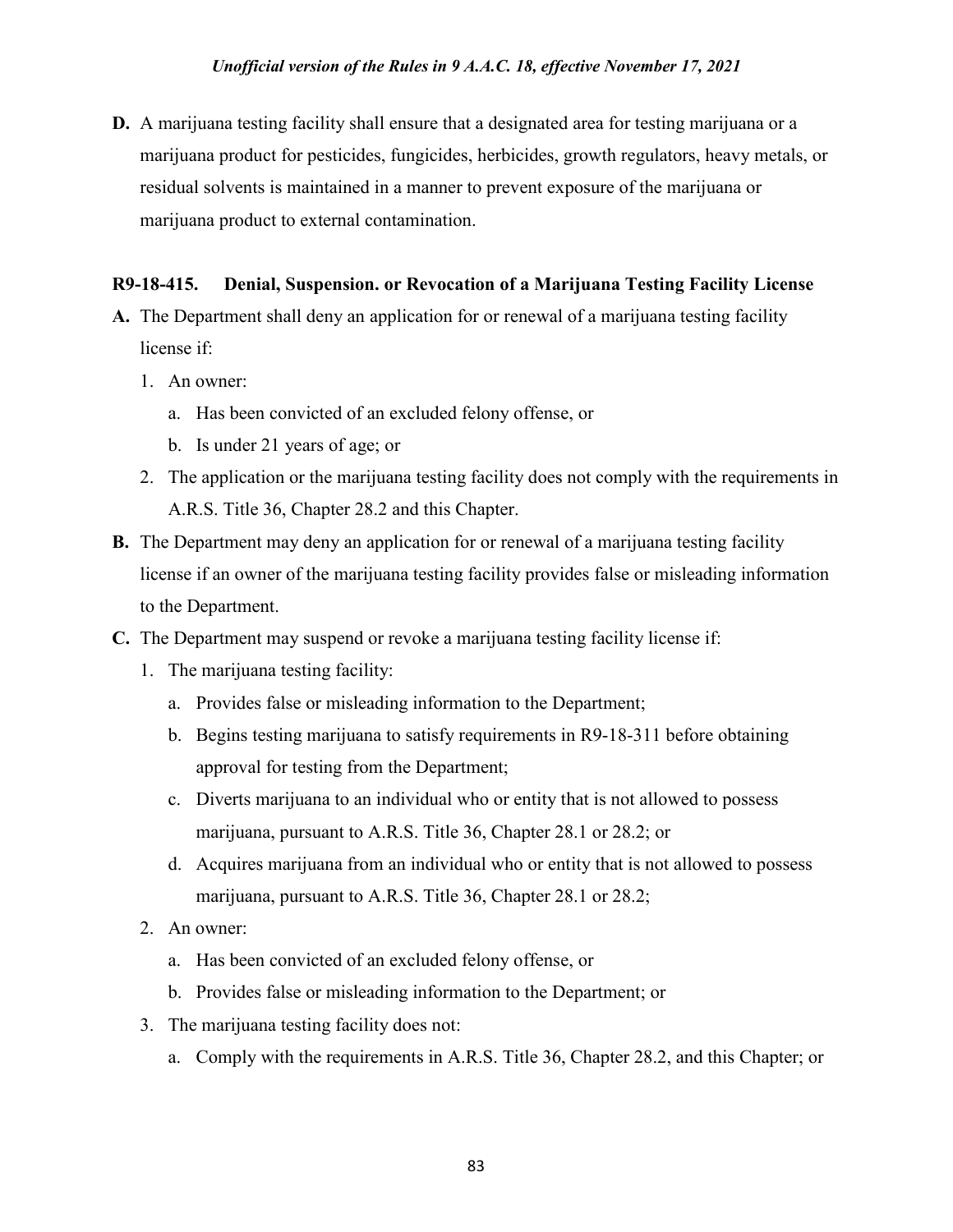**D.** A marijuana testing facility shall ensure that a designated area for testing marijuana or a marijuana product for pesticides, fungicides, herbicides, growth regulators, heavy metals, or residual solvents is maintained in a manner to prevent exposure of the marijuana or marijuana product to external contamination.

### R9-18-415. Denial, Suspension. or Revocation of a Marijuana Testing Facility License

**A.** The Department shall deny an application for or renewal of a marijuana testing facility license if:

1. An owner:
   a. Has been convicted of an excluded felony offense, or
   b. Is under 21 years of age; or
2. The application or the marijuana testing facility does not comply with the requirements in A.R.S. Title 36, Chapter 28.2 and this Chapter.

**B.** The Department may deny an application for or renewal of a marijuana testing facility license if an owner of the marijuana testing facility provides false or misleading information to the Department.

**C.** The Department may suspend or revoke a marijuana testing facility license if:

1. The marijuana testing facility:
   a. Provides false or misleading information to the Department;
   b. Begins testing marijuana to satisfy requirements in R9-18-311 before obtaining approval for testing from the Department;
   c. Diverts marijuana to an individual who or entity that is not allowed to possess marijuana, pursuant to A.R.S. Title 36, Chapter 28.1 or 28.2; or
   d. Acquires marijuana from an individual who or entity that is not allowed to possess marijuana, pursuant to A.R.S. Title 36, Chapter 28.1 or 28.2;
2. An owner:
   a. Has been convicted of an excluded felony offense, or
   b. Provides false or misleading information to the Department; or
3. The marijuana testing facility does not:
   a. Comply with the requirements in A.R.S. Title 36, Chapter 28.2, and this Chapter; or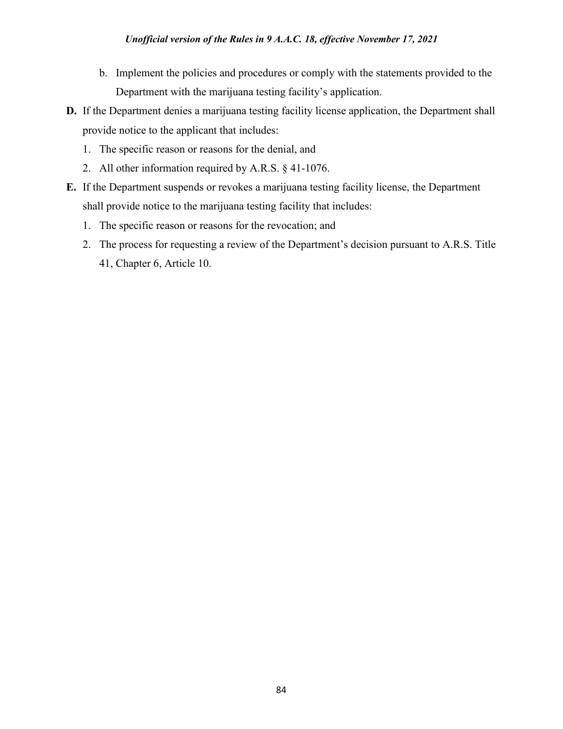b. Implement the policies and procedures or comply with the statements provided to the Department with the marijuana testing facility's application.

**D.** If the Department denies a marijuana testing facility license application, the Department shall provide notice to the applicant that includes:

   1. The specific reason or reasons for the denial, and
   2. All other information required by A.R.S. § 41-1076.

**E.** If the Department suspends or revokes a marijuana testing facility license, the Department shall provide notice to the marijuana testing facility that includes:

   1. The specific reason or reasons for the revocation; and
   2. The process for requesting a review of the Department's decision pursuant to A.R.S. Title 41, Chapter 6, Article 10.